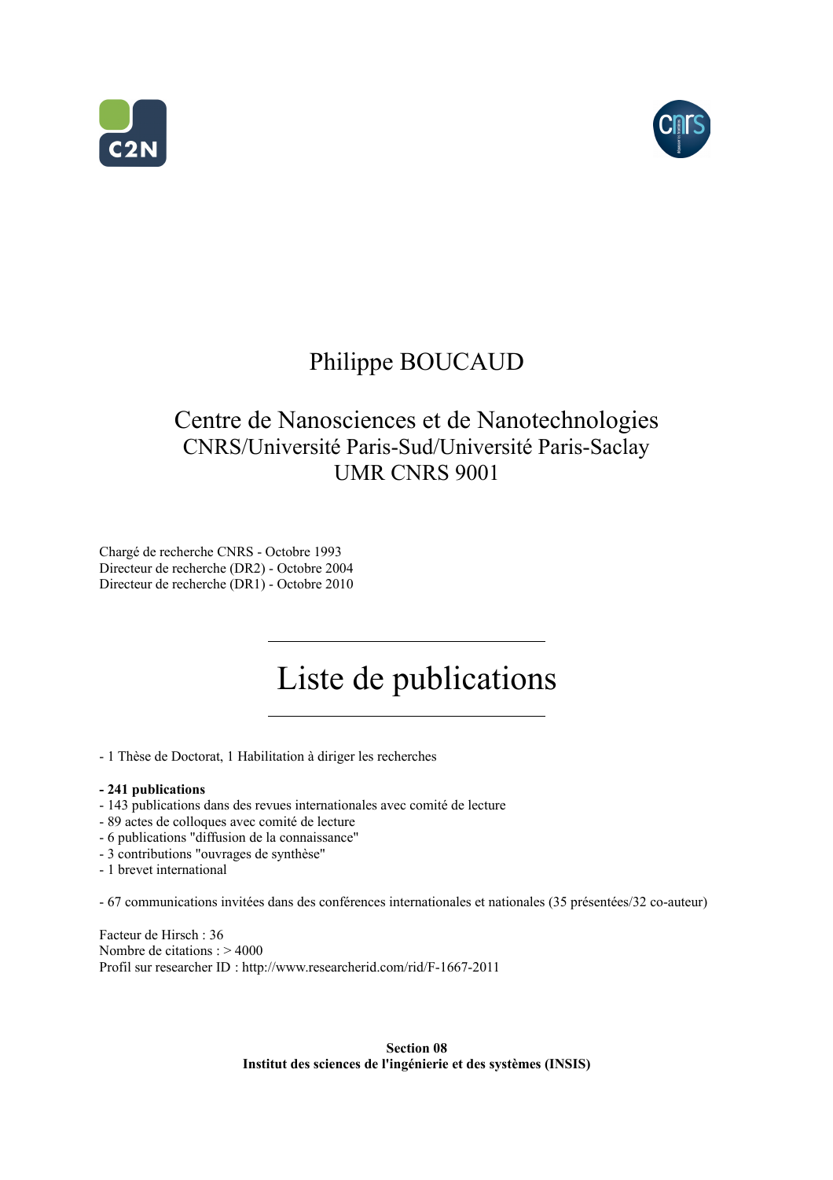# Philippe BOUCAUD

## Centre de Nanosciences et de Nanotechnologies

CNRS/Université Paris-Sud/Université Paris-Saclay
UMR CNRS 9001

Chargé de recherche CNRS - Octobre 1993
Directeur de recherche (DR2) - Octobre 2004
Directeur de recherche (DR1) - Octobre 2010

---

# Liste de publications

---

- 1 Thèse de Doctorat, 1 Habilitation à diriger les recherches

**- 241 publications**
- 143 publications dans des revues internationales avec comité de lecture
- 89 actes de colloques avec comité de lecture
- 6 publications "diffusion de la connaissance"
- 3 contributions "ouvrages de synthèse"
- 1 brevet international

- 67 communications invitées dans des conférences internationales et nationales (35 présentées/32 co-auteur)

Facteur de Hirsch : 36
Nombre de citations : > 4000
Profil sur researcher ID : http://www.researcherid.com/rid/F-1667-2011

**Section 08**
**Institut des sciences de l'ingénierie et des systèmes (INSIS)**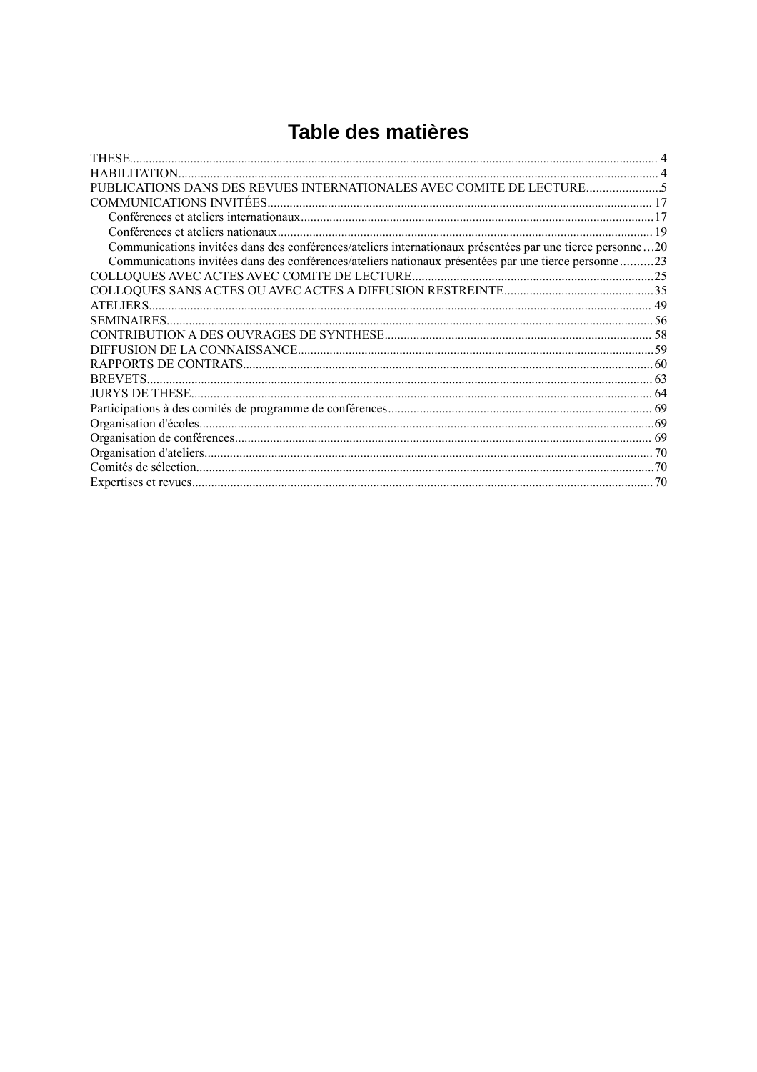# Table des matières

THESE....................................................................................................................................................... 4
HABILITATION....................................................................................................................................... 4
PUBLICATIONS DANS DES REVUES INTERNATIONALES AVEC COMITE DE LECTURE.......................5
COMMUNICATIONS INVITÉES.......................................................................................................... 17
    Conférences et ateliers internationaux...............................................................................................17
    Conférences et ateliers nationaux...................................................................................................... 19
    Communications invitées dans des conférences/ateliers internationaux présentées par une tierce personne…20
    Communications invitées dans des conférences/ateliers nationaux présentées par une tierce personne..........23
COLLOQUES AVEC ACTES AVEC COMITE DE LECTURE............................................................25
COLLOQUES SANS ACTES OU AVEC ACTES A DIFFUSION RESTREINTE...............................................35
ATELIERS.............................................................................................................................................. 49
SEMINAIRES......................................................................................................................................... 56
CONTRIBUTION A DES OUVRAGES DE SYNTHESE.................................................................... 58
DIFFUSION DE LA CONNAISSANCE................................................................................................59
RAPPORTS DE CONTRATS................................................................................................................. 60
BREVETS............................................................................................................................................... 63
JURYS DE THESE................................................................................................................................. 64
Participations à des comités de programme de conférences................................................................... 69
Organisation d'écoles...............................................................................................................................69
Organisation de conférences................................................................................................................... 69
Organisation d'ateliers............................................................................................................................. 70
Comités de sélection................................................................................................................................70
Expertises et revues................................................................................................................................. 70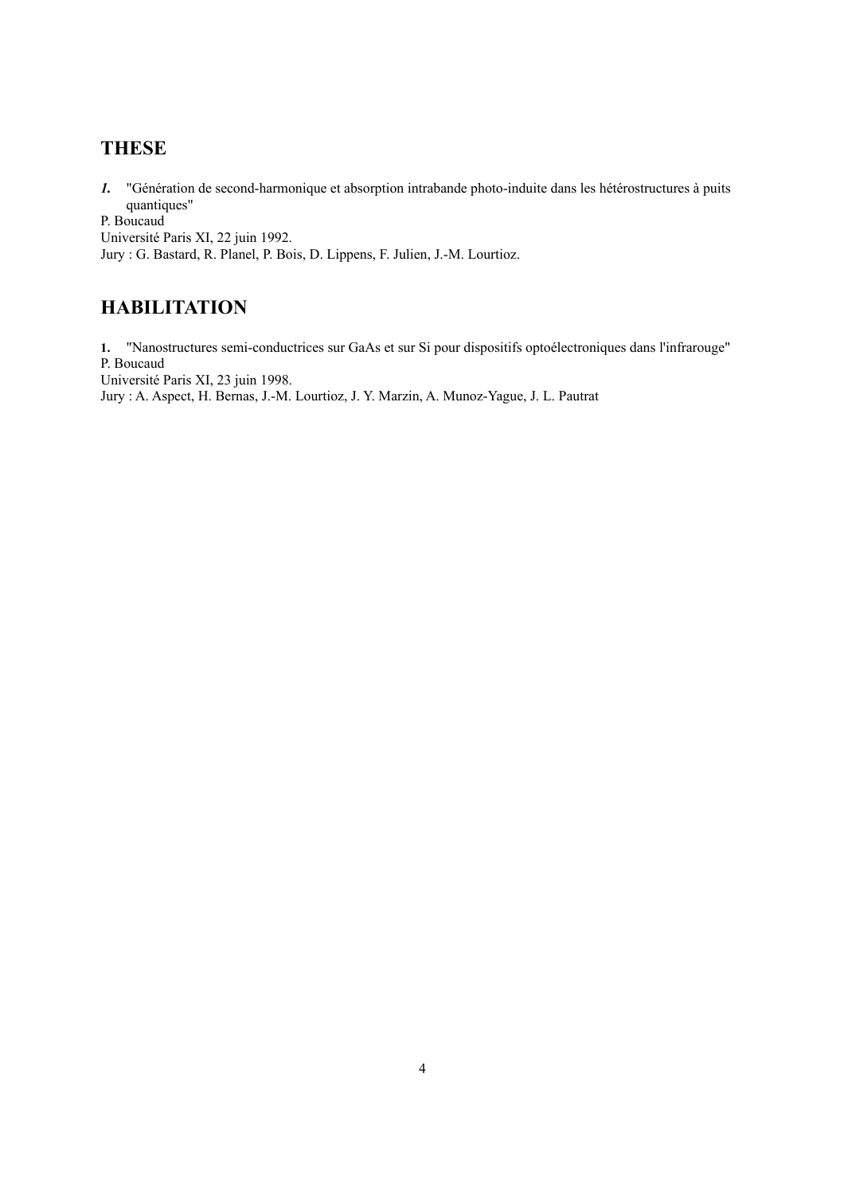## THESE

***1.*** "Génération de second-harmonique et absorption intrabande photo-induite dans les hétérostructures à puits quantiques"
P. Boucaud
Université Paris XI, 22 juin 1992.
Jury : G. Bastard, R. Planel, P. Bois, D. Lippens, F. Julien, J.-M. Lourtioz.

## HABILITATION

**1.** "Nanostructures semi-conductrices sur GaAs et sur Si pour dispositifs optoélectroniques dans l'infrarouge"
P. Boucaud
Université Paris XI, 23 juin 1998.
Jury : A. Aspect, H. Bernas, J.-M. Lourtioz, J. Y. Marzin, A. Munoz-Yague, J. L. Pautrat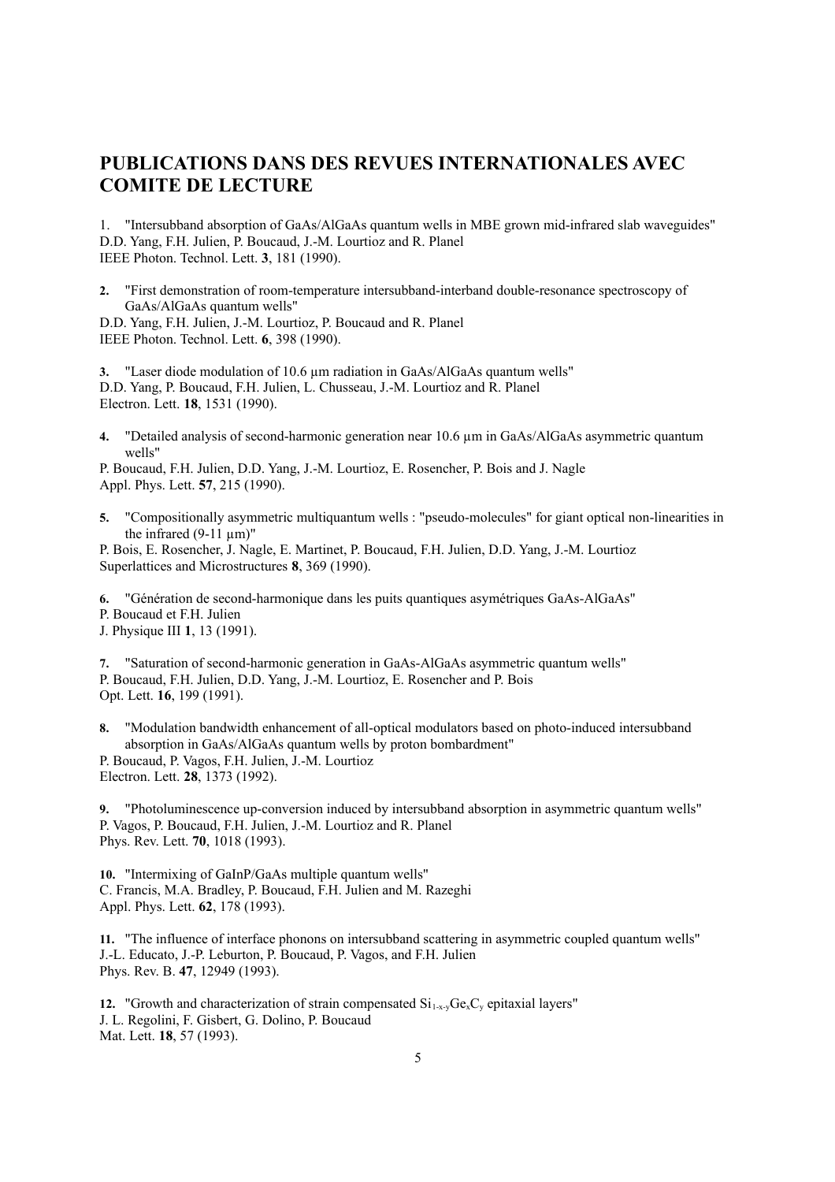## PUBLICATIONS DANS DES REVUES INTERNATIONALES AVEC COMITE DE LECTURE

1. "Intersubband absorption of GaAs/AlGaAs quantum wells in MBE grown mid-infrared slab waveguides"
D.D. Yang, F.H. Julien, P. Boucaud, J.-M. Lourtioz and R. Planel
IEEE Photon. Technol. Lett. **3**, 181 (1990).

**2.** "First demonstration of room-temperature intersubband-interband double-resonance spectroscopy of GaAs/AlGaAs quantum wells"
D.D. Yang, F.H. Julien, J.-M. Lourtioz, P. Boucaud and R. Planel
IEEE Photon. Technol. Lett. **6**, 398 (1990).

**3.** "Laser diode modulation of 10.6 µm radiation in GaAs/AlGaAs quantum wells"
D.D. Yang, P. Boucaud, F.H. Julien, L. Chusseau, J.-M. Lourtioz and R. Planel
Electron. Lett. **18**, 1531 (1990).

**4.** "Detailed analysis of second-harmonic generation near 10.6 µm in GaAs/AlGaAs asymmetric quantum wells"
P. Boucaud, F.H. Julien, D.D. Yang, J.-M. Lourtioz, E. Rosencher, P. Bois and J. Nagle
Appl. Phys. Lett. **57**, 215 (1990).

**5.** "Compositionally asymmetric multiquantum wells : "pseudo-molecules" for giant optical non-linearities in the infrared (9-11 µm)"
P. Bois, E. Rosencher, J. Nagle, E. Martinet, P. Boucaud, F.H. Julien, D.D. Yang, J.-M. Lourtioz
Superlattices and Microstructures **8**, 369 (1990).

**6.** "Génération de second-harmonique dans les puits quantiques asymétriques GaAs-AlGaAs"
P. Boucaud et F.H. Julien
J. Physique III **1**, 13 (1991).

**7.** "Saturation of second-harmonic generation in GaAs-AlGaAs asymmetric quantum wells"
P. Boucaud, F.H. Julien, D.D. Yang, J.-M. Lourtioz, E. Rosencher and P. Bois
Opt. Lett. **16**, 199 (1991).

**8.** "Modulation bandwidth enhancement of all-optical modulators based on photo-induced intersubband absorption in GaAs/AlGaAs quantum wells by proton bombardment"
P. Boucaud, P. Vagos, F.H. Julien, J.-M. Lourtioz
Electron. Lett. **28**, 1373 (1992).

**9.** "Photoluminescence up-conversion induced by intersubband absorption in asymmetric quantum wells"
P. Vagos, P. Boucaud, F.H. Julien, J.-M. Lourtioz and R. Planel
Phys. Rev. Lett. **70**, 1018 (1993).

**10.** "Intermixing of GaInP/GaAs multiple quantum wells"
C. Francis, M.A. Bradley, P. Boucaud, F.H. Julien and M. Razeghi
Appl. Phys. Lett. **62**, 178 (1993).

**11.** "The influence of interface phonons on intersubband scattering in asymmetric coupled quantum wells"
J.-L. Educato, J.-P. Leburton, P. Boucaud, P. Vagos, and F.H. Julien
Phys. Rev. B. **47**, 12949 (1993).

**12.** "Growth and characterization of strain compensated $Si_{1-x-y}Ge_xC_y$ epitaxial layers"
J. L. Regolini, F. Gisbert, G. Dolino, P. Boucaud
Mat. Lett. **18**, 57 (1993).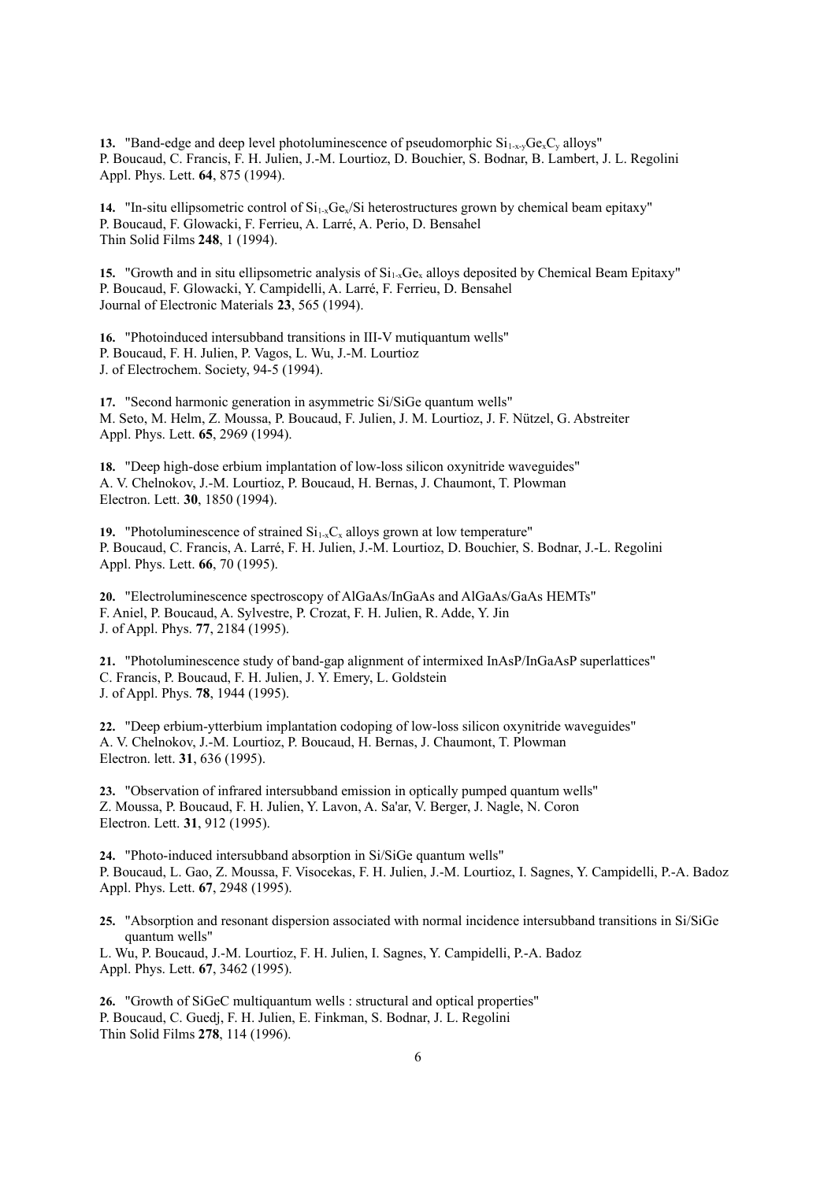**13.** "Band-edge and deep level photoluminescence of pseudomorphic $Si_{1-x-y}Ge_xC_y$ alloys"
P. Boucaud, C. Francis, F. H. Julien, J.-M. Lourtioz, D. Bouchier, S. Bodnar, B. Lambert, J. L. Regolini
Appl. Phys. Lett. **64**, 875 (1994).

**14.** "In-situ ellipsometric control of $Si_{1-x}Ge_x$/Si heterostructures grown by chemical beam epitaxy"
P. Boucaud, F. Glowacki, F. Ferrieu, A. Larré, A. Perio, D. Bensahel
Thin Solid Films **248**, 1 (1994).

**15.** "Growth and in situ ellipsometric analysis of $Si_{1-x}Ge_x$ alloys deposited by Chemical Beam Epitaxy"
P. Boucaud, F. Glowacki, Y. Campidelli, A. Larré, F. Ferrieu, D. Bensahel
Journal of Electronic Materials **23**, 565 (1994).

**16.** "Photoinduced intersubband transitions in III-V mutiquantum wells"
P. Boucaud, F. H. Julien, P. Vagos, L. Wu, J.-M. Lourtioz
J. of Electrochem. Society, 94-5 (1994).

**17.** "Second harmonic generation in asymmetric Si/SiGe quantum wells"
M. Seto, M. Helm, Z. Moussa, P. Boucaud, F. Julien, J. M. Lourtioz, J. F. Nützel, G. Abstreiter
Appl. Phys. Lett. **65**, 2969 (1994).

**18.** "Deep high-dose erbium implantation of low-loss silicon oxynitride waveguides"
A. V. Chelnokov, J.-M. Lourtioz, P. Boucaud, H. Bernas, J. Chaumont, T. Plowman
Electron. Lett. **30**, 1850 (1994).

**19.** "Photoluminescence of strained $Si_{1-x}C_x$ alloys grown at low temperature"
P. Boucaud, C. Francis, A. Larré, F. H. Julien, J.-M. Lourtioz, D. Bouchier, S. Bodnar, J.-L. Regolini
Appl. Phys. Lett. **66**, 70 (1995).

**20.** "Electroluminescence spectroscopy of AlGaAs/InGaAs and AlGaAs/GaAs HEMTs"
F. Aniel, P. Boucaud, A. Sylvestre, P. Crozat, F. H. Julien, R. Adde, Y. Jin
J. of Appl. Phys. **77**, 2184 (1995).

**21.** "Photoluminescence study of band-gap alignment of intermixed InAsP/InGaAsP superlattices"
C. Francis, P. Boucaud, F. H. Julien, J. Y. Emery, L. Goldstein
J. of Appl. Phys. **78**, 1944 (1995).

**22.** "Deep erbium-ytterbium implantation codoping of low-loss silicon oxynitride waveguides"
A. V. Chelnokov, J.-M. Lourtioz, P. Boucaud, H. Bernas, J. Chaumont, T. Plowman
Electron. lett. **31**, 636 (1995).

**23.** "Observation of infrared intersubband emission in optically pumped quantum wells"
Z. Moussa, P. Boucaud, F. H. Julien, Y. Lavon, A. Sa'ar, V. Berger, J. Nagle, N. Coron
Electron. Lett. **31**, 912 (1995).

**24.** "Photo-induced intersubband absorption in Si/SiGe quantum wells"
P. Boucaud, L. Gao, Z. Moussa, F. Visocekas, F. H. Julien, J.-M. Lourtioz, I. Sagnes, Y. Campidelli, P.-A. Badoz
Appl. Phys. Lett. **67**, 2948 (1995).

**25.** "Absorption and resonant dispersion associated with normal incidence intersubband transitions in Si/SiGe quantum wells"
L. Wu, P. Boucaud, J.-M. Lourtioz, F. H. Julien, I. Sagnes, Y. Campidelli, P.-A. Badoz
Appl. Phys. Lett. **67**, 3462 (1995).

**26.** "Growth of SiGeC multiquantum wells : structural and optical properties"
P. Boucaud, C. Guedj, F. H. Julien, E. Finkman, S. Bodnar, J. L. Regolini
Thin Solid Films **278**, 114 (1996).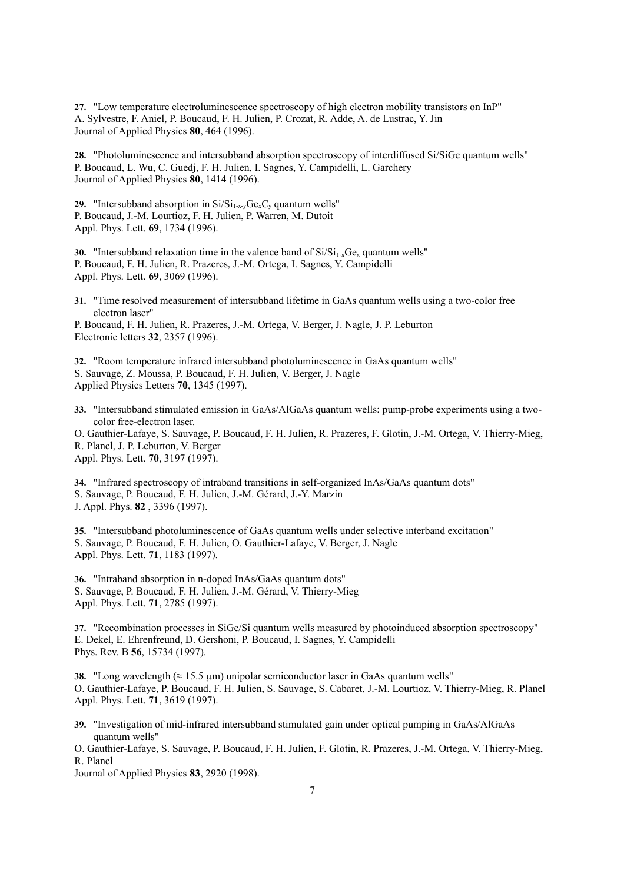**27.** "Low temperature electroluminescence spectroscopy of high electron mobility transistors on InP"
A. Sylvestre, F. Aniel, P. Boucaud, F. H. Julien, P. Crozat, R. Adde, A. de Lustrac, Y. Jin
Journal of Applied Physics **80**, 464 (1996).

**28.** "Photoluminescence and intersubband absorption spectroscopy of interdiffused Si/SiGe quantum wells"
P. Boucaud, L. Wu, C. Guedj, F. H. Julien, I. Sagnes, Y. Campidelli, L. Garchery
Journal of Applied Physics **80**, 1414 (1996).

**29.** "Intersubband absorption in $Si/Si_{1-x-y}Ge_xC_y$ quantum wells"
P. Boucaud, J.-M. Lourtioz, F. H. Julien, P. Warren, M. Dutoit
Appl. Phys. Lett. **69**, 1734 (1996).

**30.** "Intersubband relaxation time in the valence band of $Si/Si_{1-x}Ge_x$ quantum wells"
P. Boucaud, F. H. Julien, R. Prazeres, J.-M. Ortega, I. Sagnes, Y. Campidelli
Appl. Phys. Lett. **69**, 3069 (1996).

**31.** "Time resolved measurement of intersubband lifetime in GaAs quantum wells using a two-color free electron laser"
P. Boucaud, F. H. Julien, R. Prazeres, J.-M. Ortega, V. Berger, J. Nagle, J. P. Leburton
Electronic letters **32**, 2357 (1996).

**32.** "Room temperature infrared intersubband photoluminescence in GaAs quantum wells"
S. Sauvage, Z. Moussa, P. Boucaud, F. H. Julien, V. Berger, J. Nagle
Applied Physics Letters **70**, 1345 (1997).

**33.** "Intersubband stimulated emission in GaAs/AlGaAs quantum wells: pump-probe experiments using a two-color free-electron laser.
O. Gauthier-Lafaye, S. Sauvage, P. Boucaud, F. H. Julien, R. Prazeres, F. Glotin, J.-M. Ortega, V. Thierry-Mieg, R. Planel, J. P. Leburton, V. Berger
Appl. Phys. Lett. **70**, 3197 (1997).

**34.** "Infrared spectroscopy of intraband transitions in self-organized InAs/GaAs quantum dots"
S. Sauvage, P. Boucaud, F. H. Julien, J.-M. Gérard, J.-Y. Marzin
J. Appl. Phys. **82** , 3396 (1997).

**35.** "Intersubband photoluminescence of GaAs quantum wells under selective interband excitation"
S. Sauvage, P. Boucaud, F. H. Julien, O. Gauthier-Lafaye, V. Berger, J. Nagle
Appl. Phys. Lett. **71**, 1183 (1997).

**36.** "Intraband absorption in n-doped InAs/GaAs quantum dots"
S. Sauvage, P. Boucaud, F. H. Julien, J.-M. Gérard, V. Thierry-Mieg
Appl. Phys. Lett. **71**, 2785 (1997).

**37.** "Recombination processes in SiGe/Si quantum wells measured by photoinduced absorption spectroscopy"
E. Dekel, E. Ehrenfreund, D. Gershoni, P. Boucaud, I. Sagnes, Y. Campidelli
Phys. Rev. B **56**, 15734 (1997).

**38.** "Long wavelength ($\approx$ 15.5 µm) unipolar semiconductor laser in GaAs quantum wells"
O. Gauthier-Lafaye, P. Boucaud, F. H. Julien, S. Sauvage, S. Cabaret, J.-M. Lourtioz, V. Thierry-Mieg, R. Planel
Appl. Phys. Lett. **71**, 3619 (1997).

**39.** "Investigation of mid-infrared intersubband stimulated gain under optical pumping in GaAs/AlGaAs quantum wells"
O. Gauthier-Lafaye, S. Sauvage, P. Boucaud, F. H. Julien, F. Glotin, R. Prazeres, J.-M. Ortega, V. Thierry-Mieg, R. Planel
Journal of Applied Physics **83**, 2920 (1998).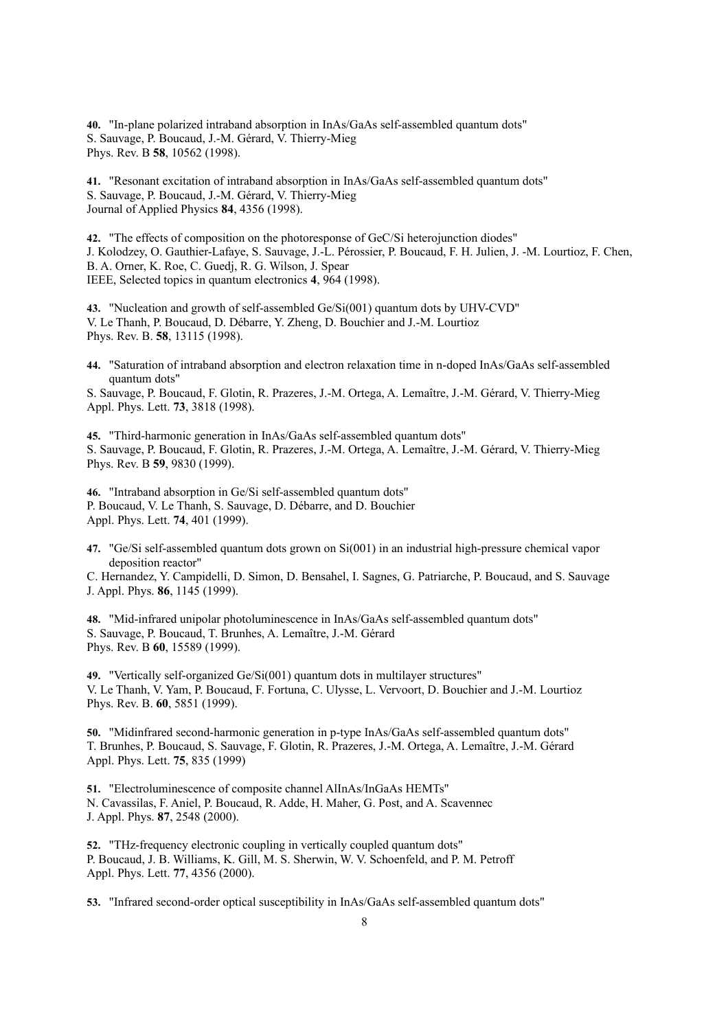**40.** "In-plane polarized intraband absorption in InAs/GaAs self-assembled quantum dots"
S. Sauvage, P. Boucaud, J.-M. Gérard, V. Thierry-Mieg
Phys. Rev. B **58**, 10562 (1998).

**41.** "Resonant excitation of intraband absorption in InAs/GaAs self-assembled quantum dots"
S. Sauvage, P. Boucaud, J.-M. Gérard, V. Thierry-Mieg
Journal of Applied Physics **84**, 4356 (1998).

**42.** "The effects of composition on the photoresponse of GeC/Si heterojunction diodes"
J. Kolodzey, O. Gauthier-Lafaye, S. Sauvage, J.-L. Pérossier, P. Boucaud, F. H. Julien, J. -M. Lourtioz, F. Chen, B. A. Orner, K. Roe, C. Guedj, R. G. Wilson, J. Spear
IEEE, Selected topics in quantum electronics **4**, 964 (1998).

**43.** "Nucleation and growth of self-assembled Ge/Si(001) quantum dots by UHV-CVD"
V. Le Thanh, P. Boucaud, D. Débarre, Y. Zheng, D. Bouchier and J.-M. Lourtioz
Phys. Rev. B. **58**, 13115 (1998).

**44.** "Saturation of intraband absorption and electron relaxation time in n-doped InAs/GaAs self-assembled quantum dots"
S. Sauvage, P. Boucaud, F. Glotin, R. Prazeres, J.-M. Ortega, A. Lemaître, J.-M. Gérard, V. Thierry-Mieg
Appl. Phys. Lett. **73**, 3818 (1998).

**45.** "Third-harmonic generation in InAs/GaAs self-assembled quantum dots"
S. Sauvage, P. Boucaud, F. Glotin, R. Prazeres, J.-M. Ortega, A. Lemaître, J.-M. Gérard, V. Thierry-Mieg
Phys. Rev. B **59**, 9830 (1999).

**46.** "Intraband absorption in Ge/Si self-assembled quantum dots"
P. Boucaud, V. Le Thanh, S. Sauvage, D. Débarre, and D. Bouchier
Appl. Phys. Lett. **74**, 401 (1999).

**47.** "Ge/Si self-assembled quantum dots grown on Si(001) in an industrial high-pressure chemical vapor deposition reactor"
C. Hernandez, Y. Campidelli, D. Simon, D. Bensahel, I. Sagnes, G. Patriarche, P. Boucaud, and S. Sauvage
J. Appl. Phys. **86**, 1145 (1999).

**48.** "Mid-infrared unipolar photoluminescence in InAs/GaAs self-assembled quantum dots"
S. Sauvage, P. Boucaud, T. Brunhes, A. Lemaître, J.-M. Gérard
Phys. Rev. B **60**, 15589 (1999).

**49.** "Vertically self-organized Ge/Si(001) quantum dots in multilayer structures"
V. Le Thanh, V. Yam, P. Boucaud, F. Fortuna, C. Ulysse, L. Vervoort, D. Bouchier and J.-M. Lourtioz
Phys. Rev. B. **60**, 5851 (1999).

**50.** "Midinfrared second-harmonic generation in p-type InAs/GaAs self-assembled quantum dots"
T. Brunhes, P. Boucaud, S. Sauvage, F. Glotin, R. Prazeres, J.-M. Ortega, A. Lemaître, J.-M. Gérard
Appl. Phys. Lett. **75**, 835 (1999)

**51.** "Electroluminescence of composite channel AlInAs/InGaAs HEMTs"
N. Cavassilas, F. Aniel, P. Boucaud, R. Adde, H. Maher, G. Post, and A. Scavennec
J. Appl. Phys. **87**, 2548 (2000).

**52.** "THz-frequency electronic coupling in vertically coupled quantum dots"
P. Boucaud, J. B. Williams, K. Gill, M. S. Sherwin, W. V. Schoenfeld, and P. M. Petroff
Appl. Phys. Lett. **77**, 4356 (2000).

**53.** "Infrared second-order optical susceptibility in InAs/GaAs self-assembled quantum dots"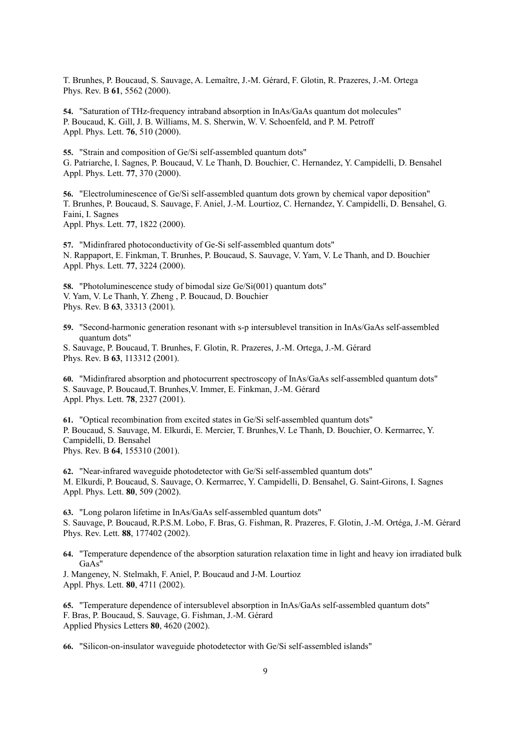T. Brunhes, P. Boucaud, S. Sauvage, A. Lemaître, J.-M. Gérard, F. Glotin, R. Prazeres, J.-M. Ortega
Phys. Rev. B **61**, 5562 (2000).

**54.** "Saturation of THz-frequency intraband absorption in InAs/GaAs quantum dot molecules"
P. Boucaud, K. Gill, J. B. Williams, M. S. Sherwin, W. V. Schoenfeld, and P. M. Petroff
Appl. Phys. Lett. **76**, 510 (2000).

**55.** "Strain and composition of Ge/Si self-assembled quantum dots"
G. Patriarche, I. Sagnes, P. Boucaud, V. Le Thanh, D. Bouchier, C. Hernandez, Y. Campidelli, D. Bensahel
Appl. Phys. Lett. **77**, 370 (2000).

**56.** "Electroluminescence of Ge/Si self-assembled quantum dots grown by chemical vapor deposition"
T. Brunhes, P. Boucaud, S. Sauvage, F. Aniel, J.-M. Lourtioz, C. Hernandez, Y. Campidelli, D. Bensahel, G. Faini, I. Sagnes
Appl. Phys. Lett. **77**, 1822 (2000).

**57.** "Midinfrared photoconductivity of Ge-Si self-assembled quantum dots"
N. Rappaport, E. Finkman, T. Brunhes, P. Boucaud, S. Sauvage, V. Yam, V. Le Thanh, and D. Bouchier
Appl. Phys. Lett. **77**, 3224 (2000).

**58.** "Photoluminescence study of bimodal size Ge/Si(001) quantum dots"
V. Yam, V. Le Thanh, Y. Zheng , P. Boucaud, D. Bouchier
Phys. Rev. B **63**, 33313 (2001).

**59.** "Second-harmonic generation resonant with s-p intersublevel transition in InAs/GaAs self-assembled quantum dots"
S. Sauvage, P. Boucaud, T. Brunhes, F. Glotin, R. Prazeres, J.-M. Ortega, J.-M. Gérard
Phys. Rev. B **63**, 113312 (2001).

**60.** "Midinfrared absorption and photocurrent spectroscopy of InAs/GaAs self-assembled quantum dots"
S. Sauvage, P. Boucaud,T. Brunhes,V. Immer, E. Finkman, J.-M. Gérard
Appl. Phys. Lett. **78**, 2327 (2001).

**61.** "Optical recombination from excited states in Ge/Si self-assembled quantum dots"
P. Boucaud, S. Sauvage, M. Elkurdi, E. Mercier, T. Brunhes,V. Le Thanh, D. Bouchier, O. Kermarrec, Y. Campidelli, D. Bensahel
Phys. Rev. B **64**, 155310 (2001).

**62.** "Near-infrared waveguide photodetector with Ge/Si self-assembled quantum dots"
M. Elkurdi, P. Boucaud, S. Sauvage, O. Kermarrec, Y. Campidelli, D. Bensahel, G. Saint-Girons, I. Sagnes
Appl. Phys. Lett. **80**, 509 (2002).

**63.** "Long polaron lifetime in InAs/GaAs self-assembled quantum dots"
S. Sauvage, P. Boucaud, R.P.S.M. Lobo, F. Bras, G. Fishman, R. Prazeres, F. Glotin, J.-M. Ortéga, J.-M. Gérard
Phys. Rev. Lett. **88**, 177402 (2002).

**64.** "Temperature dependence of the absorption saturation relaxation time in light and heavy ion irradiated bulk GaAs"
J. Mangeney, N. Stelmakh, F. Aniel, P. Boucaud and J-M. Lourtioz
Appl. Phys. Lett. **80**, 4711 (2002).

**65.** "Temperature dependence of intersublevel absorption in InAs/GaAs self-assembled quantum dots"
F. Bras, P. Boucaud, S. Sauvage, G. Fishman, J.-M. Gérard
Applied Physics Letters **80**, 4620 (2002).

**66.** "Silicon-on-insulator waveguide photodetector with Ge/Si self-assembled islands"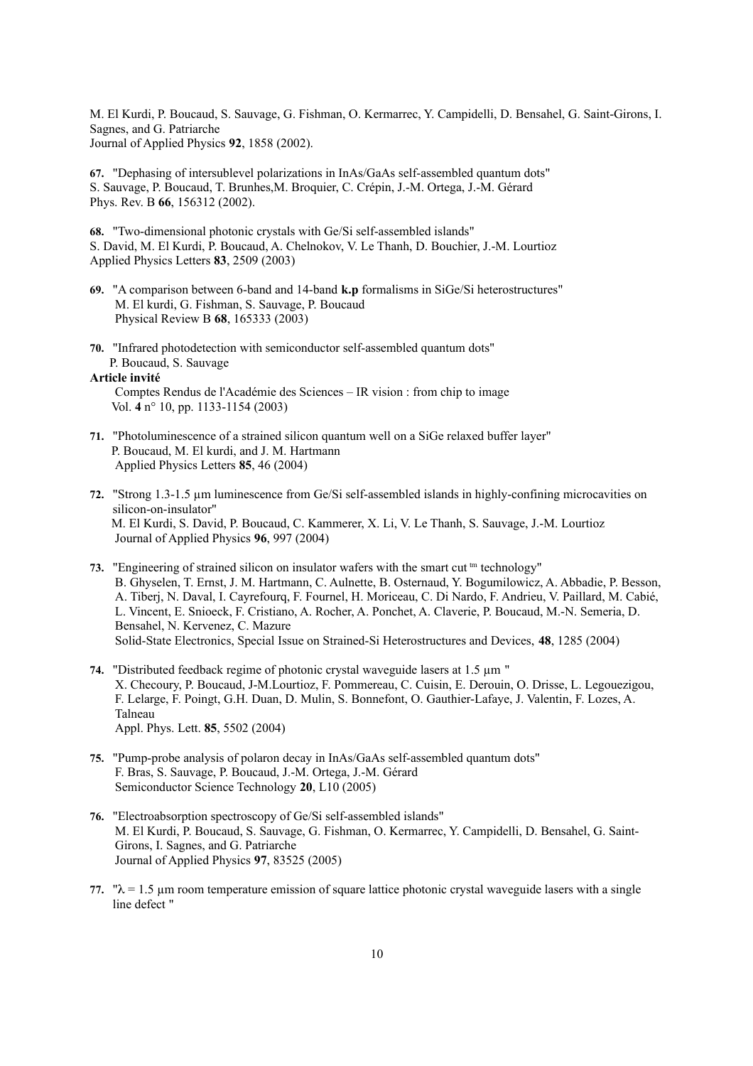M. El Kurdi, P. Boucaud, S. Sauvage, G. Fishman, O. Kermarrec, Y. Campidelli, D. Bensahel, G. Saint-Girons, I. Sagnes, and G. Patriarche
Journal of Applied Physics **92**, 1858 (2002).

**67.** "Dephasing of intersublevel polarizations in InAs/GaAs self-assembled quantum dots"
S. Sauvage, P. Boucaud, T. Brunhes,M. Broquier, C. Crépin, J.-M. Ortega, J.-M. Gérard
Phys. Rev. B **66**, 156312 (2002).

**68.** "Two-dimensional photonic crystals with Ge/Si self-assembled islands"
S. David, M. El Kurdi, P. Boucaud, A. Chelnokov, V. Le Thanh, D. Bouchier, J.-M. Lourtioz
Applied Physics Letters **83**, 2509 (2003)

**69.** "A comparison between 6-band and 14-band **k.p** formalisms in SiGe/Si heterostructures"
M. El kurdi, G. Fishman, S. Sauvage, P. Boucaud
Physical Review B **68**, 165333 (2003)

**70.** "Infrared photodetection with semiconductor self-assembled quantum dots"
P. Boucaud, S. Sauvage
**Article invité**
Comptes Rendus de l'Académie des Sciences – IR vision : from chip to image
Vol. **4** n° 10, pp. 1133-1154 (2003)

**71.** "Photoluminescence of a strained silicon quantum well on a SiGe relaxed buffer layer"
P. Boucaud, M. El kurdi, and J. M. Hartmann
Applied Physics Letters **85**, 46 (2004)

**72.** "Strong 1.3-1.5 µm luminescence from Ge/Si self-assembled islands in highly-confining microcavities on silicon-on-insulator"
M. El Kurdi, S. David, P. Boucaud, C. Kammerer, X. Li, V. Le Thanh, S. Sauvage, J.-M. Lourtioz
Journal of Applied Physics **96**, 997 (2004)

**73.** "Engineering of strained silicon on insulator wafers with the smart cut ™ technology"
B. Ghyselen, T. Ernst, J. M. Hartmann, C. Aulnette, B. Osternaud, Y. Bogumilowicz, A. Abbadie, P. Besson, A. Tiberj, N. Daval, I. Cayrefourq, F. Fournel, H. Moriceau, C. Di Nardo, F. Andrieu, V. Paillard, M. Cabié, L. Vincent, E. Snioeck, F. Cristiano, A. Rocher, A. Ponchet, A. Claverie, P. Boucaud, M.-N. Semeria, D. Bensahel, N. Kervenez, C. Mazure
Solid-State Electronics, Special Issue on Strained-Si Heterostructures and Devices, **48**, 1285 (2004)

**74.** "Distributed feedback regime of photonic crystal waveguide lasers at 1.5 µm "
X. Checoury, P. Boucaud, J-M.Lourtioz, F. Pommereau, C. Cuisin, E. Derouin, O. Drisse, L. Legouezigou, F. Lelarge, F. Poingt, G.H. Duan, D. Mulin, S. Bonnefont, O. Gauthier-Lafaye, J. Valentin, F. Lozes, A. Talneau
Appl. Phys. Lett. **85**, 5502 (2004)

**75.** "Pump-probe analysis of polaron decay in InAs/GaAs self-assembled quantum dots"
F. Bras, S. Sauvage, P. Boucaud, J.-M. Ortega, J.-M. Gérard
Semiconductor Science Technology **20**, L10 (2005)

**76.** "Electroabsorption spectroscopy of Ge/Si self-assembled islands"
M. El Kurdi, P. Boucaud, S. Sauvage, G. Fishman, O. Kermarrec, Y. Campidelli, D. Bensahel, G. Saint-Girons, I. Sagnes, and G. Patriarche
Journal of Applied Physics **97**, 83525 (2005)

**77.** "$\lambda$ = 1.5 µm room temperature emission of square lattice photonic crystal waveguide lasers with a single line defect "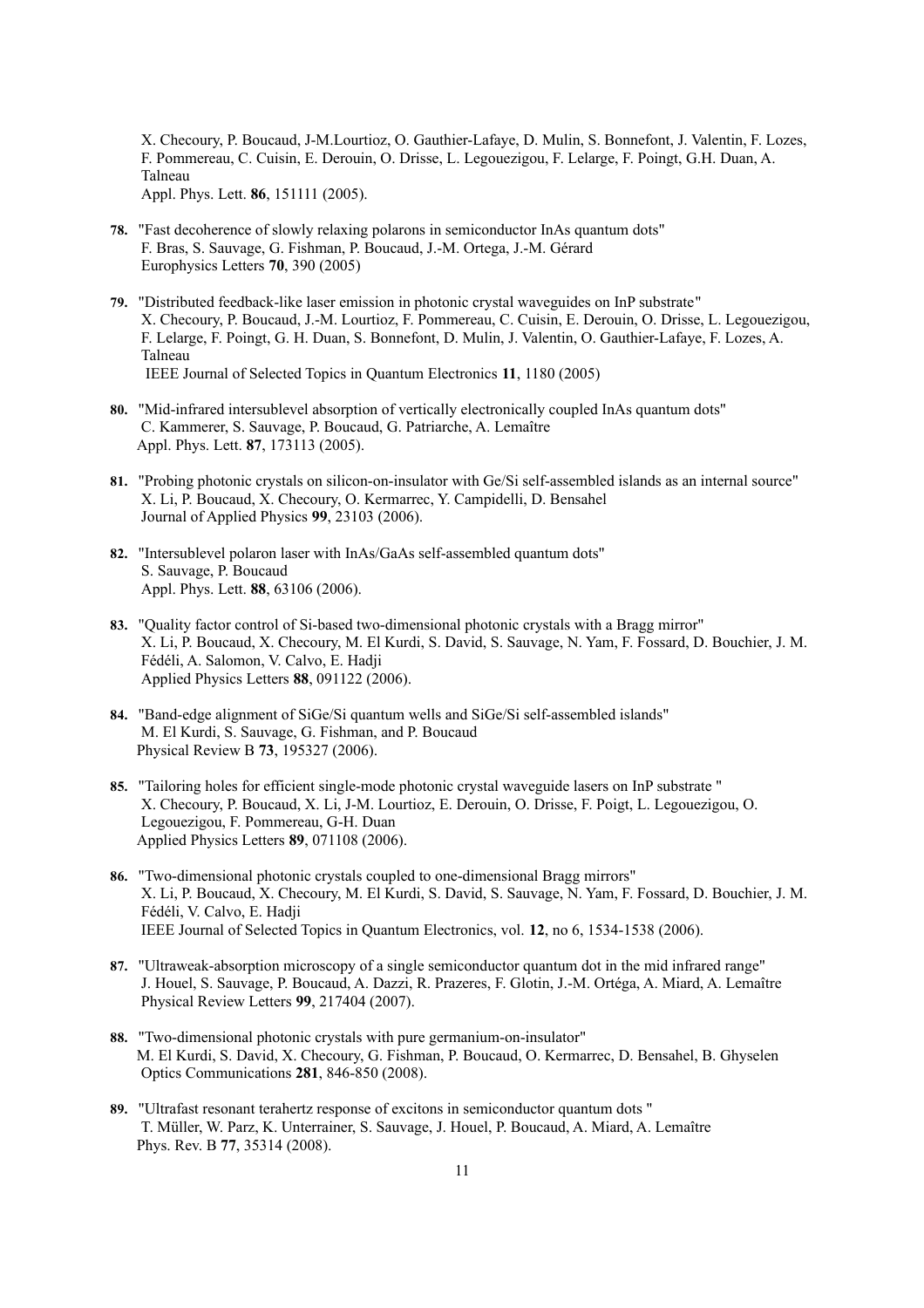X. Checoury, P. Boucaud, J-M.Lourtioz, O. Gauthier-Lafaye, D. Mulin, S. Bonnefont, J. Valentin, F. Lozes, F. Pommereau, C. Cuisin, E. Derouin, O. Drisse, L. Legouezigou, F. Lelarge, F. Poingt, G.H. Duan, A. Talneau
Appl. Phys. Lett. **86**, 151111 (2005).

78. "Fast decoherence of slowly relaxing polarons in semiconductor InAs quantum dots"
F. Bras, S. Sauvage, G. Fishman, P. Boucaud, J.-M. Ortega, J.-M. Gérard
Europhysics Letters **70**, 390 (2005)

79. "Distributed feedback-like laser emission in photonic crystal waveguides on InP substrate"
X. Checoury, P. Boucaud, J.-M. Lourtioz, F. Pommereau, C. Cuisin, E. Derouin, O. Drisse, L. Legouezigou, F. Lelarge, F. Poingt, G. H. Duan, S. Bonnefont, D. Mulin, J. Valentin, O. Gauthier-Lafaye, F. Lozes, A. Talneau
IEEE Journal of Selected Topics in Quantum Electronics **11**, 1180 (2005)

80. "Mid-infrared intersublevel absorption of vertically electronically coupled InAs quantum dots"
C. Kammerer, S. Sauvage, P. Boucaud, G. Patriarche, A. Lemaître
Appl. Phys. Lett. **87**, 173113 (2005).

81. "Probing photonic crystals on silicon-on-insulator with Ge/Si self-assembled islands as an internal source"
X. Li, P. Boucaud, X. Checoury, O. Kermarrec, Y. Campidelli, D. Bensahel
Journal of Applied Physics **99**, 23103 (2006).

82. "Intersublevel polaron laser with InAs/GaAs self-assembled quantum dots"
S. Sauvage, P. Boucaud
Appl. Phys. Lett. **88**, 63106 (2006).

83. "Quality factor control of Si-based two-dimensional photonic crystals with a Bragg mirror"
X. Li, P. Boucaud, X. Checoury, M. El Kurdi, S. David, S. Sauvage, N. Yam, F. Fossard, D. Bouchier, J. M. Fédéli, A. Salomon, V. Calvo, E. Hadji
Applied Physics Letters **88**, 091122 (2006).

84. "Band-edge alignment of SiGe/Si quantum wells and SiGe/Si self-assembled islands"
M. El Kurdi, S. Sauvage, G. Fishman, and P. Boucaud
Physical Review B **73**, 195327 (2006).

85. "Tailoring holes for efficient single-mode photonic crystal waveguide lasers on InP substrate "
X. Checoury, P. Boucaud, X. Li, J-M. Lourtioz, E. Derouin, O. Drisse, F. Poigt, L. Legouezigou, O. Legouezigou, F. Pommereau, G-H. Duan
Applied Physics Letters **89**, 071108 (2006).

86. "Two-dimensional photonic crystals coupled to one-dimensional Bragg mirrors"
X. Li, P. Boucaud, X. Checoury, M. El Kurdi, S. David, S. Sauvage, N. Yam, F. Fossard, D. Bouchier, J. M. Fédéli, V. Calvo, E. Hadji
IEEE Journal of Selected Topics in Quantum Electronics, vol. **12**, no 6, 1534-1538 (2006).

87. "Ultraweak-absorption microscopy of a single semiconductor quantum dot in the mid infrared range"
J. Houel, S. Sauvage, P. Boucaud, A. Dazzi, R. Prazeres, F. Glotin, J.-M. Ortéga, A. Miard, A. Lemaître
Physical Review Letters **99**, 217404 (2007).

88. "Two-dimensional photonic crystals with pure germanium-on-insulator"
M. El Kurdi, S. David, X. Checoury, G. Fishman, P. Boucaud, O. Kermarrec, D. Bensahel, B. Ghyselen
Optics Communications **281**, 846-850 (2008).

89. "Ultrafast resonant terahertz response of excitons in semiconductor quantum dots "
T. Müller, W. Parz, K. Unterrainer, S. Sauvage, J. Houel, P. Boucaud, A. Miard, A. Lemaître
Phys. Rev. B **77**, 35314 (2008).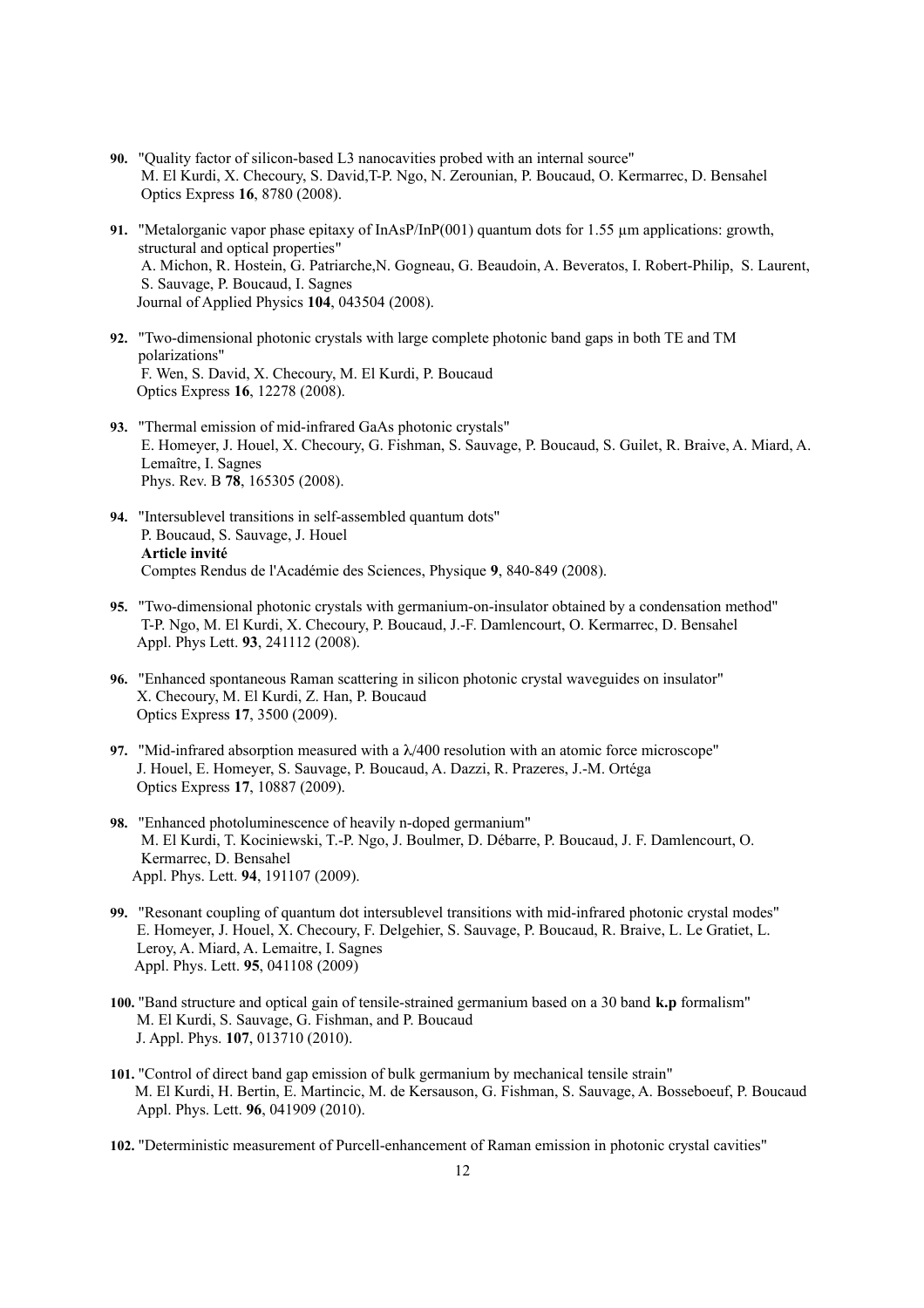**90.** "Quality factor of silicon-based L3 nanocavities probed with an internal source"
M. El Kurdi, X. Checoury, S. David,T-P. Ngo, N. Zerounian, P. Boucaud, O. Kermarrec, D. Bensahel
Optics Express **16**, 8780 (2008).

**91.** "Metalorganic vapor phase epitaxy of InAsP/InP(001) quantum dots for 1.55 µm applications: growth, structural and optical properties"
A. Michon, R. Hostein, G. Patriarche,N. Gogneau, G. Beaudoin, A. Beveratos, I. Robert-Philip, S. Laurent, S. Sauvage, P. Boucaud, I. Sagnes
Journal of Applied Physics **104**, 043504 (2008).

**92.** "Two-dimensional photonic crystals with large complete photonic band gaps in both TE and TM polarizations"
F. Wen, S. David, X. Checoury, M. El Kurdi, P. Boucaud
Optics Express **16**, 12278 (2008).

**93.** "Thermal emission of mid-infrared GaAs photonic crystals"
E. Homeyer, J. Houel, X. Checoury, G. Fishman, S. Sauvage, P. Boucaud, S. Guilet, R. Braive, A. Miard, A. Lemaître, I. Sagnes
Phys. Rev. B **78**, 165305 (2008).

**94.** "Intersublevel transitions in self-assembled quantum dots"
P. Boucaud, S. Sauvage, J. Houel
**Article invité**
Comptes Rendus de l'Académie des Sciences, Physique **9**, 840-849 (2008).

**95.** "Two-dimensional photonic crystals with germanium-on-insulator obtained by a condensation method"
T-P. Ngo, M. El Kurdi, X. Checoury, P. Boucaud, J.-F. Damlencourt, O. Kermarrec, D. Bensahel
Appl. Phys Lett. **93**, 241112 (2008).

**96.** "Enhanced spontaneous Raman scattering in silicon photonic crystal waveguides on insulator"
X. Checoury, M. El Kurdi, Z. Han, P. Boucaud
Optics Express **17**, 3500 (2009).

**97.** "Mid-infrared absorption measured with a $\lambda$/400 resolution with an atomic force microscope"
J. Houel, E. Homeyer, S. Sauvage, P. Boucaud, A. Dazzi, R. Prazeres, J.-M. Ortéga
Optics Express **17**, 10887 (2009).

**98.** "Enhanced photoluminescence of heavily n-doped germanium"
M. El Kurdi, T. Kociniewski, T.-P. Ngo, J. Boulmer, D. Débarre, P. Boucaud, J. F. Damlencourt, O. Kermarrec, D. Bensahel
Appl. Phys. Lett. **94**, 191107 (2009).

**99.** "Resonant coupling of quantum dot intersublevel transitions with mid-infrared photonic crystal modes"
E. Homeyer, J. Houel, X. Checoury, F. Delgehier, S. Sauvage, P. Boucaud, R. Braive, L. Le Gratiet, L. Leroy, A. Miard, A. Lemaitre, I. Sagnes
Appl. Phys. Lett. **95**, 041108 (2009)

**100.** "Band structure and optical gain of tensile-strained germanium based on a 30 band **k.p** formalism"
M. El Kurdi, S. Sauvage, G. Fishman, and P. Boucaud
J. Appl. Phys. **107**, 013710 (2010).

**101.** "Control of direct band gap emission of bulk germanium by mechanical tensile strain"
M. El Kurdi, H. Bertin, E. Martincic, M. de Kersauson, G. Fishman, S. Sauvage, A. Bosseboeuf, P. Boucaud
Appl. Phys. Lett. **96**, 041909 (2010).

**102.** "Deterministic measurement of Purcell-enhancement of Raman emission in photonic crystal cavities"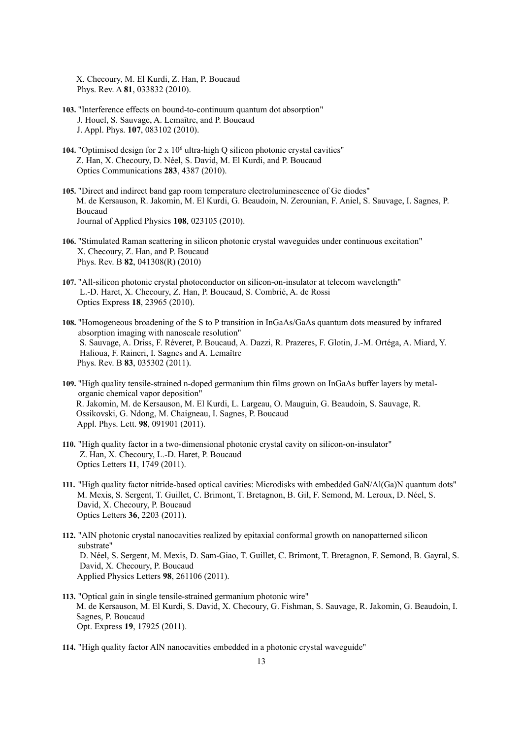X. Checoury, M. El Kurdi, Z. Han, P. Boucaud
Phys. Rev. A **81**, 033832 (2010).

**103.** "Interference effects on bound-to-continuum quantum dot absorption"
J. Houel, S. Sauvage, A. Lemaître, and P. Boucaud
J. Appl. Phys. **107**, 083102 (2010).

**104.** "Optimised design for 2 x $10^6$ ultra-high Q silicon photonic crystal cavities"
Z. Han, X. Checoury, D. Néel, S. David, M. El Kurdi, and P. Boucaud
Optics Communications **283**, 4387 (2010).

**105.** "Direct and indirect band gap room temperature electroluminescence of Ge diodes"
M. de Kersauson, R. Jakomin, M. El Kurdi, G. Beaudoin, N. Zerounian, F. Aniel, S. Sauvage, I. Sagnes, P. Boucaud
Journal of Applied Physics **108**, 023105 (2010).

**106.** "Stimulated Raman scattering in silicon photonic crystal waveguides under continuous excitation"
X. Checoury, Z. Han, and P. Boucaud
Phys. Rev. B **82**, 041308(R) (2010)

**107.** "All-silicon photonic crystal photoconductor on silicon-on-insulator at telecom wavelength"
L.-D. Haret, X. Checoury, Z. Han, P. Boucaud, S. Combrié, A. de Rossi
Optics Express **18**, 23965 (2010).

**108.** "Homogeneous broadening of the S to P transition in InGaAs/GaAs quantum dots measured by infrared absorption imaging with nanoscale resolution"
S. Sauvage, A. Driss, F. Réveret, P. Boucaud, A. Dazzi, R. Prazeres, F. Glotin, J.-M. Ortéga, A. Miard, Y. Halioua, F. Raineri, I. Sagnes and A. Lemaître
Phys. Rev. B **83**, 035302 (2011).

**109.** "High quality tensile-strained n-doped germanium thin films grown on InGaAs buffer layers by metal-organic chemical vapor deposition"
R. Jakomin, M. de Kersauson, M. El Kurdi, L. Largeau, O. Mauguin, G. Beaudoin, S. Sauvage, R. Ossikovski, G. Ndong, M. Chaigneau, I. Sagnes, P. Boucaud
Appl. Phys. Lett. **98**, 091901 (2011).

**110.** "High quality factor in a two-dimensional photonic crystal cavity on silicon-on-insulator"
Z. Han, X. Checoury, L.-D. Haret, P. Boucaud
Optics Letters **11**, 1749 (2011).

**111.** "High quality factor nitride-based optical cavities: Microdisks with embedded GaN/Al(Ga)N quantum dots"
M. Mexis, S. Sergent, T. Guillet, C. Brimont, T. Bretagnon, B. Gil, F. Semond, M. Leroux, D. Néel, S. David, X. Checoury, P. Boucaud
Optics Letters **36**, 2203 (2011).

**112.** "AlN photonic crystal nanocavities realized by epitaxial conformal growth on nanopatterned silicon substrate"
D. Néel, S. Sergent, M. Mexis, D. Sam-Giao, T. Guillet, C. Brimont, T. Bretagnon, F. Semond, B. Gayral, S. David, X. Checoury, P. Boucaud
Applied Physics Letters **98**, 261106 (2011).

**113.** "Optical gain in single tensile-strained germanium photonic wire"
M. de Kersauson, M. El Kurdi, S. David, X. Checoury, G. Fishman, S. Sauvage, R. Jakomin, G. Beaudoin, I. Sagnes, P. Boucaud
Opt. Express **19**, 17925 (2011).

**114.** "High quality factor AlN nanocavities embedded in a photonic crystal waveguide"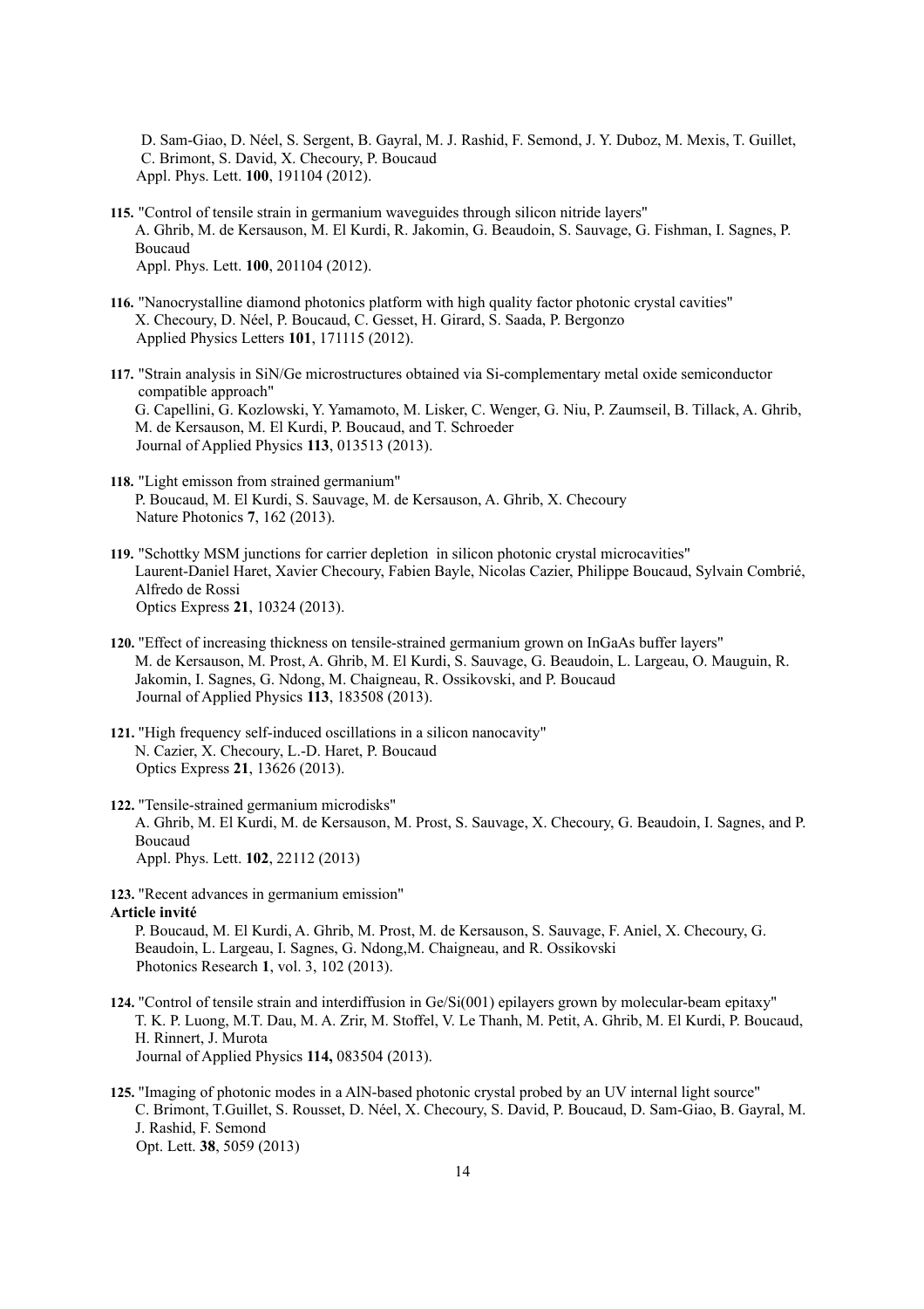D. Sam-Giao, D. Néel, S. Sergent, B. Gayral, M. J. Rashid, F. Semond, J. Y. Duboz, M. Mexis, T. Guillet, C. Brimont, S. David, X. Checoury, P. Boucaud
Appl. Phys. Lett. **100**, 191104 (2012).

**115.** "Control of tensile strain in germanium waveguides through silicon nitride layers"
A. Ghrib, M. de Kersauson, M. El Kurdi, R. Jakomin, G. Beaudoin, S. Sauvage, G. Fishman, I. Sagnes, P. Boucaud
Appl. Phys. Lett. **100**, 201104 (2012).

**116.** "Nanocrystalline diamond photonics platform with high quality factor photonic crystal cavities"
X. Checoury, D. Néel, P. Boucaud, C. Gesset, H. Girard, S. Saada, P. Bergonzo
Applied Physics Letters **101**, 171115 (2012).

**117.** "Strain analysis in SiN/Ge microstructures obtained via Si-complementary metal oxide semiconductor compatible approach"
G. Capellini, G. Kozlowski, Y. Yamamoto, M. Lisker, C. Wenger, G. Niu, P. Zaumseil, B. Tillack, A. Ghrib, M. de Kersauson, M. El Kurdi, P. Boucaud, and T. Schroeder
Journal of Applied Physics **113**, 013513 (2013).

**118.** "Light emisson from strained germanium"
P. Boucaud, M. El Kurdi, S. Sauvage, M. de Kersauson, A. Ghrib, X. Checoury
Nature Photonics **7**, 162 (2013).

**119.** "Schottky MSM junctions for carrier depletion in silicon photonic crystal microcavities"
Laurent-Daniel Haret, Xavier Checoury, Fabien Bayle, Nicolas Cazier, Philippe Boucaud, Sylvain Combrié, Alfredo de Rossi
Optics Express **21**, 10324 (2013).

**120.** "Effect of increasing thickness on tensile-strained germanium grown on InGaAs buffer layers"
M. de Kersauson, M. Prost, A. Ghrib, M. El Kurdi, S. Sauvage, G. Beaudoin, L. Largeau, O. Mauguin, R. Jakomin, I. Sagnes, G. Ndong, M. Chaigneau, R. Ossikovski, and P. Boucaud
Journal of Applied Physics **113**, 183508 (2013).

**121.** "High frequency self-induced oscillations in a silicon nanocavity"
N. Cazier, X. Checoury, L.-D. Haret, P. Boucaud
Optics Express **21**, 13626 (2013).

**122.** "Tensile-strained germanium microdisks"
A. Ghrib, M. El Kurdi, M. de Kersauson, M. Prost, S. Sauvage, X. Checoury, G. Beaudoin, I. Sagnes, and P. Boucaud
Appl. Phys. Lett. **102**, 22112 (2013)

**123.** "Recent advances in germanium emission"
**Article invité**
P. Boucaud, M. El Kurdi, A. Ghrib, M. Prost, M. de Kersauson, S. Sauvage, F. Aniel, X. Checoury, G. Beaudoin, L. Largeau, I. Sagnes, G. Ndong,M. Chaigneau, and R. Ossikovski
Photonics Research **1**, vol. 3, 102 (2013).

**124.** "Control of tensile strain and interdiffusion in Ge/Si(001) epilayers grown by molecular-beam epitaxy"
T. K. P. Luong, M.T. Dau, M. A. Zrir, M. Stoffel, V. Le Thanh, M. Petit, A. Ghrib, M. El Kurdi, P. Boucaud, H. Rinnert, J. Murota
Journal of Applied Physics **114,** 083504 (2013).

**125.** "Imaging of photonic modes in a AlN-based photonic crystal probed by an UV internal light source"
C. Brimont, T.Guillet, S. Rousset, D. Néel, X. Checoury, S. David, P. Boucaud, D. Sam-Giao, B. Gayral, M. J. Rashid, F. Semond
Opt. Lett. **38**, 5059 (2013)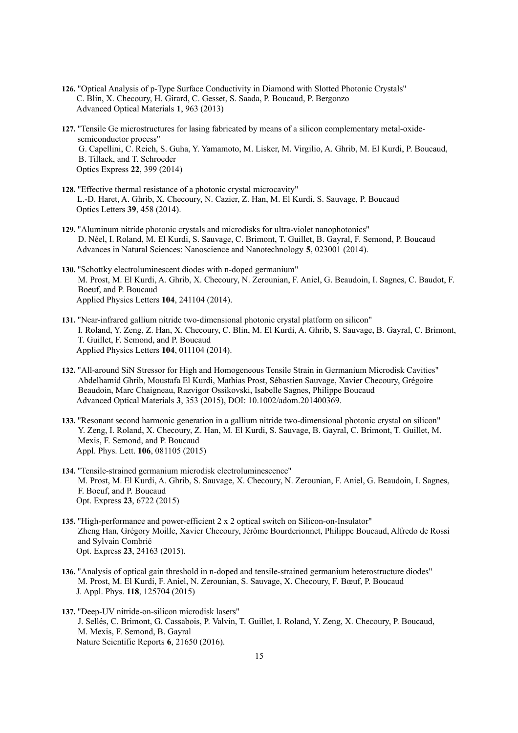**126.** "Optical Analysis of p-Type Surface Conductivity in Diamond with Slotted Photonic Crystals"
C. Blin, X. Checoury, H. Girard, C. Gesset, S. Saada, P. Boucaud, P. Bergonzo
Advanced Optical Materials **1**, 963 (2013)

**127.** "Tensile Ge microstructures for lasing fabricated by means of a silicon complementary metal-oxide-semiconductor process"
G. Capellini, C. Reich, S. Guha, Y. Yamamoto, M. Lisker, M. Virgilio, A. Ghrib, M. El Kurdi, P. Boucaud, B. Tillack, and T. Schroeder
Optics Express **22**, 399 (2014)

**128.** "Effective thermal resistance of a photonic crystal microcavity"
L.-D. Haret, A. Ghrib, X. Checoury, N. Cazier, Z. Han, M. El Kurdi, S. Sauvage, P. Boucaud
Optics Letters **39**, 458 (2014).

**129.** "Aluminum nitride photonic crystals and microdisks for ultra-violet nanophotonics"
D. Néel, I. Roland, M. El Kurdi, S. Sauvage, C. Brimont, T. Guillet, B. Gayral, F. Semond, P. Boucaud
Advances in Natural Sciences: Nanoscience and Nanotechnology **5**, 023001 (2014).

**130.** "Schottky electroluminescent diodes with n-doped germanium"
M. Prost, M. El Kurdi, A. Ghrib, X. Checoury, N. Zerounian, F. Aniel, G. Beaudoin, I. Sagnes, C. Baudot, F. Boeuf, and P. Boucaud
Applied Physics Letters **104**, 241104 (2014).

**131.** "Near-infrared gallium nitride two-dimensional photonic crystal platform on silicon"
I. Roland, Y. Zeng, Z. Han, X. Checoury, C. Blin, M. El Kurdi, A. Ghrib, S. Sauvage, B. Gayral, C. Brimont, T. Guillet, F. Semond, and P. Boucaud
Applied Physics Letters **104**, 011104 (2014).

**132.** "All-around SiN Stressor for High and Homogeneous Tensile Strain in Germanium Microdisk Cavities"
Abdelhamid Ghrib, Moustafa El Kurdi, Mathias Prost, Sébastien Sauvage, Xavier Checoury, Grégoire Beaudoin, Marc Chaigneau, Razvigor Ossikovski, Isabelle Sagnes, Philippe Boucaud
Advanced Optical Materials **3**, 353 (2015), DOI: 10.1002/adom.201400369.

**133.** "Resonant second harmonic generation in a gallium nitride two-dimensional photonic crystal on silicon"
Y. Zeng, I. Roland, X. Checoury, Z. Han, M. El Kurdi, S. Sauvage, B. Gayral, C. Brimont, T. Guillet, M. Mexis, F. Semond, and P. Boucaud
Appl. Phys. Lett. **106**, 081105 (2015)

**134.** "Tensile-strained germanium microdisk electroluminescence"
M. Prost, M. El Kurdi, A. Ghrib, S. Sauvage, X. Checoury, N. Zerounian, F. Aniel, G. Beaudoin, I. Sagnes, F. Boeuf, and P. Boucaud
Opt. Express **23**, 6722 (2015)

**135.** "High-performance and power-efficient 2 x 2 optical switch on Silicon-on-Insulator"
Zheng Han, Grégory Moille, Xavier Checoury, Jérôme Bourderionnet, Philippe Boucaud, Alfredo de Rossi and Sylvain Combrié
Opt. Express **23**, 24163 (2015).

**136.** "Analysis of optical gain threshold in n-doped and tensile-strained germanium heterostructure diodes"
M. Prost, M. El Kurdi, F. Aniel, N. Zerounian, S. Sauvage, X. Checoury, F. Bœuf, P. Boucaud
J. Appl. Phys. **118**, 125704 (2015)

**137.** "Deep-UV nitride-on-silicon microdisk lasers"
J. Sellés, C. Brimont, G. Cassabois, P. Valvin, T. Guillet, I. Roland, Y. Zeng, X. Checoury, P. Boucaud, M. Mexis, F. Semond, B. Gayral
Nature Scientific Reports **6**, 21650 (2016).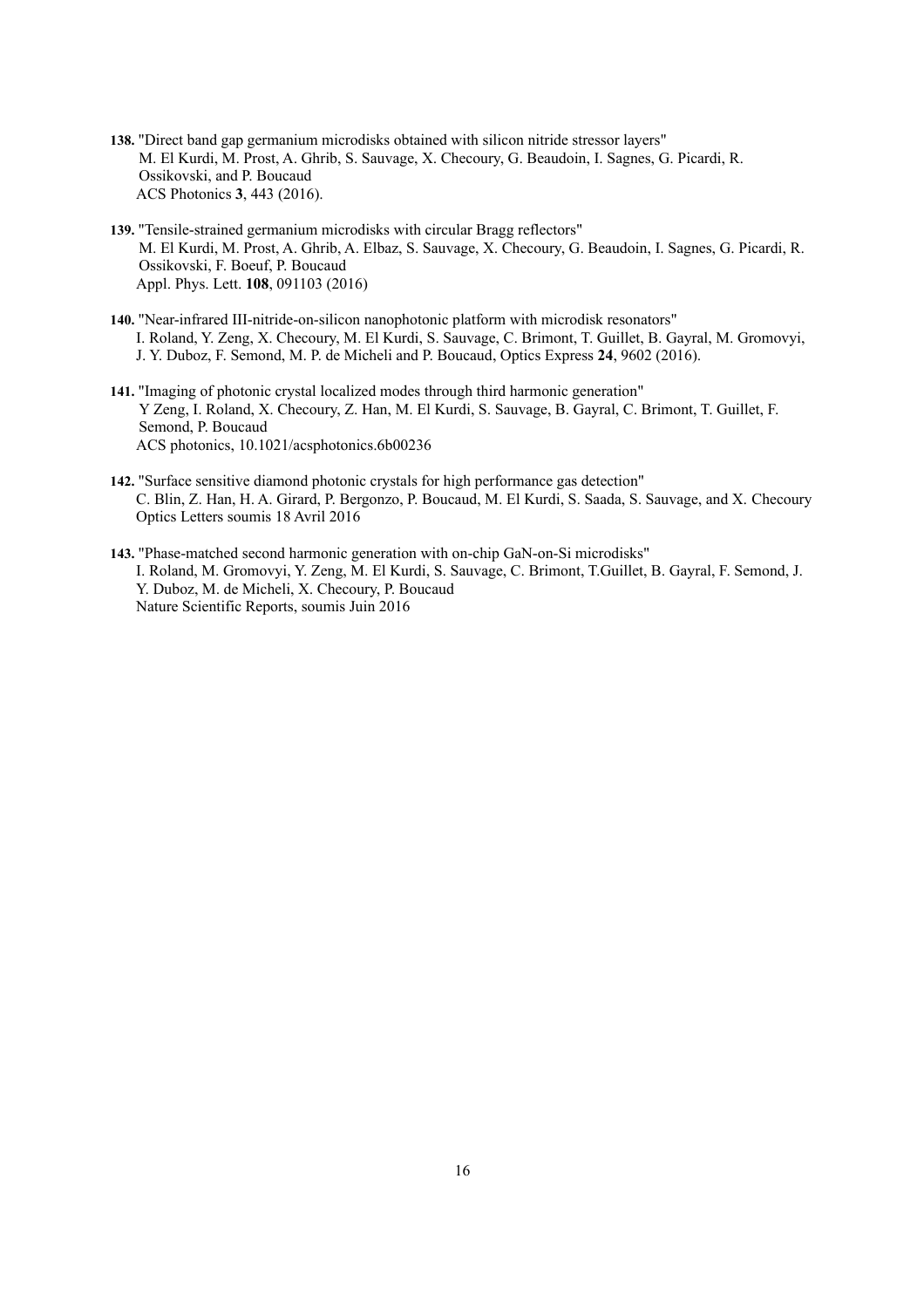**138.** "Direct band gap germanium microdisks obtained with silicon nitride stressor layers"
M. El Kurdi, M. Prost, A. Ghrib, S. Sauvage, X. Checoury, G. Beaudoin, I. Sagnes, G. Picardi, R. Ossikovski, and P. Boucaud
ACS Photonics **3**, 443 (2016).

**139.** "Tensile-strained germanium microdisks with circular Bragg reflectors"
M. El Kurdi, M. Prost, A. Ghrib, A. Elbaz, S. Sauvage, X. Checoury, G. Beaudoin, I. Sagnes, G. Picardi, R. Ossikovski, F. Boeuf, P. Boucaud
Appl. Phys. Lett. **108**, 091103 (2016)

**140.** "Near-infrared III-nitride-on-silicon nanophotonic platform with microdisk resonators"
I. Roland, Y. Zeng, X. Checoury, M. El Kurdi, S. Sauvage, C. Brimont, T. Guillet, B. Gayral, M. Gromovyi, J. Y. Duboz, F. Semond, M. P. de Micheli and P. Boucaud, Optics Express **24**, 9602 (2016).

**141.** "Imaging of photonic crystal localized modes through third harmonic generation"
Y Zeng, I. Roland, X. Checoury, Z. Han, M. El Kurdi, S. Sauvage, B. Gayral, C. Brimont, T. Guillet, F. Semond, P. Boucaud
ACS photonics, 10.1021/acsphotonics.6b00236

**142.** "Surface sensitive diamond photonic crystals for high performance gas detection"
C. Blin, Z. Han, H. A. Girard, P. Bergonzo, P. Boucaud, M. El Kurdi, S. Saada, S. Sauvage, and X. Checoury
Optics Letters soumis 18 Avril 2016

**143.** "Phase-matched second harmonic generation with on-chip GaN-on-Si microdisks"
I. Roland, M. Gromovyi, Y. Zeng, M. El Kurdi, S. Sauvage, C. Brimont, T.Guillet, B. Gayral, F. Semond, J. Y. Duboz, M. de Micheli, X. Checoury, P. Boucaud
Nature Scientific Reports, soumis Juin 2016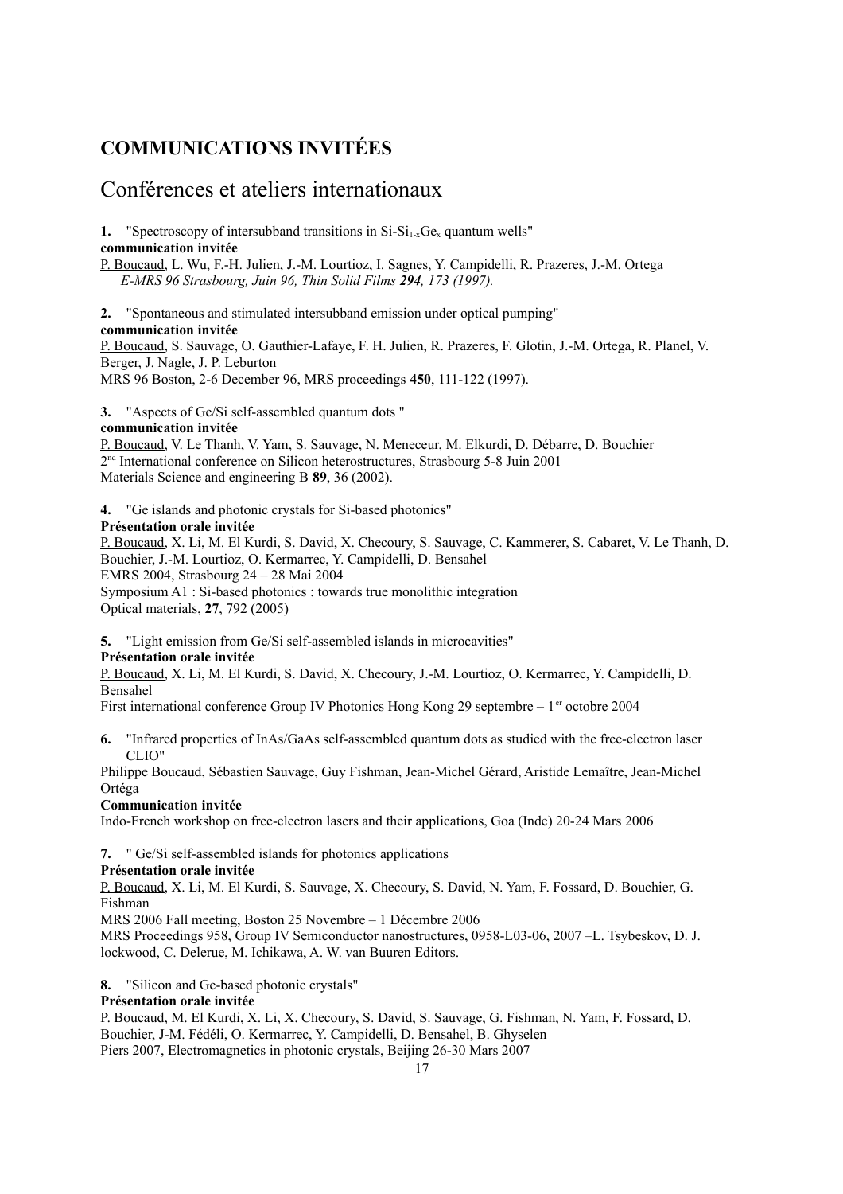# COMMUNICATIONS INVITÉES

## Conférences et ateliers internationaux

**1.** "Spectroscopy of intersubband transitions in Si-$Si_{1-x}Ge_x$ quantum wells"
**communication invitée**
P. Boucaud, L. Wu, F.-H. Julien, J.-M. Lourtioz, I. Sagnes, Y. Campidelli, R. Prazeres, J.-M. Ortega
*E-MRS 96 Strasbourg, Juin 96, Thin Solid Films* ***294****, 173 (1997).*

**2.** "Spontaneous and stimulated intersubband emission under optical pumping"
**communication invitée**
P. Boucaud, S. Sauvage, O. Gauthier-Lafaye, F. H. Julien, R. Prazeres, F. Glotin, J.-M. Ortega, R. Planel, V. Berger, J. Nagle, J. P. Leburton
MRS 96 Boston, 2-6 December 96, MRS proceedings **450**, 111-122 (1997).

**3.** "Aspects of Ge/Si self-assembled quantum dots "
**communication invitée**
P. Boucaud, V. Le Thanh, V. Yam, S. Sauvage, N. Meneceur, M. Elkurdi, D. Débarre, D. Bouchier
2nd International conference on Silicon heterostructures, Strasbourg 5-8 Juin 2001
Materials Science and engineering B **89**, 36 (2002).

**4.** "Ge islands and photonic crystals for Si-based photonics"
**Présentation orale invitée**
P. Boucaud, X. Li, M. El Kurdi, S. David, X. Checoury, S. Sauvage, C. Kammerer, S. Cabaret, V. Le Thanh, D. Bouchier, J.-M. Lourtioz, O. Kermarrec, Y. Campidelli, D. Bensahel
EMRS 2004, Strasbourg 24 – 28 Mai 2004
Symposium A1 : Si-based photonics : towards true monolithic integration
Optical materials, **27**, 792 (2005)

**5.** "Light emission from Ge/Si self-assembled islands in microcavities"
**Présentation orale invitée**
P. Boucaud, X. Li, M. El Kurdi, S. David, X. Checoury, J.-M. Lourtioz, O. Kermarrec, Y. Campidelli, D. Bensahel
First international conference Group IV Photonics Hong Kong 29 septembre – 1er octobre 2004

**6.** "Infrared properties of InAs/GaAs self-assembled quantum dots as studied with the free-electron laser CLIO"
Philippe Boucaud, Sébastien Sauvage, Guy Fishman, Jean-Michel Gérard, Aristide Lemaître, Jean-Michel Ortéga
**Communication invitée**
Indo-French workshop on free-electron lasers and their applications, Goa (Inde) 20-24 Mars 2006

**7.** " Ge/Si self-assembled islands for photonics applications
**Présentation orale invitée**
P. Boucaud, X. Li, M. El Kurdi, S. Sauvage, X. Checoury, S. David, N. Yam, F. Fossard, D. Bouchier, G. Fishman
MRS 2006 Fall meeting, Boston 25 Novembre – 1 Décembre 2006
MRS Proceedings 958, Group IV Semiconductor nanostructures, 0958-L03-06, 2007 –L. Tsybeskov, D. J. lockwood, C. Delerue, M. Ichikawa, A. W. van Buuren Editors.

**8.** "Silicon and Ge-based photonic crystals"
**Présentation orale invitée**
P. Boucaud, M. El Kurdi, X. Li, X. Checoury, S. David, S. Sauvage, G. Fishman, N. Yam, F. Fossard, D. Bouchier, J-M. Fédéli, O. Kermarrec, Y. Campidelli, D. Bensahel, B. Ghyselen
Piers 2007, Electromagnetics in photonic crystals, Beijing 26-30 Mars 2007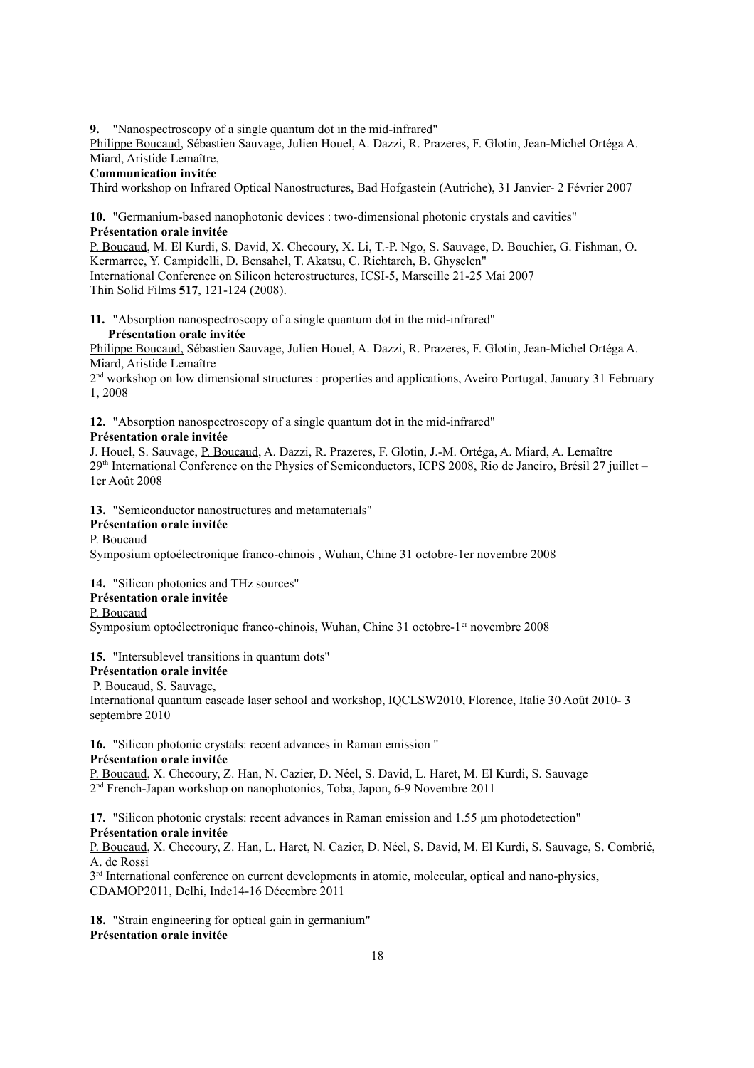**9.** "Nanospectroscopy of a single quantum dot in the mid-infrared"
Philippe Boucaud, Sébastien Sauvage, Julien Houel, A. Dazzi, R. Prazeres, F. Glotin, Jean-Michel Ortéga A. Miard, Aristide Lemaître,
**Communication invitée**
Third workshop on Infrared Optical Nanostructures, Bad Hofgastein (Autriche), 31 Janvier- 2 Février 2007

**10.** "Germanium-based nanophotonic devices : two-dimensional photonic crystals and cavities"
**Présentation orale invitée**
P. Boucaud, M. El Kurdi, S. David, X. Checoury, X. Li, T.-P. Ngo, S. Sauvage, D. Bouchier, G. Fishman, O. Kermarrec, Y. Campidelli, D. Bensahel, T. Akatsu, C. Richtarch, B. Ghyselen"
International Conference on Silicon heterostructures, ICSI-5, Marseille 21-25 Mai 2007
Thin Solid Films **517**, 121-124 (2008).

**11.** "Absorption nanospectroscopy of a single quantum dot in the mid-infrared"
**Présentation orale invitée**
Philippe Boucaud, Sébastien Sauvage, Julien Houel, A. Dazzi, R. Prazeres, F. Glotin, Jean-Michel Ortéga A. Miard, Aristide Lemaître
2nd workshop on low dimensional structures : properties and applications, Aveiro Portugal, January 31 February 1, 2008

**12.** "Absorption nanospectroscopy of a single quantum dot in the mid-infrared"
**Présentation orale invitée**
J. Houel, S. Sauvage, P. Boucaud, A. Dazzi, R. Prazeres, F. Glotin, J.-M. Ortéga, A. Miard, A. Lemaître
29th International Conference on the Physics of Semiconductors, ICPS 2008, Rio de Janeiro, Brésil 27 juillet – 1er Août 2008

**13.** "Semiconductor nanostructures and metamaterials"
**Présentation orale invitée**
P. Boucaud
Symposium optoélectronique franco-chinois , Wuhan, Chine 31 octobre-1er novembre 2008

**14.** "Silicon photonics and THz sources"
**Présentation orale invitée**
P. Boucaud
Symposium optoélectronique franco-chinois, Wuhan, Chine 31 octobre-1er novembre 2008

**15.** "Intersublevel transitions in quantum dots"
**Présentation orale invitée**
P. Boucaud, S. Sauvage,
International quantum cascade laser school and workshop, IQCLSW2010, Florence, Italie 30 Août 2010- 3 septembre 2010

**16.** "Silicon photonic crystals: recent advances in Raman emission "
**Présentation orale invitée**
P. Boucaud, X. Checoury, Z. Han, N. Cazier, D. Néel, S. David, L. Haret, M. El Kurdi, S. Sauvage
2nd French-Japan workshop on nanophotonics, Toba, Japon, 6-9 Novembre 2011

**17.** "Silicon photonic crystals: recent advances in Raman emission and 1.55 µm photodetection"
**Présentation orale invitée**
P. Boucaud, X. Checoury, Z. Han, L. Haret, N. Cazier, D. Néel, S. David, M. El Kurdi, S. Sauvage, S. Combrié, A. de Rossi
3rd International conference on current developments in atomic, molecular, optical and nano-physics, CDAMOP2011, Delhi, Inde14-16 Décembre 2011

**18.** "Strain engineering for optical gain in germanium"
**Présentation orale invitée**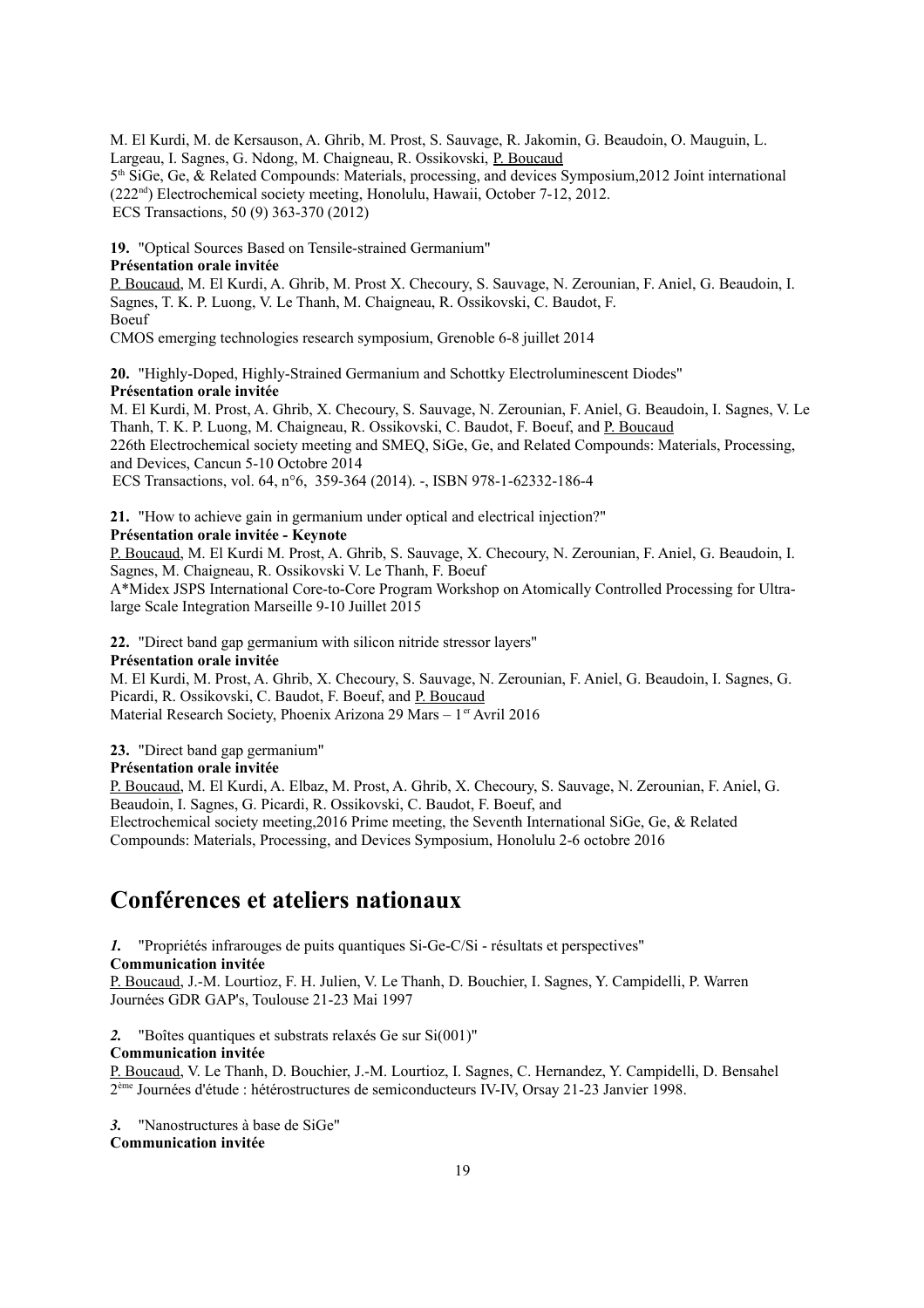M. El Kurdi, M. de Kersauson, A. Ghrib, M. Prost, S. Sauvage, R. Jakomin, G. Beaudoin, O. Mauguin, L. Largeau, I. Sagnes, G. Ndong, M. Chaigneau, R. Ossikovski, P. Boucaud
5th SiGe, Ge, & Related Compounds: Materials, processing, and devices Symposium,2012 Joint international (222nd) Electrochemical society meeting, Honolulu, Hawaii, October 7-12, 2012.
ECS Transactions, 50 (9) 363-370 (2012)

**19.** "Optical Sources Based on Tensile-strained Germanium"
**Présentation orale invitée**
P. Boucaud, M. El Kurdi, A. Ghrib, M. Prost X. Checoury, S. Sauvage, N. Zerounian, F. Aniel, G. Beaudoin, I. Sagnes, T. K. P. Luong, V. Le Thanh, M. Chaigneau, R. Ossikovski, C. Baudot, F. Boeuf
CMOS emerging technologies research symposium, Grenoble 6-8 juillet 2014

**20.** "Highly-Doped, Highly-Strained Germanium and Schottky Electroluminescent Diodes"
**Présentation orale invitée**
M. El Kurdi, M. Prost, A. Ghrib, X. Checoury, S. Sauvage, N. Zerounian, F. Aniel, G. Beaudoin, I. Sagnes, V. Le Thanh, T. K. P. Luong, M. Chaigneau, R. Ossikovski, C. Baudot, F. Boeuf, and P. Boucaud
226th Electrochemical society meeting and SMEQ, SiGe, Ge, and Related Compounds: Materials, Processing, and Devices, Cancun 5-10 Octobre 2014
ECS Transactions, vol. 64, n°6, 359-364 (2014). -, ISBN 978-1-62332-186-4

**21.** "How to achieve gain in germanium under optical and electrical injection?"
**Présentation orale invitée - Keynote**
P. Boucaud, M. El Kurdi M. Prost, A. Ghrib, S. Sauvage, X. Checoury, N. Zerounian, F. Aniel, G. Beaudoin, I. Sagnes, M. Chaigneau, R. Ossikovski V. Le Thanh, F. Boeuf
A*Midex JSPS International Core-to-Core Program Workshop on Atomically Controlled Processing for Ultra-large Scale Integration Marseille 9-10 Juillet 2015

**22.** "Direct band gap germanium with silicon nitride stressor layers"
**Présentation orale invitée**
M. El Kurdi, M. Prost, A. Ghrib, X. Checoury, S. Sauvage, N. Zerounian, F. Aniel, G. Beaudoin, I. Sagnes, G. Picardi, R. Ossikovski, C. Baudot, F. Boeuf, and P. Boucaud
Material Research Society, Phoenix Arizona 29 Mars – 1er Avril 2016

**23.** "Direct band gap germanium"
**Présentation orale invitée**
P. Boucaud, M. El Kurdi, A. Elbaz, M. Prost, A. Ghrib, X. Checoury, S. Sauvage, N. Zerounian, F. Aniel, G. Beaudoin, I. Sagnes, G. Picardi, R. Ossikovski, C. Baudot, F. Boeuf, and
Electrochemical society meeting,2016 Prime meeting, the Seventh International SiGe, Ge, & Related Compounds: Materials, Processing, and Devices Symposium, Honolulu 2-6 octobre 2016

# Conférences et ateliers nationaux

***1.*** "Propriétés infrarouges de puits quantiques Si-Ge-C/Si - résultats et perspectives"
**Communication invitée**
P. Boucaud, J.-M. Lourtioz, F. H. Julien, V. Le Thanh, D. Bouchier, I. Sagnes, Y. Campidelli, P. Warren
Journées GDR GAP's, Toulouse 21-23 Mai 1997

***2.*** "Boîtes quantiques et substrats relaxés Ge sur Si(001)"
**Communication invitée**
P. Boucaud, V. Le Thanh, D. Bouchier, J.-M. Lourtioz, I. Sagnes, C. Hernandez, Y. Campidelli, D. Bensahel
2ème Journées d'étude : hétérostructures de semiconducteurs IV-IV, Orsay 21-23 Janvier 1998.

***3.*** "Nanostructures à base de SiGe"
**Communication invitée**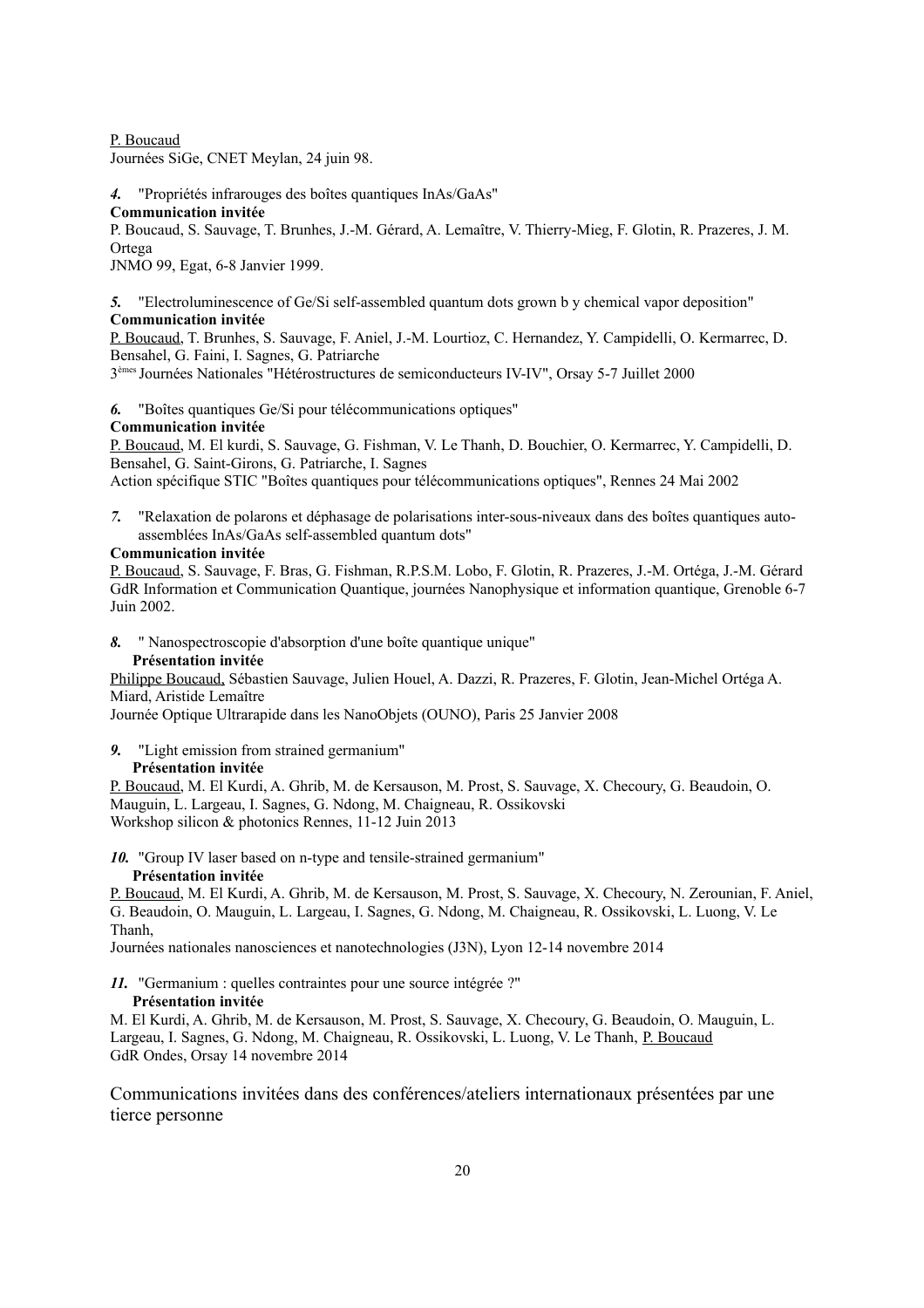<u>P. Boucaud</u>
Journées SiGe, CNET Meylan, 24 juin 98.

***4.*** "Propriétés infrarouges des boîtes quantiques InAs/GaAs"
**Communication invitée**
P. Boucaud, S. Sauvage, T. Brunhes, J.-M. Gérard, A. Lemaître, V. Thierry-Mieg, F. Glotin, R. Prazeres, J. M. Ortega
JNMO 99, Egat, 6-8 Janvier 1999.

***5.*** "Electroluminescence of Ge/Si self-assembled quantum dots grown b y chemical vapor deposition"
**Communication invitée**
<u>P. Boucaud</u>, T. Brunhes, S. Sauvage, F. Aniel, J.-M. Lourtioz, C. Hernandez, Y. Campidelli, O. Kermarrec, D. Bensahel, G. Faini, I. Sagnes, G. Patriarche
3[èmes] Journées Nationales "Hétérostructures de semiconducteurs IV-IV", Orsay 5-7 Juillet 2000

***6.*** "Boîtes quantiques Ge/Si pour télécommunications optiques"
**Communication invitée**
<u>P. Boucaud</u>, M. El kurdi, S. Sauvage, G. Fishman, V. Le Thanh, D. Bouchier, O. Kermarrec, Y. Campidelli, D. Bensahel, G. Saint-Girons, G. Patriarche, I. Sagnes
Action spécifique STIC "Boîtes quantiques pour télécommunications optiques", Rennes 24 Mai 2002

***7.*** "Relaxation de polarons et déphasage de polarisations inter-sous-niveaux dans des boîtes quantiques auto-assemblées InAs/GaAs self-assembled quantum dots"
**Communication invitée**
<u>P. Boucaud</u>, S. Sauvage, F. Bras, G. Fishman, R.P.S.M. Lobo, F. Glotin, R. Prazeres, J.-M. Ortéga, J.-M. Gérard
GdR Information et Communication Quantique, journées Nanophysique et information quantique, Grenoble 6-7 Juin 2002.

***8.*** " Nanospectroscopie d'absorption d'une boîte quantique unique"
**Présentation invitée**
<u>Philippe Boucaud,</u> Sébastien Sauvage, Julien Houel, A. Dazzi, R. Prazeres, F. Glotin, Jean-Michel Ortéga A. Miard, Aristide Lemaître
Journée Optique Ultrarapide dans les NanoObjets (OUNO), Paris 25 Janvier 2008

***9.*** "Light emission from strained germanium"
**Présentation invitée**
<u>P. Boucaud</u>, M. El Kurdi, A. Ghrib, M. de Kersauson, M. Prost, S. Sauvage, X. Checoury, G. Beaudoin, O. Mauguin, L. Largeau, I. Sagnes, G. Ndong, M. Chaigneau, R. Ossikovski
Workshop silicon & photonics Rennes, 11-12 Juin 2013

***10.*** "Group IV laser based on n-type and tensile-strained germanium"
**Présentation invitée**
<u>P. Boucaud</u>, M. El Kurdi, A. Ghrib, M. de Kersauson, M. Prost, S. Sauvage, X. Checoury, N. Zerounian, F. Aniel, G. Beaudoin, O. Mauguin, L. Largeau, I. Sagnes, G. Ndong, M. Chaigneau, R. Ossikovski, L. Luong, V. Le Thanh,
Journées nationales nanosciences et nanotechnologies (J3N), Lyon 12-14 novembre 2014

***11.*** "Germanium : quelles contraintes pour une source intégrée ?"
**Présentation invitée**
M. El Kurdi, A. Ghrib, M. de Kersauson, M. Prost, S. Sauvage, X. Checoury, G. Beaudoin, O. Mauguin, L. Largeau, I. Sagnes, G. Ndong, M. Chaigneau, R. Ossikovski, L. Luong, V. Le Thanh, <u>P. Boucaud</u>
GdR Ondes, Orsay 14 novembre 2014

## Communications invitées dans des conférences/ateliers internationaux présentées par une tierce personne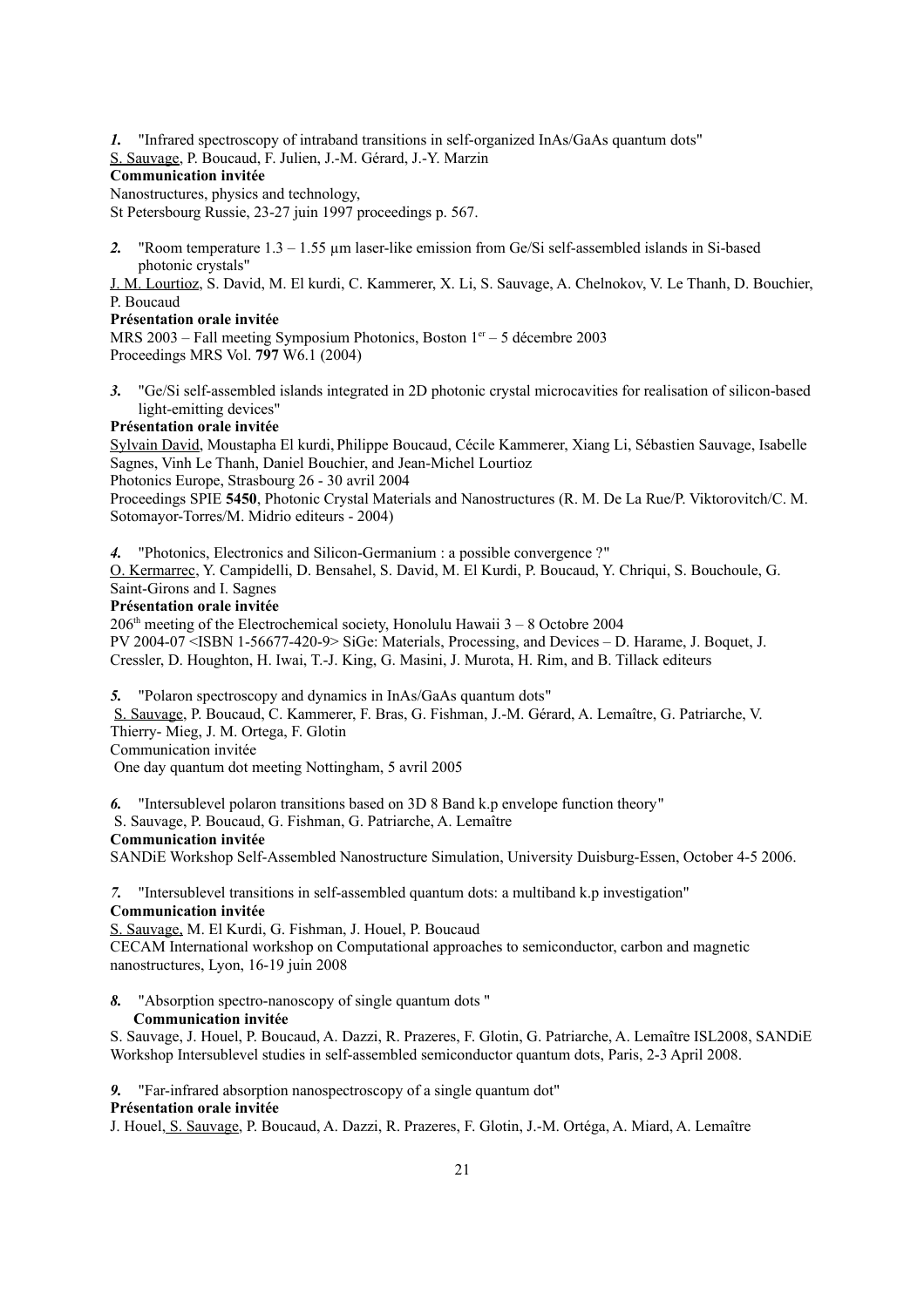***1.*** "Infrared spectroscopy of intraband transitions in self-organized InAs/GaAs quantum dots"
S. Sauvage, P. Boucaud, F. Julien, J.-M. Gérard, J.-Y. Marzin
**Communication invitée**
Nanostructures, physics and technology,
St Petersbourg Russie, 23-27 juin 1997 proceedings p. 567.

***2.*** "Room temperature 1.3 – 1.55 µm laser-like emission from Ge/Si self-assembled islands in Si-based photonic crystals"
J. M. Lourtioz, S. David, M. El kurdi, C. Kammerer, X. Li, S. Sauvage, A. Chelnokov, V. Le Thanh, D. Bouchier, P. Boucaud
**Présentation orale invitée**
MRS 2003 – Fall meeting Symposium Photonics, Boston 1er – 5 décembre 2003
Proceedings MRS Vol. **797** W6.1 (2004)

***3.*** "Ge/Si self-assembled islands integrated in 2D photonic crystal microcavities for realisation of silicon-based light-emitting devices"
**Présentation orale invitée**
Sylvain David, Moustapha El kurdi, Philippe Boucaud, Cécile Kammerer, Xiang Li, Sébastien Sauvage, Isabelle Sagnes, Vinh Le Thanh, Daniel Bouchier, and Jean-Michel Lourtioz
Photonics Europe, Strasbourg 26 - 30 avril 2004
Proceedings SPIE **5450**, Photonic Crystal Materials and Nanostructures (R. M. De La Rue/P. Viktorovitch/C. M. Sotomayor-Torres/M. Midrio editeurs - 2004)

***4.*** "Photonics, Electronics and Silicon-Germanium : a possible convergence ?"
O. Kermarrec, Y. Campidelli, D. Bensahel, S. David, M. El Kurdi, P. Boucaud, Y. Chriqui, S. Bouchoule, G. Saint-Girons and I. Sagnes
**Présentation orale invitée**
206th meeting of the Electrochemical society, Honolulu Hawaii 3 – 8 Octobre 2004
PV 2004-07 <ISBN 1-56677-420-9> SiGe: Materials, Processing, and Devices – D. Harame, J. Boquet, J. Cressler, D. Houghton, H. Iwai, T.-J. King, G. Masini, J. Murota, H. Rim, and B. Tillack editeurs

***5.*** "Polaron spectroscopy and dynamics in InAs/GaAs quantum dots"
S. Sauvage, P. Boucaud, C. Kammerer, F. Bras, G. Fishman, J.-M. Gérard, A. Lemaître, G. Patriarche, V. Thierry- Mieg, J. M. Ortega, F. Glotin
Communication invitée
One day quantum dot meeting Nottingham, 5 avril 2005

***6.*** "Intersublevel polaron transitions based on 3D 8 Band k.p envelope function theory"
S. Sauvage, P. Boucaud, G. Fishman, G. Patriarche, A. Lemaître
**Communication invitée**
SANDiE Workshop Self-Assembled Nanostructure Simulation, University Duisburg-Essen, October 4-5 2006.

***7.*** "Intersublevel transitions in self-assembled quantum dots: a multiband k.p investigation"
**Communication invitée**
S. Sauvage, M. El Kurdi, G. Fishman, J. Houel, P. Boucaud
CECAM International workshop on Computational approaches to semiconductor, carbon and magnetic nanostructures, Lyon, 16-19 juin 2008

***8.*** "Absorption spectro-nanoscopy of single quantum dots "
**Communication invitée**
S. Sauvage, J. Houel, P. Boucaud, A. Dazzi, R. Prazeres, F. Glotin, G. Patriarche, A. Lemaître ISL2008, SANDiE Workshop Intersublevel studies in self-assembled semiconductor quantum dots, Paris, 2-3 April 2008.

***9.*** "Far-infrared absorption nanospectroscopy of a single quantum dot"
**Présentation orale invitée**
J. Houel, S. Sauvage, P. Boucaud, A. Dazzi, R. Prazeres, F. Glotin, J.-M. Ortéga, A. Miard, A. Lemaître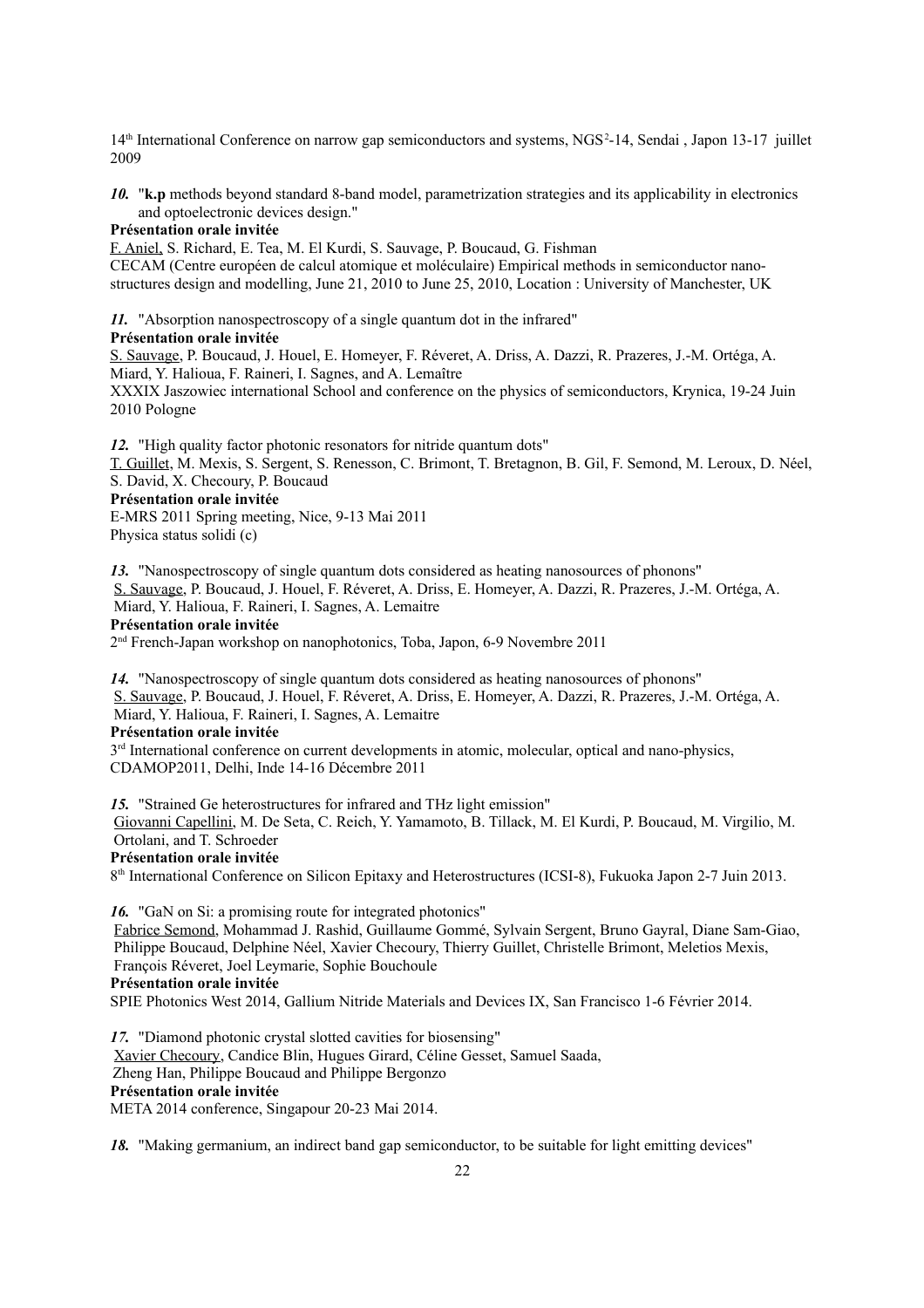14th International Conference on narrow gap semiconductors and systems, NGS²-14, Sendai , Japon 13-17 juillet 2009

*10.* "**k.p** methods beyond standard 8-band model, parametrization strategies and its applicability in electronics and optoelectronic devices design."

**Présentation orale invitée**

F. Aniel, S. Richard, E. Tea, M. El Kurdi, S. Sauvage, P. Boucaud, G. Fishman

CECAM (Centre européen de calcul atomique et moléculaire) Empirical methods in semiconductor nano-structures design and modelling, June 21, 2010 to June 25, 2010, Location : University of Manchester, UK

*11.* "Absorption nanospectroscopy of a single quantum dot in the infrared"

**Présentation orale invitée**

S. Sauvage, P. Boucaud, J. Houel, E. Homeyer, F. Réveret, A. Driss, A. Dazzi, R. Prazeres, J.-M. Ortéga, A. Miard, Y. Halioua, F. Raineri, I. Sagnes, and A. Lemaître

XXXIX Jaszowiec international School and conference on the physics of semiconductors, Krynica, 19-24 Juin 2010 Pologne

*12.* "High quality factor photonic resonators for nitride quantum dots"

T. Guillet, M. Mexis, S. Sergent, S. Renesson, C. Brimont, T. Bretagnon, B. Gil, F. Semond, M. Leroux, D. Néel, S. David, X. Checoury, P. Boucaud

**Présentation orale invitée**

E-MRS 2011 Spring meeting, Nice, 9-13 Mai 2011

Physica status solidi (c)

*13.* "Nanospectroscopy of single quantum dots considered as heating nanosources of phonons"

S. Sauvage, P. Boucaud, J. Houel, F. Réveret, A. Driss, E. Homeyer, A. Dazzi, R. Prazeres, J.-M. Ortéga, A. Miard, Y. Halioua, F. Raineri, I. Sagnes, A. Lemaitre

**Présentation orale invitée**

2nd French-Japan workshop on nanophotonics, Toba, Japon, 6-9 Novembre 2011

*14.* "Nanospectroscopy of single quantum dots considered as heating nanosources of phonons"

S. Sauvage, P. Boucaud, J. Houel, F. Réveret, A. Driss, E. Homeyer, A. Dazzi, R. Prazeres, J.-M. Ortéga, A. Miard, Y. Halioua, F. Raineri, I. Sagnes, A. Lemaitre

**Présentation orale invitée**

3rd International conference on current developments in atomic, molecular, optical and nano-physics, CDAMOP2011, Delhi, Inde 14-16 Décembre 2011

*15.* "Strained Ge heterostructures for infrared and THz light emission"

Giovanni Capellini, M. De Seta, C. Reich, Y. Yamamoto, B. Tillack, M. El Kurdi, P. Boucaud, M. Virgilio, M. Ortolani, and T. Schroeder

**Présentation orale invitée**

8th International Conference on Silicon Epitaxy and Heterostructures (ICSI-8), Fukuoka Japon 2-7 Juin 2013.

*16.* "GaN on Si: a promising route for integrated photonics"

Fabrice Semond, Mohammad J. Rashid, Guillaume Gommé, Sylvain Sergent, Bruno Gayral, Diane Sam-Giao, Philippe Boucaud, Delphine Néel, Xavier Checoury, Thierry Guillet, Christelle Brimont, Meletios Mexis, François Réveret, Joel Leymarie, Sophie Bouchoule

**Présentation orale invitée**

SPIE Photonics West 2014, Gallium Nitride Materials and Devices IX, San Francisco 1-6 Février 2014.

*17.* "Diamond photonic crystal slotted cavities for biosensing"

Xavier Checoury, Candice Blin, Hugues Girard, Céline Gesset, Samuel Saada, Zheng Han, Philippe Boucaud and Philippe Bergonzo

**Présentation orale invitée**

META 2014 conference, Singapour 20-23 Mai 2014.

*18.* "Making germanium, an indirect band gap semiconductor, to be suitable for light emitting devices"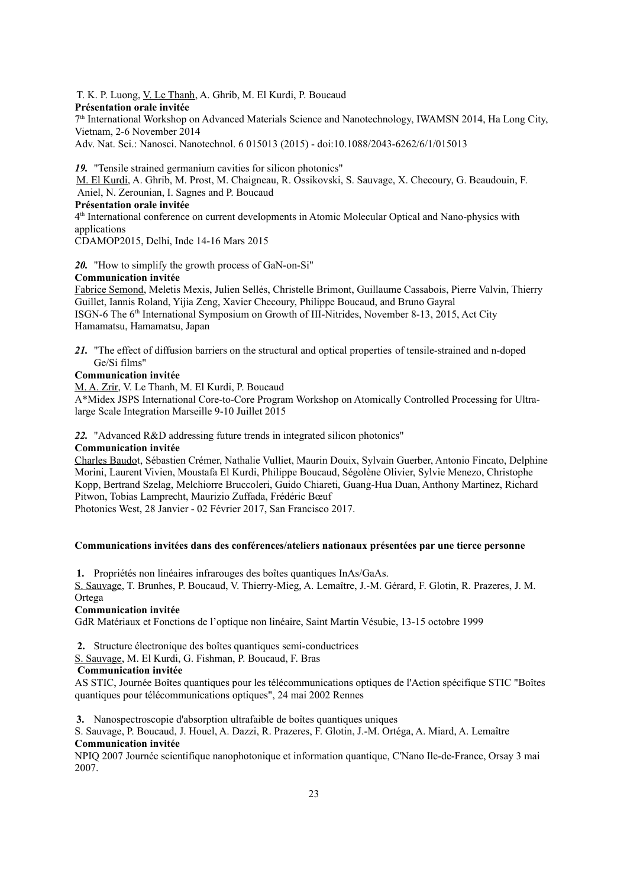T. K. P. Luong, V. Le Thanh, A. Ghrib, M. El Kurdi, P. Boucaud
**Présentation orale invitée**
7th International Workshop on Advanced Materials Science and Nanotechnology, IWAMSN 2014, Ha Long City, Vietnam, 2-6 November 2014
Adv. Nat. Sci.: Nanosci. Nanotechnol. 6 015013 (2015) - doi:10.1088/2043-6262/6/1/015013

***19.*** "Tensile strained germanium cavities for silicon photonics"
M. El Kurdi, A. Ghrib, M. Prost, M. Chaigneau, R. Ossikovski, S. Sauvage, X. Checoury, G. Beaudouin, F. Aniel, N. Zerounian, I. Sagnes and P. Boucaud
**Présentation orale invitée**
4th International conference on current developments in Atomic Molecular Optical and Nano-physics with applications
CDAMOP2015, Delhi, Inde 14-16 Mars 2015

***20.*** "How to simplify the growth process of GaN-on-Si"
**Communication invitée**
Fabrice Semond, Meletis Mexis, Julien Sellés, Christelle Brimont, Guillaume Cassabois, Pierre Valvin, Thierry Guillet, Iannis Roland, Yijia Zeng, Xavier Checoury, Philippe Boucaud, and Bruno Gayral
ISGN-6 The 6th International Symposium on Growth of III-Nitrides, November 8-13, 2015, Act City Hamamatsu, Hamamatsu, Japan

***21.*** "The effect of diffusion barriers on the structural and optical properties of tensile-strained and n-doped Ge/Si films"
**Communication invitée**
M. A. Zrir, V. Le Thanh, M. El Kurdi, P. Boucaud
A*Midex JSPS International Core-to-Core Program Workshop on Atomically Controlled Processing for Ultra-large Scale Integration Marseille 9-10 Juillet 2015

***22.*** "Advanced R&D addressing future trends in integrated silicon photonics"
**Communication invitée**
Charles Baudot, Sébastien Crémer, Nathalie Vulliet, Maurin Douix, Sylvain Guerber, Antonio Fincato, Delphine Morini, Laurent Vivien, Moustafa El Kurdi, Philippe Boucaud, Ségolène Olivier, Sylvie Menezo, Christophe Kopp, Bertrand Szelag, Melchiorre Bruccoleri, Guido Chiareti, Guang-Hua Duan, Anthony Martinez, Richard Pitwon, Tobias Lamprecht, Maurizio Zuffada, Frédéric Bœuf
Photonics West, 28 Janvier - 02 Février 2017, San Francisco 2017.

**Communications invitées dans des conférences/ateliers nationaux présentées par une tierce personne**

**1.** Propriétés non linéaires infrarouges des boîtes quantiques InAs/GaAs.
S. Sauvage, T. Brunhes, P. Boucaud, V. Thierry-Mieg, A. Lemaître, J.-M. Gérard, F. Glotin, R. Prazeres, J. M. Ortega
**Communication invitée**
GdR Matériaux et Fonctions de l'optique non linéaire, Saint Martin Vésubie, 13-15 octobre 1999

**2.** Structure électronique des boîtes quantiques semi-conductrices
S. Sauvage, M. El Kurdi, G. Fishman, P. Boucaud, F. Bras
**Communication invitée**
AS STIC, Journée Boîtes quantiques pour les télécommunications optiques de l'Action spécifique STIC "Boîtes quantiques pour télécommunications optiques", 24 mai 2002 Rennes

**3.** Nanospectroscopie d'absorption ultrafaible de boîtes quantiques uniques
S. Sauvage, P. Boucaud, J. Houel, A. Dazzi, R. Prazeres, F. Glotin, J.-M. Ortéga, A. Miard, A. Lemaître
**Communication invitée**
NPIQ 2007 Journée scientifique nanophotonique et information quantique, C'Nano Ile-de-France, Orsay 3 mai 2007.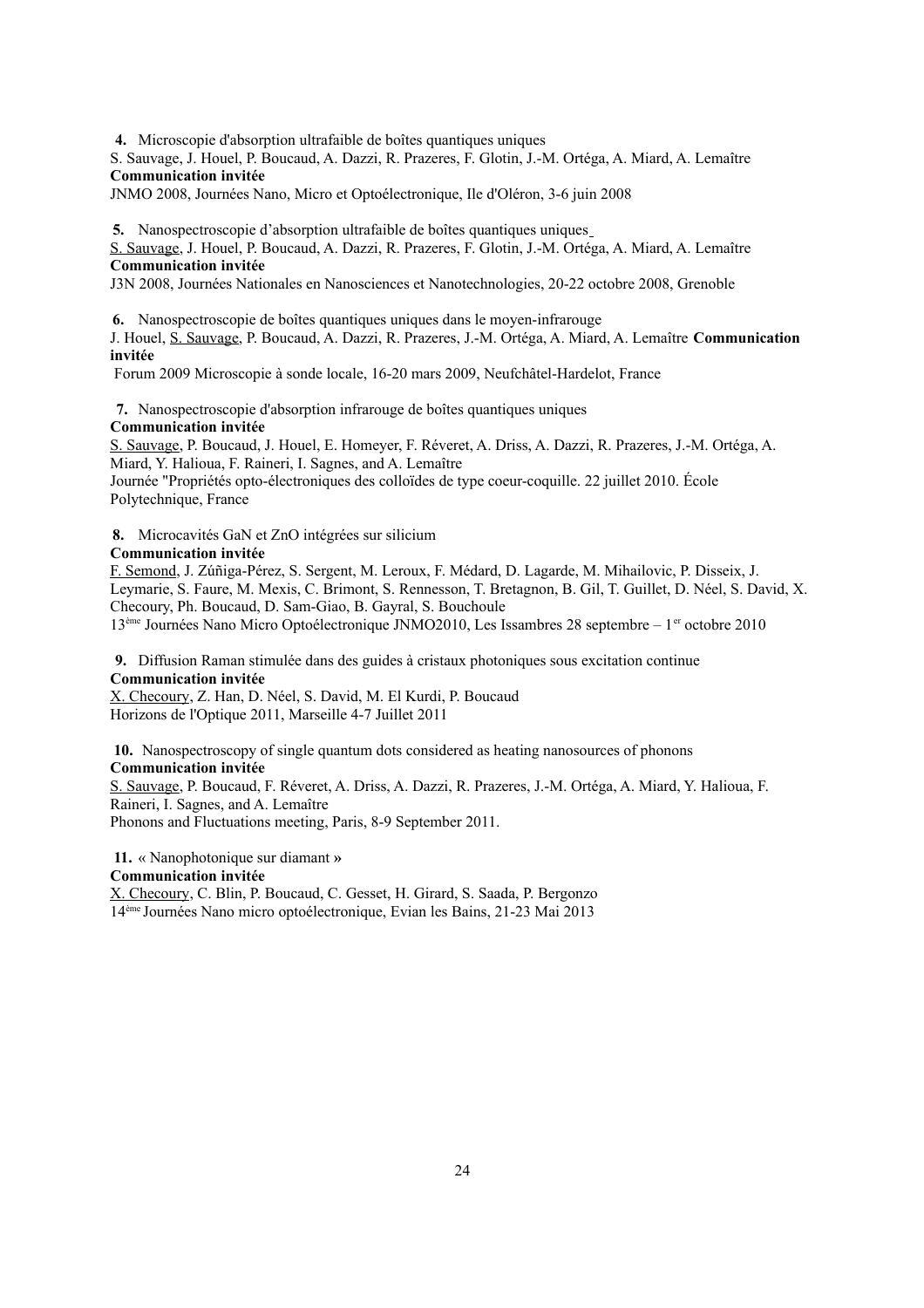**4.** Microscopie d'absorption ultrafaible de boîtes quantiques uniques
S. Sauvage, J. Houel, P. Boucaud, A. Dazzi, R. Prazeres, F. Glotin, J.-M. Ortéga, A. Miard, A. Lemaître
**Communication invitée**
JNMO 2008, Journées Nano, Micro et Optoélectronique, Ile d'Oléron, 3-6 juin 2008

**5.** Nanospectroscopie d'absorption ultrafaible de boîtes quantiques uniques
S. Sauvage, J. Houel, P. Boucaud, A. Dazzi, R. Prazeres, F. Glotin, J.-M. Ortéga, A. Miard, A. Lemaître
**Communication invitée**
J3N 2008, Journées Nationales en Nanosciences et Nanotechnologies, 20-22 octobre 2008, Grenoble

**6.** Nanospectroscopie de boîtes quantiques uniques dans le moyen-infrarouge
J. Houel, S. Sauvage, P. Boucaud, A. Dazzi, R. Prazeres, J.-M. Ortéga, A. Miard, A. Lemaître **Communication invitée**
Forum 2009 Microscopie à sonde locale, 16-20 mars 2009, Neufchâtel-Hardelot, France

**7.** Nanospectroscopie d'absorption infrarouge de boîtes quantiques uniques
**Communication invitée**
S. Sauvage, P. Boucaud, J. Houel, E. Homeyer, F. Réveret, A. Driss, A. Dazzi, R. Prazeres, J.-M. Ortéga, A. Miard, Y. Halioua, F. Raineri, I. Sagnes, and A. Lemaître
Journée "Propriétés opto-électroniques des colloïdes de type coeur-coquille. 22 juillet 2010. École Polytechnique, France

**8.** Microcavités GaN et ZnO intégrées sur silicium
**Communication invitée**
F. Semond, J. Zúñiga-Pérez, S. Sergent, M. Leroux, F. Médard, D. Lagarde, M. Mihailovic, P. Disseix, J. Leymarie, S. Faure, M. Mexis, C. Brimont, S. Rennesson, T. Bretagnon, B. Gil, T. Guillet, D. Néel, S. David, X. Checoury, Ph. Boucaud, D. Sam-Giao, B. Gayral, S. Bouchoule
13ème Journées Nano Micro Optoélectronique JNMO2010, Les Issambres 28 septembre – 1er octobre 2010

**9.** Diffusion Raman stimulée dans des guides à cristaux photoniques sous excitation continue
**Communication invitée**
X. Checoury, Z. Han, D. Néel, S. David, M. El Kurdi, P. Boucaud
Horizons de l'Optique 2011, Marseille 4-7 Juillet 2011

**10.** Nanospectroscopy of single quantum dots considered as heating nanosources of phonons
**Communication invitée**
S. Sauvage, P. Boucaud, F. Réveret, A. Driss, A. Dazzi, R. Prazeres, J.-M. Ortéga, A. Miard, Y. Halioua, F. Raineri, I. Sagnes, and A. Lemaître
Phonons and Fluctuations meeting, Paris, 8-9 September 2011.

**11.** « Nanophotonique sur diamant »
**Communication invitée**
X. Checoury, C. Blin, P. Boucaud, C. Gesset, H. Girard, S. Saada, P. Bergonzo
14ème Journées Nano micro optoélectronique, Evian les Bains, 21-23 Mai 2013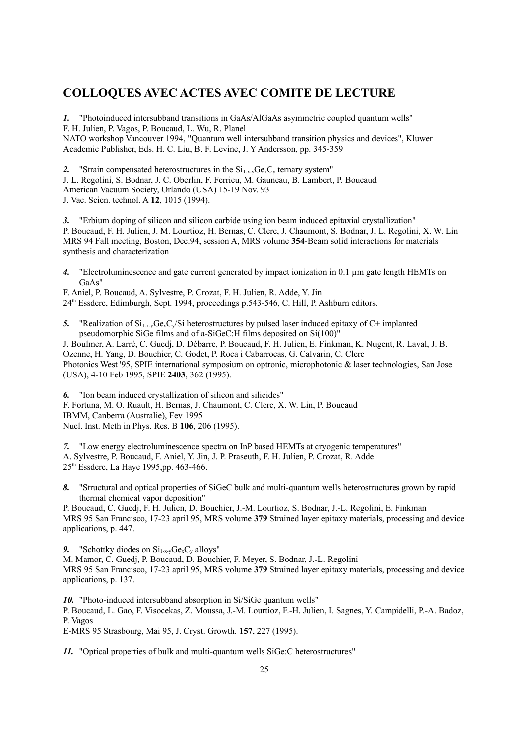## COLLOQUES AVEC ACTES AVEC COMITE DE LECTURE

***1.*** "Photoinduced intersubband transitions in GaAs/AlGaAs asymmetric coupled quantum wells"
F. H. Julien, P. Vagos, P. Boucaud, L. Wu, R. Planel
NATO workshop Vancouver 1994, "Quantum well intersubband transition physics and devices", Kluwer Academic Publisher, Eds. H. C. Liu, B. F. Levine, J. Y Andersson, pp. 345-359

***2.*** "Strain compensated heterostructures in the $Si_{1-x-y}Ge_xC_y$ ternary system"
J. L. Regolini, S. Bodnar, J. C. Oberlin, F. Ferrieu, M. Gauneau, B. Lambert, P. Boucaud
American Vacuum Society, Orlando (USA) 15-19 Nov. 93
J. Vac. Scien. technol. A **12**, 1015 (1994).

***3.*** "Erbium doping of silicon and silicon carbide using ion beam induced epitaxial crystallization"
P. Boucaud, F. H. Julien, J. M. Lourtioz, H. Bernas, C. Clerc, J. Chaumont, S. Bodnar, J. L. Regolini, X. W. Lin
MRS 94 Fall meeting, Boston, Dec.94, session A, MRS volume **354**-Beam solid interactions for materials synthesis and characterization

***4.*** "Electroluminescence and gate current generated by impact ionization in 0.1 µm gate length HEMTs on GaAs"
F. Aniel, P. Boucaud, A. Sylvestre, P. Crozat, F. H. Julien, R. Adde, Y. Jin
24th Essderc, Edimburgh, Sept. 1994, proceedings p.543-546, C. Hill, P. Ashburn editors.

***5.*** "Realization of $Si_{1-x-y}Ge_xC_y$/Si heterostructures by pulsed laser induced epitaxy of C+ implanted pseudomorphic SiGe films and of a-SiGeC:H films deposited on Si(100)"
J. Boulmer, A. Larré, C. Guedj, D. Débarre, P. Boucaud, F. H. Julien, E. Finkman, K. Nugent, R. Laval, J. B. Ozenne, H. Yang, D. Bouchier, C. Godet, P. Roca i Cabarrocas, G. Calvarin, C. Clerc
Photonics West '95, SPIE international symposium on optronic, microphotonic & laser technologies, San Jose (USA), 4-10 Feb 1995, SPIE **2403**, 362 (1995).

***6.*** "Ion beam induced crystallization of silicon and silicides"
F. Fortuna, M. O. Ruault, H. Bernas, J. Chaumont, C. Clerc, X. W. Lin, P. Boucaud
IBMM, Canberra (Australie), Fev 1995
Nucl. Inst. Meth in Phys. Res. B **106**, 206 (1995).

***7.*** "Low energy electroluminescence spectra on InP based HEMTs at cryogenic temperatures"
A. Sylvestre, P. Boucaud, F. Aniel, Y. Jin, J. P. Praseuth, F. H. Julien, P. Crozat, R. Adde
25th Essderc, La Haye 1995,pp. 463-466.

***8.*** "Structural and optical properties of SiGeC bulk and multi-quantum wells heterostructures grown by rapid thermal chemical vapor deposition"
P. Boucaud, C. Guedj, F. H. Julien, D. Bouchier, J.-M. Lourtioz, S. Bodnar, J.-L. Regolini, E. Finkman
MRS 95 San Francisco, 17-23 april 95, MRS volume **379** Strained layer epitaxy materials, processing and device applications, p. 447.

***9.*** "Schottky diodes on $Si_{1-x-y}Ge_xC_y$ alloys"
M. Mamor, C. Guedj, P. Boucaud, D. Bouchier, F. Meyer, S. Bodnar, J.-L. Regolini
MRS 95 San Francisco, 17-23 april 95, MRS volume **379** Strained layer epitaxy materials, processing and device applications, p. 137.

***10.*** "Photo-induced intersubband absorption in Si/SiGe quantum wells"
P. Boucaud, L. Gao, F. Visocekas, Z. Moussa, J.-M. Lourtioz, F.-H. Julien, I. Sagnes, Y. Campidelli, P.-A. Badoz, P. Vagos
E-MRS 95 Strasbourg, Mai 95, J. Cryst. Growth. **157**, 227 (1995).

***11.*** "Optical properties of bulk and multi-quantum wells SiGe:C heterostructures"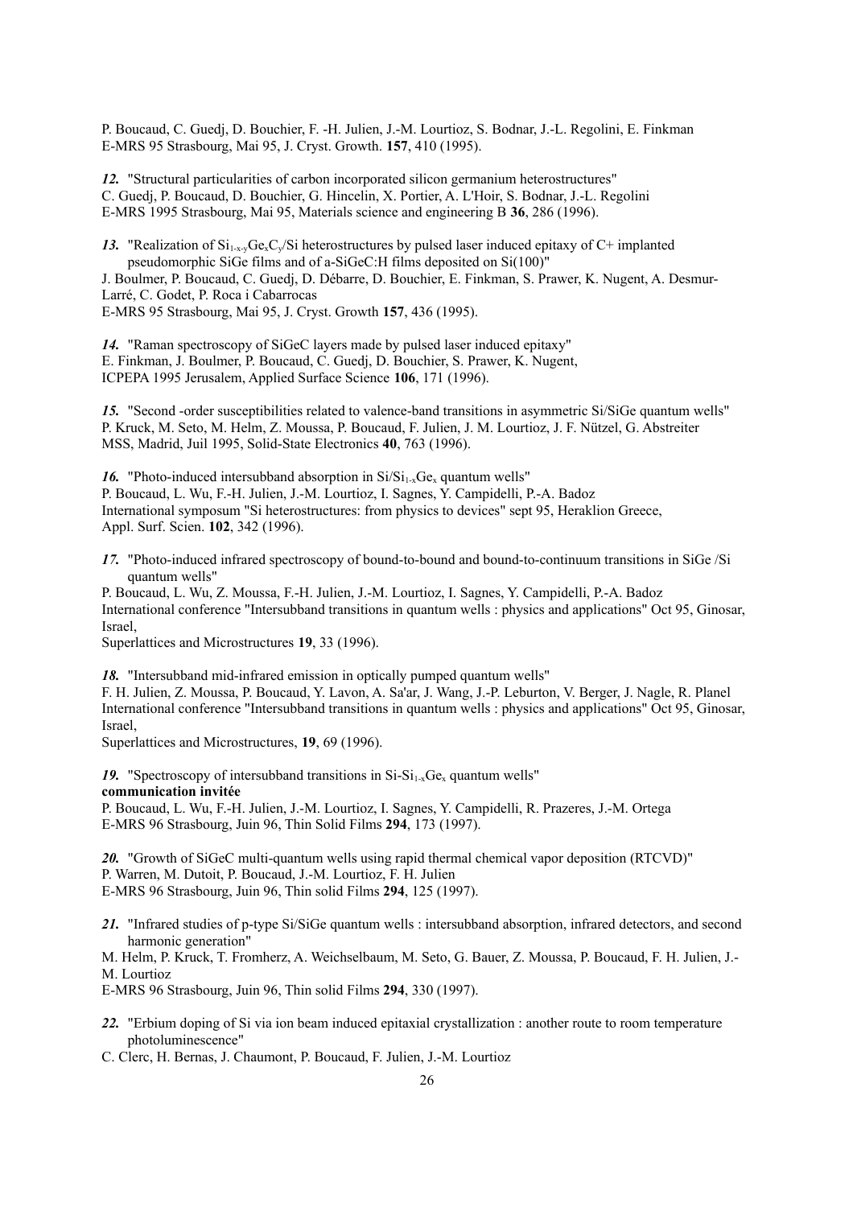P. Boucaud, C. Guedj, D. Bouchier, F. -H. Julien, J.-M. Lourtioz, S. Bodnar, J.-L. Regolini, E. Finkman
E-MRS 95 Strasbourg, Mai 95, J. Cryst. Growth. **157**, 410 (1995).

***12.*** "Structural particularities of carbon incorporated silicon germanium heterostructures"
C. Guedj, P. Boucaud, D. Bouchier, G. Hincelin, X. Portier, A. L'Hoir, S. Bodnar, J.-L. Regolini
E-MRS 1995 Strasbourg, Mai 95, Materials science and engineering B **36**, 286 (1996).

***13.*** "Realization of $Si_{1-x-y}Ge_xC_y$/Si heterostructures by pulsed laser induced epitaxy of C+ implanted pseudomorphic SiGe films and of a-SiGeC:H films deposited on Si(100)"
J. Boulmer, P. Boucaud, C. Guedj, D. Débarre, D. Bouchier, E. Finkman, S. Prawer, K. Nugent, A. Desmur-Larré, C. Godet, P. Roca i Cabarrocas
E-MRS 95 Strasbourg, Mai 95, J. Cryst. Growth **157**, 436 (1995).

***14.*** "Raman spectroscopy of SiGeC layers made by pulsed laser induced epitaxy"
E. Finkman, J. Boulmer, P. Boucaud, C. Guedj, D. Bouchier, S. Prawer, K. Nugent,
ICPEPA 1995 Jerusalem, Applied Surface Science **106**, 171 (1996).

***15.*** "Second -order susceptibilities related to valence-band transitions in asymmetric Si/SiGe quantum wells"
P. Kruck, M. Seto, M. Helm, Z. Moussa, P. Boucaud, F. Julien, J. M. Lourtioz, J. F. Nützel, G. Abstreiter
MSS, Madrid, Juil 1995, Solid-State Electronics **40**, 763 (1996).

***16.*** "Photo-induced intersubband absorption in $Si/Si_{1-x}Ge_x$ quantum wells"
P. Boucaud, L. Wu, F.-H. Julien, J.-M. Lourtioz, I. Sagnes, Y. Campidelli, P.-A. Badoz
International symposum "Si heterostructures: from physics to devices" sept 95, Heraklion Greece,
Appl. Surf. Scien. **102**, 342 (1996).

***17.*** "Photo-induced infrared spectroscopy of bound-to-bound and bound-to-continuum transitions in SiGe /Si quantum wells"
P. Boucaud, L. Wu, Z. Moussa, F.-H. Julien, J.-M. Lourtioz, I. Sagnes, Y. Campidelli, P.-A. Badoz
International conference "Intersubband transitions in quantum wells : physics and applications" Oct 95, Ginosar, Israel,
Superlattices and Microstructures **19**, 33 (1996).

***18.*** "Intersubband mid-infrared emission in optically pumped quantum wells"
F. H. Julien, Z. Moussa, P. Boucaud, Y. Lavon, A. Sa'ar, J. Wang, J.-P. Leburton, V. Berger, J. Nagle, R. Planel
International conference "Intersubband transitions in quantum wells : physics and applications" Oct 95, Ginosar, Israel,
Superlattices and Microstructures, **19**, 69 (1996).

***19.*** "Spectroscopy of intersubband transitions in $Si\text{-}Si_{1-x}Ge_x$ quantum wells"
**communication invitée**
P. Boucaud, L. Wu, F.-H. Julien, J.-M. Lourtioz, I. Sagnes, Y. Campidelli, R. Prazeres, J.-M. Ortega
E-MRS 96 Strasbourg, Juin 96, Thin Solid Films **294**, 173 (1997).

***20.*** "Growth of SiGeC multi-quantum wells using rapid thermal chemical vapor deposition (RTCVD)"
P. Warren, M. Dutoit, P. Boucaud, J.-M. Lourtioz, F. H. Julien
E-MRS 96 Strasbourg, Juin 96, Thin solid Films **294**, 125 (1997).

***21.*** "Infrared studies of p-type Si/SiGe quantum wells : intersubband absorption, infrared detectors, and second harmonic generation"
M. Helm, P. Kruck, T. Fromherz, A. Weichselbaum, M. Seto, G. Bauer, Z. Moussa, P. Boucaud, F. H. Julien, J.-M. Lourtioz
E-MRS 96 Strasbourg, Juin 96, Thin solid Films **294**, 330 (1997).

***22.*** "Erbium doping of Si via ion beam induced epitaxial crystallization : another route to room temperature photoluminescence"
C. Clerc, H. Bernas, J. Chaumont, P. Boucaud, F. Julien, J.-M. Lourtioz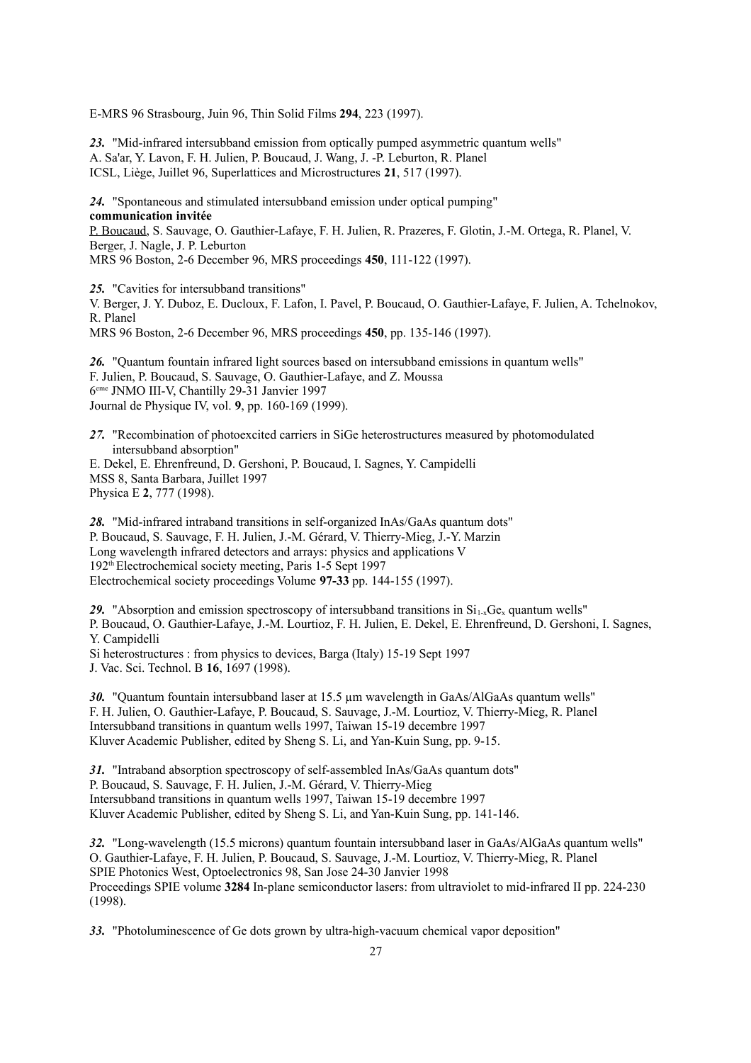E-MRS 96 Strasbourg, Juin 96, Thin Solid Films **294**, 223 (1997).

***23.*** "Mid-infrared intersubband emission from optically pumped asymmetric quantum wells"
A. Sa'ar, Y. Lavon, F. H. Julien, P. Boucaud, J. Wang, J. -P. Leburton, R. Planel
ICSL, Liège, Juillet 96, Superlattices and Microstructures **21**, 517 (1997).

***24.*** "Spontaneous and stimulated intersubband emission under optical pumping"
**communication invitée**
P. Boucaud, S. Sauvage, O. Gauthier-Lafaye, F. H. Julien, R. Prazeres, F. Glotin, J.-M. Ortega, R. Planel, V. Berger, J. Nagle, J. P. Leburton
MRS 96 Boston, 2-6 December 96, MRS proceedings **450**, 111-122 (1997).

***25.*** "Cavities for intersubband transitions"
V. Berger, J. Y. Duboz, E. Ducloux, F. Lafon, I. Pavel, P. Boucaud, O. Gauthier-Lafaye, F. Julien, A. Tchelnokov, R. Planel
MRS 96 Boston, 2-6 December 96, MRS proceedings **450**, pp. 135-146 (1997).

***26.*** "Quantum fountain infrared light sources based on intersubband emissions in quantum wells"
F. Julien, P. Boucaud, S. Sauvage, O. Gauthier-Lafaye, and Z. Moussa
6ème JNMO III-V, Chantilly 29-31 Janvier 1997
Journal de Physique IV, vol. **9**, pp. 160-169 (1999).

***27.*** "Recombination of photoexcited carriers in SiGe heterostructures measured by photomodulated intersubband absorption"
E. Dekel, E. Ehrenfreund, D. Gershoni, P. Boucaud, I. Sagnes, Y. Campidelli
MSS 8, Santa Barbara, Juillet 1997
Physica E **2**, 777 (1998).

***28.*** "Mid-infrared intraband transitions in self-organized InAs/GaAs quantum dots"
P. Boucaud, S. Sauvage, F. H. Julien, J.-M. Gérard, V. Thierry-Mieg, J.-Y. Marzin
Long wavelength infrared detectors and arrays: physics and applications V
192th Electrochemical society meeting, Paris 1-5 Sept 1997
Electrochemical society proceedings Volume **97-33** pp. 144-155 (1997).

***29.*** "Absorption and emission spectroscopy of intersubband transitions in $Si_{1-x}Ge_x$ quantum wells"
P. Boucaud, O. Gauthier-Lafaye, J.-M. Lourtioz, F. H. Julien, E. Dekel, E. Ehrenfreund, D. Gershoni, I. Sagnes, Y. Campidelli
Si heterostructures : from physics to devices, Barga (Italy) 15-19 Sept 1997
J. Vac. Sci. Technol. B **16**, 1697 (1998).

***30.*** "Quantum fountain intersubband laser at 15.5 µm wavelength in GaAs/AlGaAs quantum wells"
F. H. Julien, O. Gauthier-Lafaye, P. Boucaud, S. Sauvage, J.-M. Lourtioz, V. Thierry-Mieg, R. Planel
Intersubband transitions in quantum wells 1997, Taiwan 15-19 decembre 1997
Kluver Academic Publisher, edited by Sheng S. Li, and Yan-Kuin Sung, pp. 9-15.

***31.*** "Intraband absorption spectroscopy of self-assembled InAs/GaAs quantum dots"
P. Boucaud, S. Sauvage, F. H. Julien, J.-M. Gérard, V. Thierry-Mieg
Intersubband transitions in quantum wells 1997, Taiwan 15-19 decembre 1997
Kluver Academic Publisher, edited by Sheng S. Li, and Yan-Kuin Sung, pp. 141-146.

***32.*** "Long-wavelength (15.5 microns) quantum fountain intersubband laser in GaAs/AlGaAs quantum wells"
O. Gauthier-Lafaye, F. H. Julien, P. Boucaud, S. Sauvage, J.-M. Lourtioz, V. Thierry-Mieg, R. Planel
SPIE Photonics West, Optoelectronics 98, San Jose 24-30 Janvier 1998
Proceedings SPIE volume **3284** In-plane semiconductor lasers: from ultraviolet to mid-infrared II pp. 224-230 (1998).

***33.*** "Photoluminescence of Ge dots grown by ultra-high-vacuum chemical vapor deposition"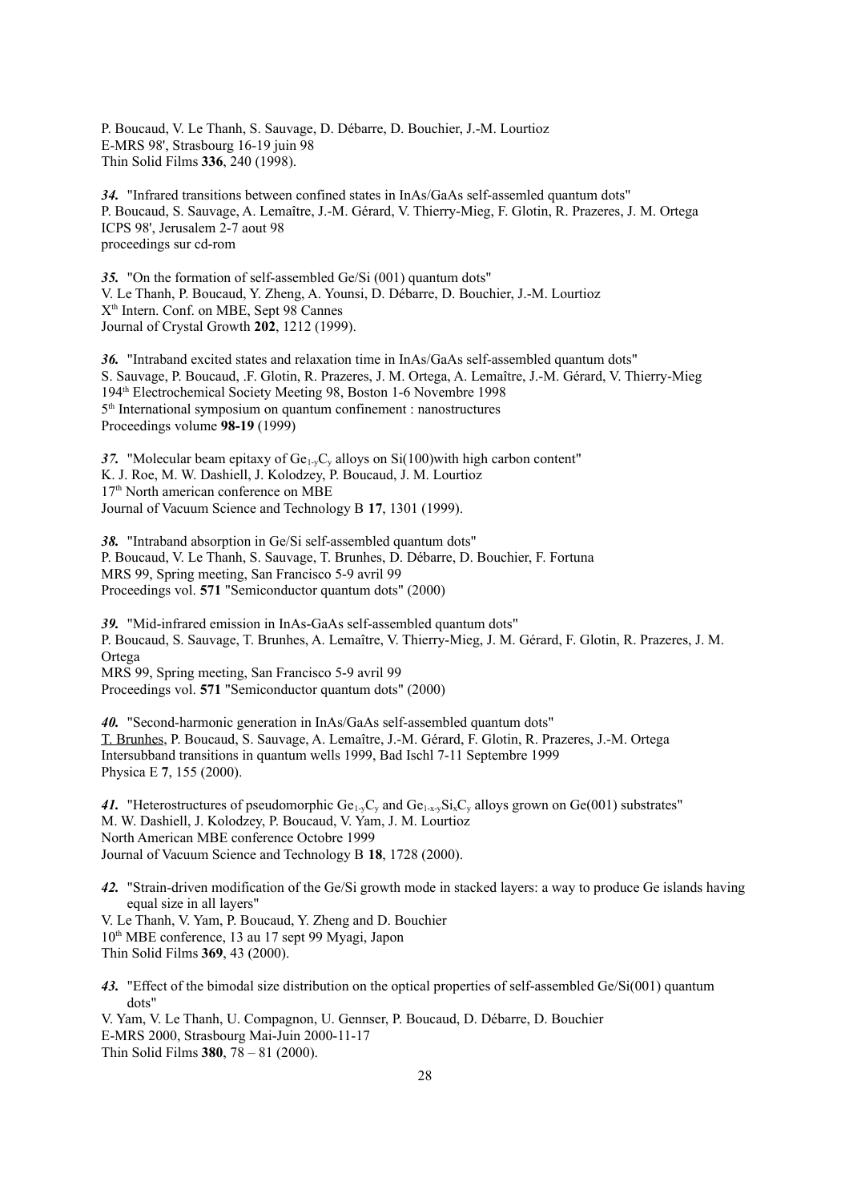P. Boucaud, V. Le Thanh, S. Sauvage, D. Débarre, D. Bouchier, J.-M. Lourtioz
E-MRS 98', Strasbourg 16-19 juin 98
Thin Solid Films **336**, 240 (1998).

***34.*** "Infrared transitions between confined states in InAs/GaAs self-assemled quantum dots"
P. Boucaud, S. Sauvage, A. Lemaître, J.-M. Gérard, V. Thierry-Mieg, F. Glotin, R. Prazeres, J. M. Ortega
ICPS 98', Jerusalem 2-7 aout 98
proceedings sur cd-rom

***35.*** "On the formation of self-assembled Ge/Si (001) quantum dots"
V. Le Thanh, P. Boucaud, Y. Zheng, A. Younsi, D. Débarre, D. Bouchier, J.-M. Lourtioz
X[th] Intern. Conf. on MBE, Sept 98 Cannes
Journal of Crystal Growth **202**, 1212 (1999).

***36.*** "Intraband excited states and relaxation time in InAs/GaAs self-assembled quantum dots"
S. Sauvage, P. Boucaud, .F. Glotin, R. Prazeres, J. M. Ortega, A. Lemaître, J.-M. Gérard, V. Thierry-Mieg
194[th] Electrochemical Society Meeting 98, Boston 1-6 Novembre 1998
5[th] International symposium on quantum confinement : nanostructures
Proceedings volume **98-19** (1999)

***37.*** "Molecular beam epitaxy of $Ge_{1-y}C_y$ alloys on Si(100)with high carbon content"
K. J. Roe, M. W. Dashiell, J. Kolodzey, P. Boucaud, J. M. Lourtioz
17[th] North american conference on MBE
Journal of Vacuum Science and Technology B **17**, 1301 (1999).

***38.*** "Intraband absorption in Ge/Si self-assembled quantum dots"
P. Boucaud, V. Le Thanh, S. Sauvage, T. Brunhes, D. Débarre, D. Bouchier, F. Fortuna
MRS 99, Spring meeting, San Francisco 5-9 avril 99
Proceedings vol. **571** "Semiconductor quantum dots" (2000)

***39.*** "Mid-infrared emission in InAs-GaAs self-assembled quantum dots"
P. Boucaud, S. Sauvage, T. Brunhes, A. Lemaître, V. Thierry-Mieg, J. M. Gérard, F. Glotin, R. Prazeres, J. M. Ortega
MRS 99, Spring meeting, San Francisco 5-9 avril 99
Proceedings vol. **571** "Semiconductor quantum dots" (2000)

***40.*** "Second-harmonic generation in InAs/GaAs self-assembled quantum dots"
T. Brunhes, P. Boucaud, S. Sauvage, A. Lemaître, J.-M. Gérard, F. Glotin, R. Prazeres, J.-M. Ortega
Intersubband transitions in quantum wells 1999, Bad Ischl 7-11 Septembre 1999
Physica E **7**, 155 (2000).

***41.*** "Heterostructures of pseudomorphic $Ge_{1-y}C_y$ and $Ge_{1-x-y}Si_xC_y$ alloys grown on Ge(001) substrates"
M. W. Dashiell, J. Kolodzey, P. Boucaud, V. Yam, J. M. Lourtioz
North American MBE conference Octobre 1999
Journal of Vacuum Science and Technology B **18**, 1728 (2000).

***42.*** "Strain-driven modification of the Ge/Si growth mode in stacked layers: a way to produce Ge islands having equal size in all layers"
V. Le Thanh, V. Yam, P. Boucaud, Y. Zheng and D. Bouchier
10[th] MBE conference, 13 au 17 sept 99 Myagi, Japon
Thin Solid Films **369**, 43 (2000).

***43.*** "Effect of the bimodal size distribution on the optical properties of self-assembled Ge/Si(001) quantum dots"
V. Yam, V. Le Thanh, U. Compagnon, U. Gennser, P. Boucaud, D. Débarre, D. Bouchier
E-MRS 2000, Strasbourg Mai-Juin 2000-11-17
Thin Solid Films **380**, 78 – 81 (2000).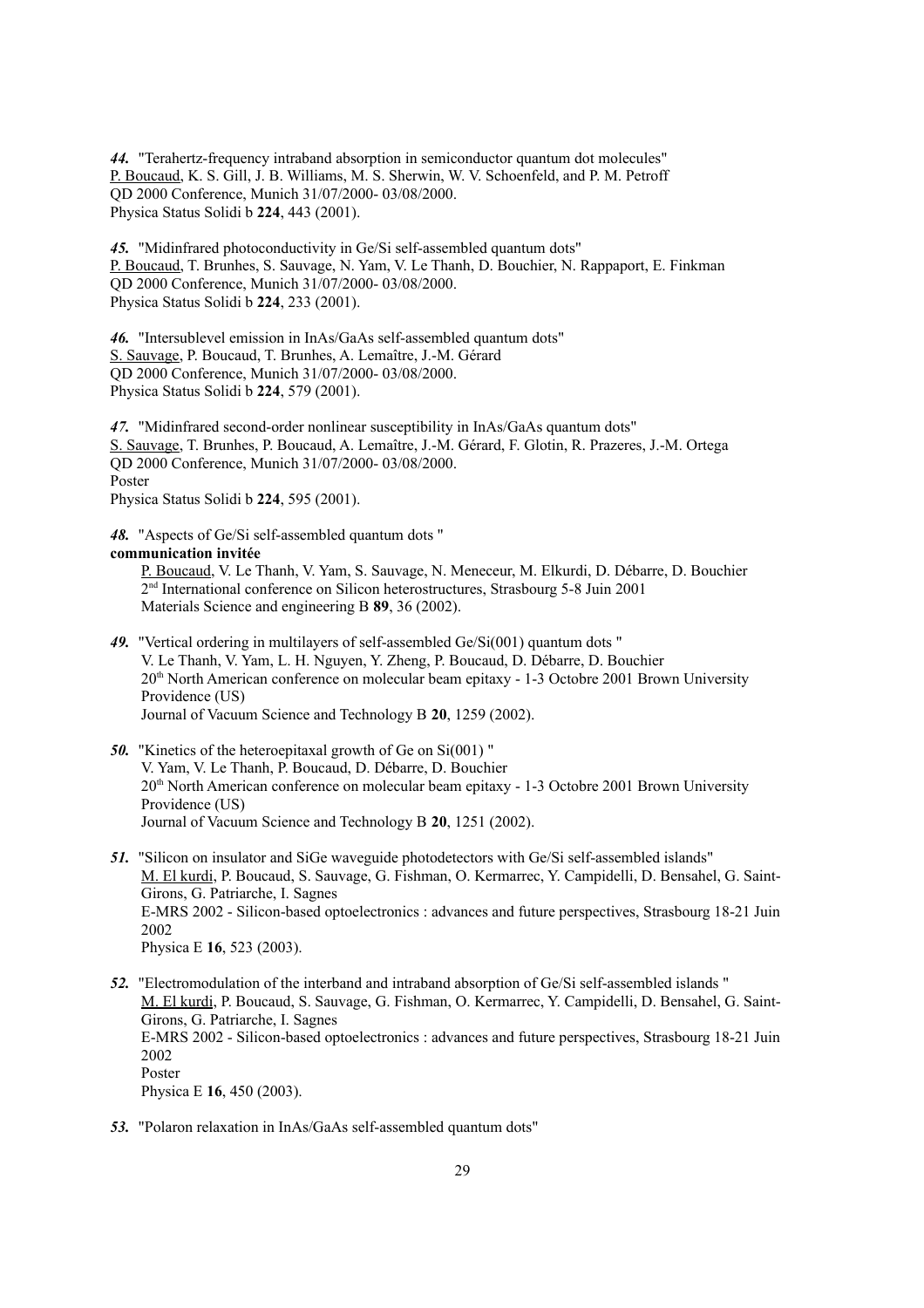***44.*** "Terahertz-frequency intraband absorption in semiconductor quantum dot molecules"
P. Boucaud, K. S. Gill, J. B. Williams, M. S. Sherwin, W. V. Schoenfeld, and P. M. Petroff
QD 2000 Conference, Munich 31/07/2000- 03/08/2000.
Physica Status Solidi b **224**, 443 (2001).

***45.*** "Midinfrared photoconductivity in Ge/Si self-assembled quantum dots"
P. Boucaud, T. Brunhes, S. Sauvage, N. Yam, V. Le Thanh, D. Bouchier, N. Rappaport, E. Finkman
QD 2000 Conference, Munich 31/07/2000- 03/08/2000.
Physica Status Solidi b **224**, 233 (2001).

***46.*** "Intersublevel emission in InAs/GaAs self-assembled quantum dots"
S. Sauvage, P. Boucaud, T. Brunhes, A. Lemaître, J.-M. Gérard
QD 2000 Conference, Munich 31/07/2000- 03/08/2000.
Physica Status Solidi b **224**, 579 (2001).

***47.*** "Midinfrared second-order nonlinear susceptibility in InAs/GaAs quantum dots"
S. Sauvage, T. Brunhes, P. Boucaud, A. Lemaître, J.-M. Gérard, F. Glotin, R. Prazeres, J.-M. Ortega
QD 2000 Conference, Munich 31/07/2000- 03/08/2000.
Poster
Physica Status Solidi b **224**, 595 (2001).

***48.*** "Aspects of Ge/Si self-assembled quantum dots "
**communication invitée**
P. Boucaud, V. Le Thanh, V. Yam, S. Sauvage, N. Meneceur, M. Elkurdi, D. Débarre, D. Bouchier
2nd International conference on Silicon heterostructures, Strasbourg 5-8 Juin 2001
Materials Science and engineering B **89**, 36 (2002).

***49.*** "Vertical ordering in multilayers of self-assembled Ge/Si(001) quantum dots "
V. Le Thanh, V. Yam, L. H. Nguyen, Y. Zheng, P. Boucaud, D. Débarre, D. Bouchier
20th North American conference on molecular beam epitaxy - 1-3 Octobre 2001 Brown University Providence (US)
Journal of Vacuum Science and Technology B **20**, 1259 (2002).

***50.*** "Kinetics of the heteroepitaxal growth of Ge on Si(001) "
V. Yam, V. Le Thanh, P. Boucaud, D. Débarre, D. Bouchier
20th North American conference on molecular beam epitaxy - 1-3 Octobre 2001 Brown University Providence (US)
Journal of Vacuum Science and Technology B **20**, 1251 (2002).

***51.*** "Silicon on insulator and SiGe waveguide photodetectors with Ge/Si self-assembled islands"
M. El kurdi, P. Boucaud, S. Sauvage, G. Fishman, O. Kermarrec, Y. Campidelli, D. Bensahel, G. Saint-Girons, G. Patriarche, I. Sagnes
E-MRS 2002 - Silicon-based optoelectronics : advances and future perspectives, Strasbourg 18-21 Juin 2002
Physica E **16**, 523 (2003).

***52.*** "Electromodulation of the interband and intraband absorption of Ge/Si self-assembled islands "
M. El kurdi, P. Boucaud, S. Sauvage, G. Fishman, O. Kermarrec, Y. Campidelli, D. Bensahel, G. Saint-Girons, G. Patriarche, I. Sagnes
E-MRS 2002 - Silicon-based optoelectronics : advances and future perspectives, Strasbourg 18-21 Juin 2002
Poster
Physica E **16**, 450 (2003).

***53.*** "Polaron relaxation in InAs/GaAs self-assembled quantum dots"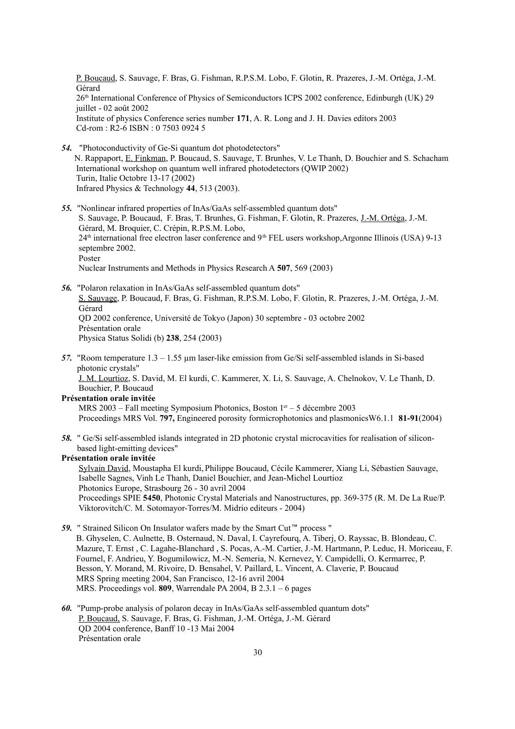P. Boucaud, S. Sauvage, F. Bras, G. Fishman, R.P.S.M. Lobo, F. Glotin, R. Prazeres, J.-M. Ortéga, J.-M. Gérard
26[th] International Conference of Physics of Semiconductors ICPS 2002 conference, Edinburgh (UK) 29 juillet - 02 août 2002
Institute of physics Conference series number **171**, A. R. Long and J. H. Davies editors 2003
Cd-rom : R2-6 ISBN : 0 7503 0924 5

***54.*** "Photoconductivity of Ge-Si quantum dot photodetectors"
N. Rappaport, E. Finkman, P. Boucaud, S. Sauvage, T. Brunhes, V. Le Thanh, D. Bouchier and S. Schacham
International workshop on quantum well infrared photodetectors (QWIP 2002)
Turin, Italie Octobre 13-17 (2002)
Infrared Physics & Technology **44**, 513 (2003).

***55.*** "Nonlinear infrared properties of InAs/GaAs self-assembled quantum dots"
S. Sauvage, P. Boucaud, F. Bras, T. Brunhes, G. Fishman, F. Glotin, R. Prazeres, J.-M. Ortéga, J.-M. Gérard, M. Broquier, C. Crépin, R.P.S.M. Lobo,
24[th] international free electron laser conference and 9[th] FEL users workshop,Argonne Illinois (USA) 9-13 septembre 2002.
Poster
Nuclear Instruments and Methods in Physics Research A **507**, 569 (2003)

***56.*** "Polaron relaxation in InAs/GaAs self-assembled quantum dots"
S. Sauvage, P. Boucaud, F. Bras, G. Fishman, R.P.S.M. Lobo, F. Glotin, R. Prazeres, J.-M. Ortéga, J.-M. Gérard
QD 2002 conference, Université de Tokyo (Japon) 30 septembre - 03 octobre 2002
Présentation orale
Physica Status Solidi (b) **238**, 254 (2003)

***57.*** "Room temperature 1.3 – 1.55 µm laser-like emission from Ge/Si self-assembled islands in Si-based photonic crystals"
J. M. Lourtioz, S. David, M. El kurdi, C. Kammerer, X. Li, S. Sauvage, A. Chelnokov, V. Le Thanh, D. Bouchier, P. Boucaud

**Présentation orale invitée**
MRS 2003 – Fall meeting Symposium Photonics, Boston 1[er] – 5 décembre 2003
Proceedings MRS Vol. **797,** Engineered porosity formicrophotonics and plasmonicsW6.1.1 **81-91**(2004)

***58.*** " Ge/Si self-assembled islands integrated in 2D photonic crystal microcavities for realisation of silicon-based light-emitting devices"

**Présentation orale invitée**
Sylvain David, Moustapha El kurdi, Philippe Boucaud, Cécile Kammerer, Xiang Li, Sébastien Sauvage, Isabelle Sagnes, Vinh Le Thanh, Daniel Bouchier, and Jean-Michel Lourtioz
Photonics Europe, Strasbourg 26 - 30 avril 2004
Proceedings SPIE **5450**, Photonic Crystal Materials and Nanostructures, pp. 369-375 (R. M. De La Rue/P. Viktorovitch/C. M. Sotomayor-Torres/M. Midrio editeurs - 2004)

***59.*** " Strained Silicon On Insulator wafers made by the Smart Cut™ process "
B. Ghyselen, C. Aulnette, B. Osternaud, N. Daval, I. Cayrefourq, A. Tiberj, O. Rayssac, B. Blondeau, C. Mazure, T. Ernst , C. Lagahe-Blanchard , S. Pocas, A.-M. Cartier, J.-M. Hartmann, P. Leduc, H. Moriceau, F. Fournel, F. Andrieu, Y. Bogumilowicz, M.-N. Semeria, N. Kernevez, Y. Campidelli, O. Kermarrec, P. Besson, Y. Morand, M. Rivoire, D. Bensahel, V. Paillard, L. Vincent, A. Claverie, P. Boucaud
MRS Spring meeting 2004, San Francisco, 12-16 avril 2004
MRS. Proceedings vol. **809**, Warrendale PA 2004, B 2.3.1 – 6 pages

***60.*** "Pump-probe analysis of polaron decay in InAs/GaAs self-assembled quantum dots"
P. Boucaud, S. Sauvage, F. Bras, G. Fishman, J.-M. Ortéga, J.-M. Gérard
QD 2004 conference, Banff 10 -13 Mai 2004
Présentation orale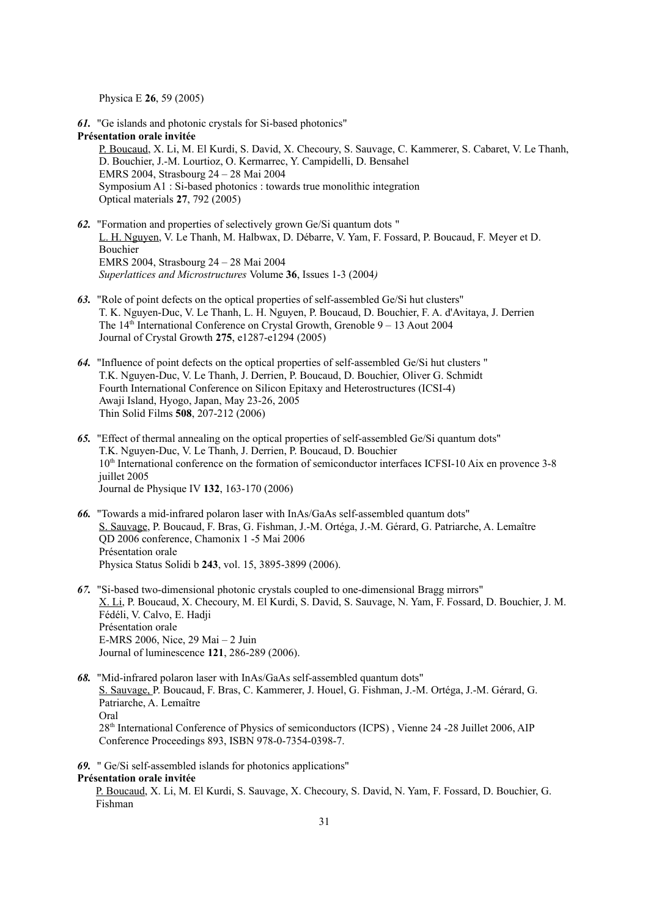Physica E **26**, 59 (2005)

***61.*** "Ge islands and photonic crystals for Si-based photonics"
**Présentation orale invitée**
P. Boucaud, X. Li, M. El Kurdi, S. David, X. Checoury, S. Sauvage, C. Kammerer, S. Cabaret, V. Le Thanh, D. Bouchier, J.-M. Lourtioz, O. Kermarrec, Y. Campidelli, D. Bensahel
EMRS 2004, Strasbourg 24 – 28 Mai 2004
Symposium A1 : Si-based photonics : towards true monolithic integration
Optical materials **27**, 792 (2005)

***62.*** "Formation and properties of selectively grown Ge/Si quantum dots "
L. H. Nguyen, V. Le Thanh, M. Halbwax, D. Débarre, V. Yam, F. Fossard, P. Boucaud, F. Meyer et D. Bouchier
EMRS 2004, Strasbourg 24 – 28 Mai 2004
*Superlattices and Microstructures* Volume **36**, Issues 1-3 (2004*)*

***63.*** "Role of point defects on the optical properties of self-assembled Ge/Si hut clusters"
T. K. Nguyen-Duc, V. Le Thanh, L. H. Nguyen, P. Boucaud, D. Bouchier, F. A. d'Avitaya, J. Derrien
The 14th International Conference on Crystal Growth, Grenoble 9 – 13 Aout 2004
Journal of Crystal Growth **275**, e1287-e1294 (2005)

***64.*** "Influence of point defects on the optical properties of self-assembled Ge/Si hut clusters "
T.K. Nguyen-Duc, V. Le Thanh, J. Derrien, P. Boucaud, D. Bouchier, Oliver G. Schmidt
Fourth International Conference on Silicon Epitaxy and Heterostructures (ICSI-4)
Awaji Island, Hyogo, Japan, May 23-26, 2005
Thin Solid Films **508**, 207-212 (2006)

***65.*** "Effect of thermal annealing on the optical properties of self-assembled Ge/Si quantum dots"
T.K. Nguyen-Duc, V. Le Thanh, J. Derrien, P. Boucaud, D. Bouchier
10th International conference on the formation of semiconductor interfaces ICFSI-10 Aix en provence 3-8 juillet 2005
Journal de Physique IV **132**, 163-170 (2006)

***66.*** "Towards a mid-infrared polaron laser with InAs/GaAs self-assembled quantum dots"
S. Sauvage, P. Boucaud, F. Bras, G. Fishman, J.-M. Ortéga, J.-M. Gérard, G. Patriarche, A. Lemaître
QD 2006 conference, Chamonix 1 -5 Mai 2006
Présentation orale
Physica Status Solidi b **243**, vol. 15, 3895-3899 (2006).

***67.*** "Si-based two-dimensional photonic crystals coupled to one-dimensional Bragg mirrors"
X. Li, P. Boucaud, X. Checoury, M. El Kurdi, S. David, S. Sauvage, N. Yam, F. Fossard, D. Bouchier, J. M. Fédéli, V. Calvo, E. Hadji
Présentation orale
E-MRS 2006, Nice, 29 Mai – 2 Juin
Journal of luminescence **121**, 286-289 (2006).

***68.*** "Mid-infrared polaron laser with InAs/GaAs self-assembled quantum dots"
S. Sauvage, P. Boucaud, F. Bras, C. Kammerer, J. Houel, G. Fishman, J.-M. Ortéga, J.-M. Gérard, G. Patriarche, A. Lemaître
Oral
28th International Conference of Physics of semiconductors (ICPS) , Vienne 24 -28 Juillet 2006, AIP Conference Proceedings 893, ISBN 978-0-7354-0398-7.

***69.*** " Ge/Si self-assembled islands for photonics applications"
**Présentation orale invitée**
P. Boucaud, X. Li, M. El Kurdi, S. Sauvage, X. Checoury, S. David, N. Yam, F. Fossard, D. Bouchier, G. Fishman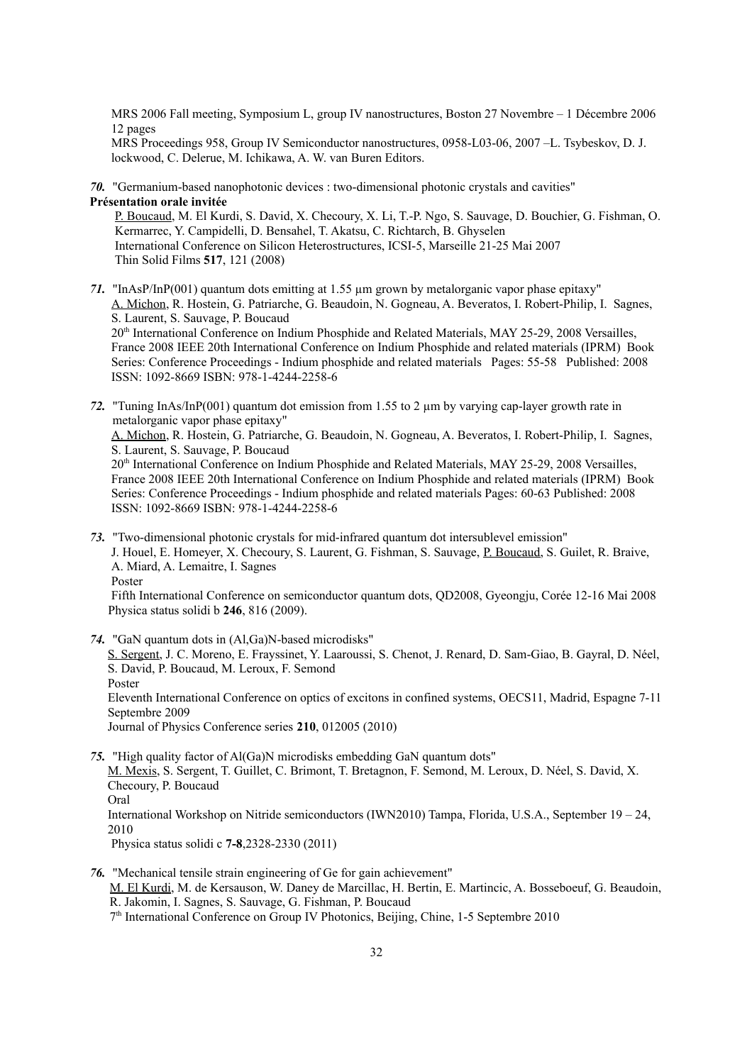MRS 2006 Fall meeting, Symposium L, group IV nanostructures, Boston 27 Novembre – 1 Décembre 2006 12 pages
MRS Proceedings 958, Group IV Semiconductor nanostructures, 0958-L03-06, 2007 –L. Tsybeskov, D. J. lockwood, C. Delerue, M. Ichikawa, A. W. van Buren Editors.

***70.*** "Germanium-based nanophotonic devices : two-dimensional photonic crystals and cavities"
**Présentation orale invitée**
P. Boucaud, M. El Kurdi, S. David, X. Checoury, X. Li, T.-P. Ngo, S. Sauvage, D. Bouchier, G. Fishman, O. Kermarrec, Y. Campidelli, D. Bensahel, T. Akatsu, C. Richtarch, B. Ghyselen
International Conference on Silicon Heterostructures, ICSI-5, Marseille 21-25 Mai 2007
Thin Solid Films **517**, 121 (2008)

***71.*** "InAsP/InP(001) quantum dots emitting at 1.55 µm grown by metalorganic vapor phase epitaxy"
A. Michon, R. Hostein, G. Patriarche, G. Beaudoin, N. Gogneau, A. Beveratos, I. Robert-Philip, I. Sagnes, S. Laurent, S. Sauvage, P. Boucaud
20th International Conference on Indium Phosphide and Related Materials, MAY 25-29, 2008 Versailles, France 2008 IEEE 20th International Conference on Indium Phosphide and related materials (IPRM) Book Series: Conference Proceedings - Indium phosphide and related materials Pages: 55-58 Published: 2008 ISSN: 1092-8669 ISBN: 978-1-4244-2258-6

***72.*** "Tuning InAs/InP(001) quantum dot emission from 1.55 to 2 µm by varying cap-layer growth rate in metalorganic vapor phase epitaxy"
A. Michon, R. Hostein, G. Patriarche, G. Beaudoin, N. Gogneau, A. Beveratos, I. Robert-Philip, I. Sagnes, S. Laurent, S. Sauvage, P. Boucaud
20th International Conference on Indium Phosphide and Related Materials, MAY 25-29, 2008 Versailles, France 2008 IEEE 20th International Conference on Indium Phosphide and related materials (IPRM) Book Series: Conference Proceedings - Indium phosphide and related materials Pages: 60-63 Published: 2008 ISSN: 1092-8669 ISBN: 978-1-4244-2258-6

***73.*** "Two-dimensional photonic crystals for mid-infrared quantum dot intersublevel emission"
J. Houel, E. Homeyer, X. Checoury, S. Laurent, G. Fishman, S. Sauvage, P. Boucaud, S. Guilet, R. Braive, A. Miard, A. Lemaitre, I. Sagnes
Poster
Fifth International Conference on semiconductor quantum dots, QD2008, Gyeongju, Corée 12-16 Mai 2008
Physica status solidi b **246**, 816 (2009).

***74.*** "GaN quantum dots in (Al,Ga)N-based microdisks"
S. Sergent, J. C. Moreno, E. Frayssinet, Y. Laaroussi, S. Chenot, J. Renard, D. Sam-Giao, B. Gayral, D. Néel, S. David, P. Boucaud, M. Leroux, F. Semond
Poster
Eleventh International Conference on optics of excitons in confined systems, OECS11, Madrid, Espagne 7-11 Septembre 2009
Journal of Physics Conference series **210**, 012005 (2010)

***75.*** "High quality factor of Al(Ga)N microdisks embedding GaN quantum dots"
M. Mexis, S. Sergent, T. Guillet, C. Brimont, T. Bretagnon, F. Semond, M. Leroux, D. Néel, S. David, X. Checoury, P. Boucaud
Oral
International Workshop on Nitride semiconductors (IWN2010) Tampa, Florida, U.S.A., September 19 – 24, 2010
Physica status solidi c **7-8**,2328-2330 (2011)

***76.*** "Mechanical tensile strain engineering of Ge for gain achievement"
M. El Kurdi, M. de Kersauson, W. Daney de Marcillac, H. Bertin, E. Martincic, A. Bosseboeuf, G. Beaudoin, R. Jakomin, I. Sagnes, S. Sauvage, G. Fishman, P. Boucaud
7th International Conference on Group IV Photonics, Beijing, Chine, 1-5 Septembre 2010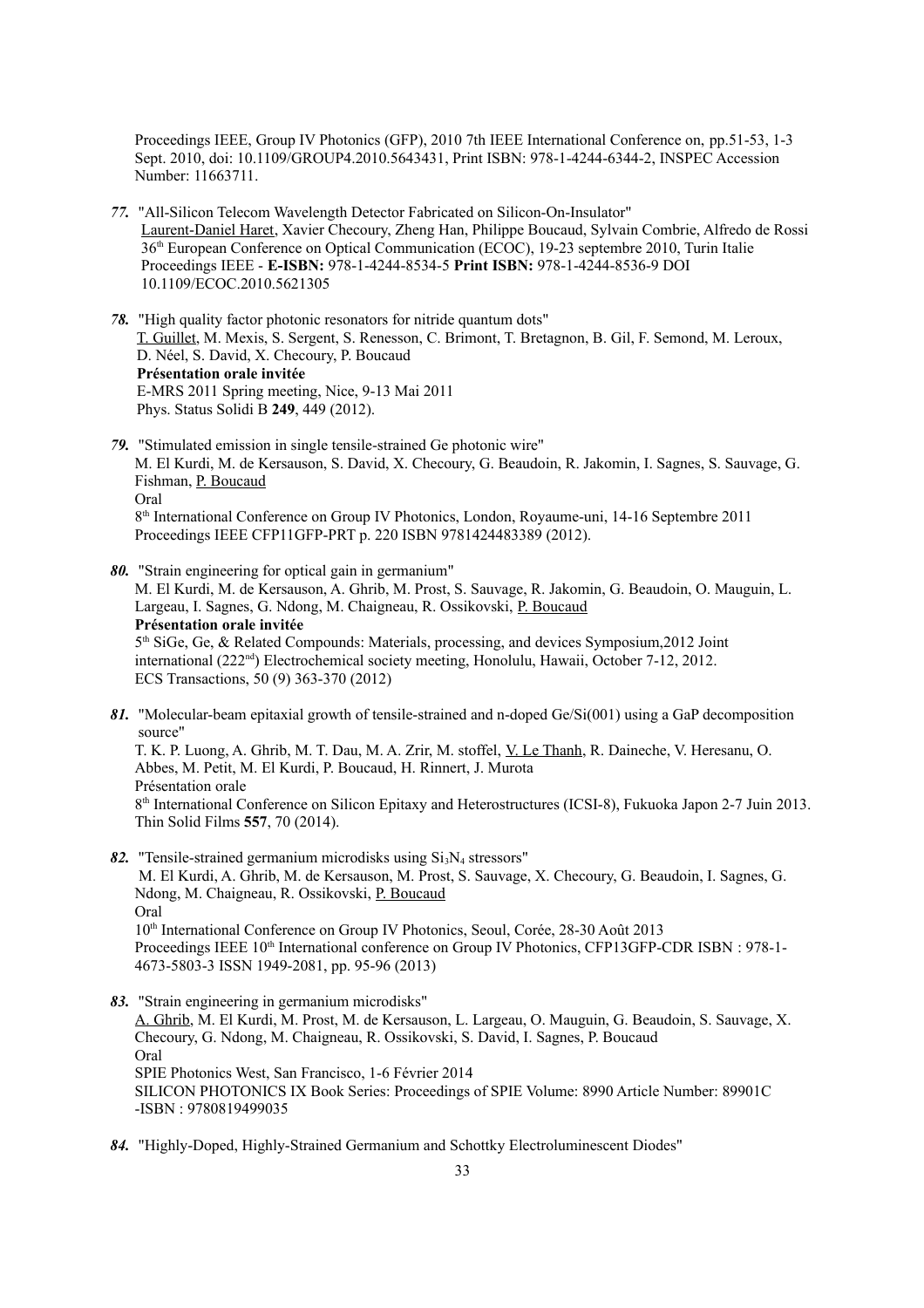Proceedings IEEE, Group IV Photonics (GFP), 2010 7th IEEE International Conference on, pp.51-53, 1-3 Sept. 2010, doi: 10.1109/GROUP4.2010.5643431, Print ISBN: 978-1-4244-6344-2, INSPEC Accession Number: 11663711.

***77.*** "All-Silicon Telecom Wavelength Detector Fabricated on Silicon-On-Insulator"
Laurent-Daniel Haret, Xavier Checoury, Zheng Han, Philippe Boucaud, Sylvain Combrie, Alfredo de Rossi
36th European Conference on Optical Communication (ECOC), 19-23 septembre 2010, Turin Italie
Proceedings IEEE - **E-ISBN:** 978-1-4244-8534-5 **Print ISBN:** 978-1-4244-8536-9 DOI 10.1109/ECOC.2010.5621305

***78.*** "High quality factor photonic resonators for nitride quantum dots"
T. Guillet, M. Mexis, S. Sergent, S. Renesson, C. Brimont, T. Bretagnon, B. Gil, F. Semond, M. Leroux, D. Néel, S. David, X. Checoury, P. Boucaud
**Présentation orale invitée**
E-MRS 2011 Spring meeting, Nice, 9-13 Mai 2011
Phys. Status Solidi B **249**, 449 (2012).

***79.*** "Stimulated emission in single tensile-strained Ge photonic wire"
M. El Kurdi, M. de Kersauson, S. David, X. Checoury, G. Beaudoin, R. Jakomin, I. Sagnes, S. Sauvage, G. Fishman, P. Boucaud
Oral
8th International Conference on Group IV Photonics, London, Royaume-uni, 14-16 Septembre 2011
Proceedings IEEE CFP11GFP-PRT p. 220 ISBN 9781424483389 (2012).

***80.*** "Strain engineering for optical gain in germanium"
M. El Kurdi, M. de Kersauson, A. Ghrib, M. Prost, S. Sauvage, R. Jakomin, G. Beaudoin, O. Mauguin, L. Largeau, I. Sagnes, G. Ndong, M. Chaigneau, R. Ossikovski, P. Boucaud
**Présentation orale invitée**
5th SiGe, Ge, & Related Compounds: Materials, processing, and devices Symposium,2012 Joint international (222nd) Electrochemical society meeting, Honolulu, Hawaii, October 7-12, 2012.
ECS Transactions, 50 (9) 363-370 (2012)

***81.*** "Molecular-beam epitaxial growth of tensile-strained and n-doped Ge/Si(001) using a GaP decomposition source"
T. K. P. Luong, A. Ghrib, M. T. Dau, M. A. Zrir, M. stoffel, V. Le Thanh, R. Daineche, V. Heresanu, O. Abbes, M. Petit, M. El Kurdi, P. Boucaud, H. Rinnert, J. Murota
Présentation orale
8th International Conference on Silicon Epitaxy and Heterostructures (ICSI-8), Fukuoka Japon 2-7 Juin 2013.
Thin Solid Films **557**, 70 (2014).

***82.*** "Tensile-strained germanium microdisks using $Si_3N_4$ stressors"
M. El Kurdi, A. Ghrib, M. de Kersauson, M. Prost, S. Sauvage, X. Checoury, G. Beaudoin, I. Sagnes, G. Ndong, M. Chaigneau, R. Ossikovski, P. Boucaud
Oral
10th International Conference on Group IV Photonics, Seoul, Corée, 28-30 Août 2013
Proceedings IEEE 10th International conference on Group IV Photonics, CFP13GFP-CDR ISBN : 978-1-4673-5803-3 ISSN 1949-2081, pp. 95-96 (2013)

***83.*** "Strain engineering in germanium microdisks"
A. Ghrib, M. El Kurdi, M. Prost, M. de Kersauson, L. Largeau, O. Mauguin, G. Beaudoin, S. Sauvage, X. Checoury, G. Ndong, M. Chaigneau, R. Ossikovski, S. David, I. Sagnes, P. Boucaud
Oral
SPIE Photonics West, San Francisco, 1-6 Février 2014
SILICON PHOTONICS IX Book Series: Proceedings of SPIE Volume: 8990 Article Number: 89901C -ISBN : 9780819499035

***84.*** "Highly-Doped, Highly-Strained Germanium and Schottky Electroluminescent Diodes"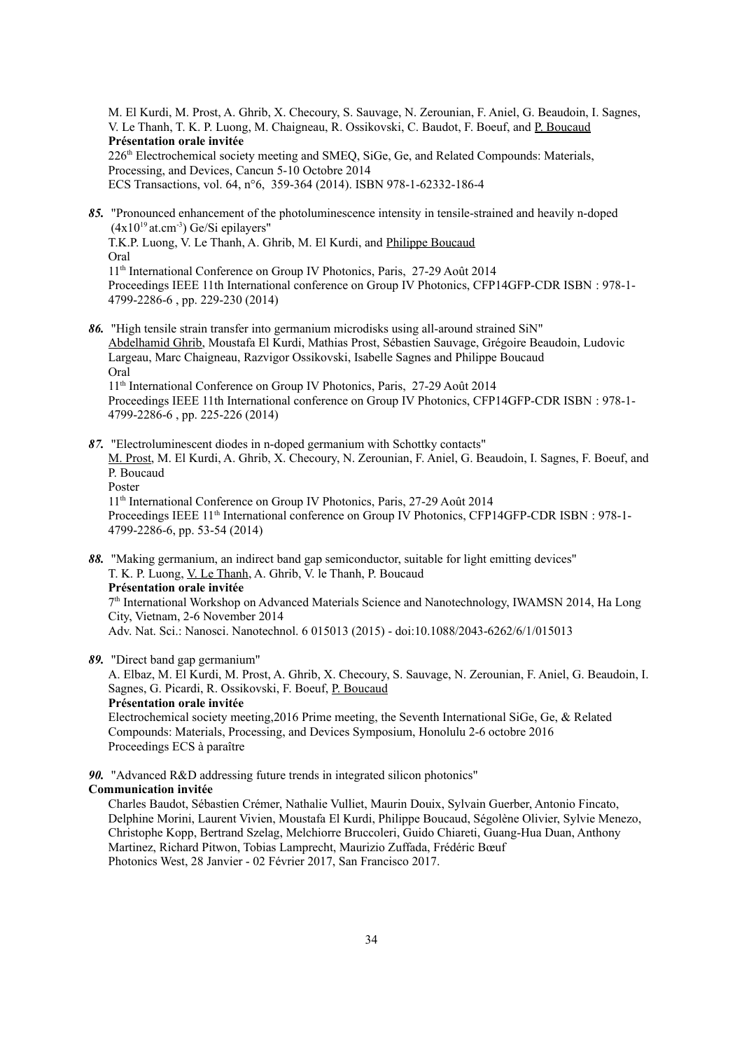M. El Kurdi, M. Prost, A. Ghrib, X. Checoury, S. Sauvage, N. Zerounian, F. Aniel, G. Beaudoin, I. Sagnes, V. Le Thanh, T. K. P. Luong, M. Chaigneau, R. Ossikovski, C. Baudot, F. Boeuf, and <u>P. Boucaud</u>
**Présentation orale invitée**
226th Electrochemical society meeting and SMEQ, SiGe, Ge, and Related Compounds: Materials, Processing, and Devices, Cancun 5-10 Octobre 2014
ECS Transactions, vol. 64, n°6, 359-364 (2014). ISBN 978-1-62332-186-4

***85.*** "Pronounced enhancement of the photoluminescence intensity in tensile-strained and heavily n-doped ($4x10^{19}$ at.cm$^{-3}$) Ge/Si epilayers"
T.K.P. Luong, V. Le Thanh, A. Ghrib, M. El Kurdi, and <u>Philippe Boucaud</u>
Oral
11th International Conference on Group IV Photonics, Paris, 27-29 Août 2014
Proceedings IEEE 11th International conference on Group IV Photonics, CFP14GFP-CDR ISBN : 978-1-4799-2286-6 , pp. 229-230 (2014)

***86.*** "High tensile strain transfer into germanium microdisks using all-around strained SiN"
<u>Abdelhamid Ghrib</u>, Moustafa El Kurdi, Mathias Prost, Sébastien Sauvage, Grégoire Beaudoin, Ludovic Largeau, Marc Chaigneau, Razvigor Ossikovski, Isabelle Sagnes and Philippe Boucaud
Oral
11th International Conference on Group IV Photonics, Paris, 27-29 Août 2014
Proceedings IEEE 11th International conference on Group IV Photonics, CFP14GFP-CDR ISBN : 978-1-4799-2286-6 , pp. 225-226 (2014)

***87.*** "Electroluminescent diodes in n-doped germanium with Schottky contacts"
<u>M. Prost</u>, M. El Kurdi, A. Ghrib, X. Checoury, N. Zerounian, F. Aniel, G. Beaudoin, I. Sagnes, F. Boeuf, and P. Boucaud
Poster
11th International Conference on Group IV Photonics, Paris, 27-29 Août 2014
Proceedings IEEE 11th International conference on Group IV Photonics, CFP14GFP-CDR ISBN : 978-1-4799-2286-6, pp. 53-54 (2014)

***88.*** "Making germanium, an indirect band gap semiconductor, suitable for light emitting devices"
T. K. P. Luong, <u>V. Le Thanh</u>, A. Ghrib, V. le Thanh, P. Boucaud
**Présentation orale invitée**
7th International Workshop on Advanced Materials Science and Nanotechnology, IWAMSN 2014, Ha Long City, Vietnam, 2-6 November 2014
Adv. Nat. Sci.: Nanosci. Nanotechnol. 6 015013 (2015) - doi:10.1088/2043-6262/6/1/015013

***89.*** "Direct band gap germanium"
A. Elbaz, M. El Kurdi, M. Prost, A. Ghrib, X. Checoury, S. Sauvage, N. Zerounian, F. Aniel, G. Beaudoin, I. Sagnes, G. Picardi, R. Ossikovski, F. Boeuf, <u>P. Boucaud</u>
**Présentation orale invitée**
Electrochemical society meeting,2016 Prime meeting, the Seventh International SiGe, Ge, & Related Compounds: Materials, Processing, and Devices Symposium, Honolulu 2-6 octobre 2016
Proceedings ECS à paraître

***90.*** "Advanced R&D addressing future trends in integrated silicon photonics"
**Communication invitée**
Charles Baudot, Sébastien Crémer, Nathalie Vulliet, Maurin Douix, Sylvain Guerber, Antonio Fincato, Delphine Morini, Laurent Vivien, Moustafa El Kurdi, Philippe Boucaud, Ségolène Olivier, Sylvie Menezo, Christophe Kopp, Bertrand Szelag, Melchiorre Bruccoleri, Guido Chiareti, Guang-Hua Duan, Anthony Martinez, Richard Pitwon, Tobias Lamprecht, Maurizio Zuffada, Frédéric Bœuf
Photonics West, 28 Janvier - 02 Février 2017, San Francisco 2017.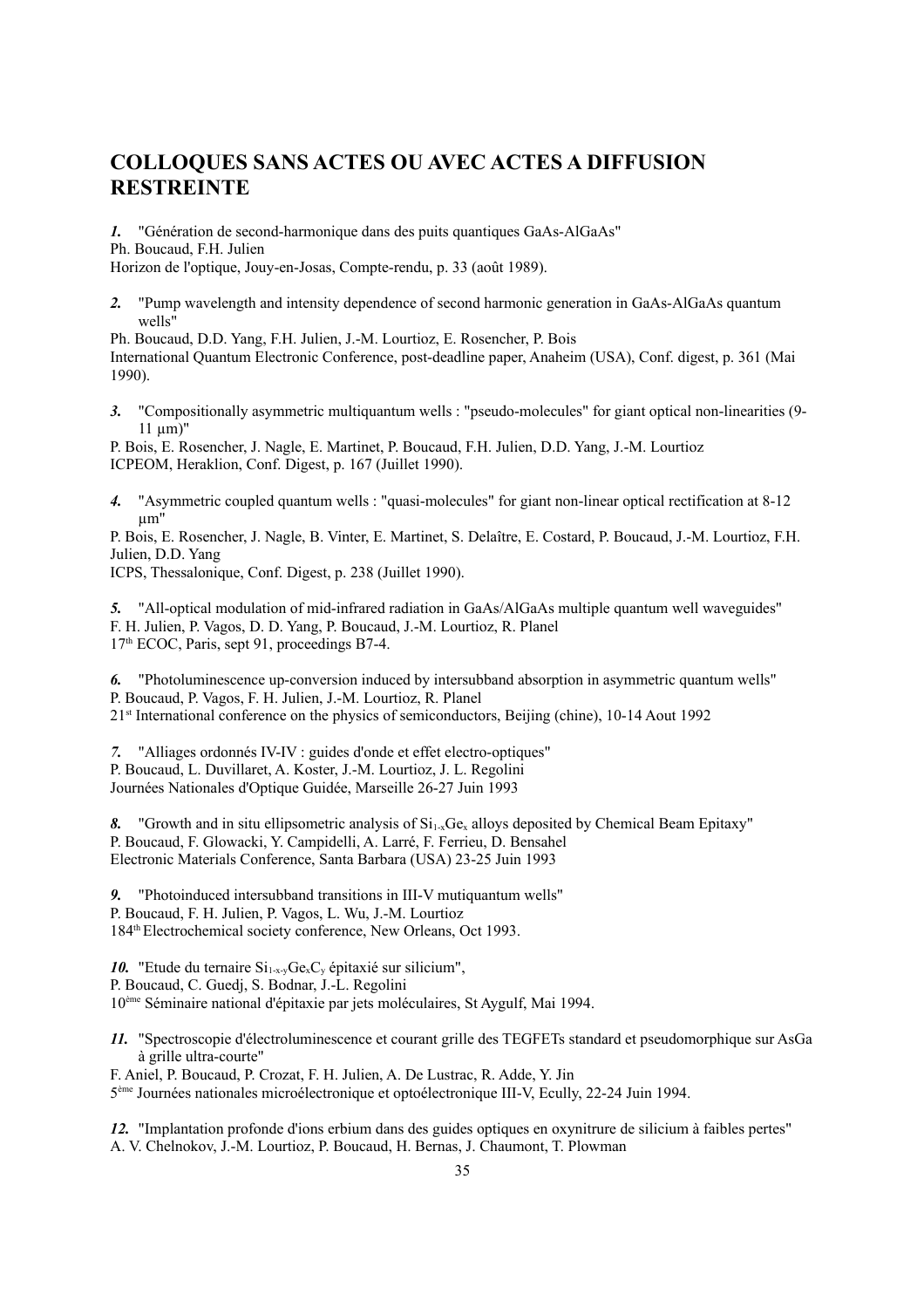# COLLOQUES SANS ACTES OU AVEC ACTES A DIFFUSION RESTREINTE

***1.*** "Génération de second-harmonique dans des puits quantiques GaAs-AlGaAs"
Ph. Boucaud, F.H. Julien
Horizon de l'optique, Jouy-en-Josas, Compte-rendu, p. 33 (août 1989).

***2.*** "Pump wavelength and intensity dependence of second harmonic generation in GaAs-AlGaAs quantum wells"
Ph. Boucaud, D.D. Yang, F.H. Julien, J.-M. Lourtioz, E. Rosencher, P. Bois
International Quantum Electronic Conference, post-deadline paper, Anaheim (USA), Conf. digest, p. 361 (Mai 1990).

***3.*** "Compositionally asymmetric multiquantum wells : "pseudo-molecules" for giant optical non-linearities (9-11 µm)"
P. Bois, E. Rosencher, J. Nagle, E. Martinet, P. Boucaud, F.H. Julien, D.D. Yang, J.-M. Lourtioz
ICPEOM, Heraklion, Conf. Digest, p. 167 (Juillet 1990).

***4.*** "Asymmetric coupled quantum wells : "quasi-molecules" for giant non-linear optical rectification at 8-12 µm"
P. Bois, E. Rosencher, J. Nagle, B. Vinter, E. Martinet, S. Delaître, E. Costard, P. Boucaud, J.-M. Lourtioz, F.H. Julien, D.D. Yang
ICPS, Thessalonique, Conf. Digest, p. 238 (Juillet 1990).

***5.*** "All-optical modulation of mid-infrared radiation in GaAs/AlGaAs multiple quantum well waveguides"
F. H. Julien, P. Vagos, D. D. Yang, P. Boucaud, J.-M. Lourtioz, R. Planel
17th ECOC, Paris, sept 91, proceedings B7-4.

***6.*** "Photoluminescence up-conversion induced by intersubband absorption in asymmetric quantum wells"
P. Boucaud, P. Vagos, F. H. Julien, J.-M. Lourtioz, R. Planel
21st International conference on the physics of semiconductors, Beijing (chine), 10-14 Aout 1992

***7.*** "Alliages ordonnés IV-IV : guides d'onde et effet electro-optiques"
P. Boucaud, L. Duvillaret, A. Koster, J.-M. Lourtioz, J. L. Regolini
Journées Nationales d'Optique Guidée, Marseille 26-27 Juin 1993

***8.*** "Growth and in situ ellipsometric analysis of $Si_{1-x}Ge_x$ alloys deposited by Chemical Beam Epitaxy"
P. Boucaud, F. Glowacki, Y. Campidelli, A. Larré, F. Ferrieu, D. Bensahel
Electronic Materials Conference, Santa Barbara (USA) 23-25 Juin 1993

***9.*** "Photoinduced intersubband transitions in III-V mutiquantum wells"
P. Boucaud, F. H. Julien, P. Vagos, L. Wu, J.-M. Lourtioz
184th Electrochemical society conference, New Orleans, Oct 1993.

***10.*** "Etude du ternaire $Si_{1-x-y}Ge_xC_y$ épitaxié sur silicium",
P. Boucaud, C. Guedj, S. Bodnar, J.-L. Regolini
10ème Séminaire national d'épitaxie par jets moléculaires, St Aygulf, Mai 1994.

***11.*** "Spectroscopie d'électroluminescence et courant grille des TEGFETs standard et pseudomorphique sur AsGa à grille ultra-courte"
F. Aniel, P. Boucaud, P. Crozat, F. H. Julien, A. De Lustrac, R. Adde, Y. Jin
5ème Journées nationales microélectronique et optoélectronique III-V, Ecully, 22-24 Juin 1994.

***12.*** "Implantation profonde d'ions erbium dans des guides optiques en oxynitrure de silicium à faibles pertes"
A. V. Chelnokov, J.-M. Lourtioz, P. Boucaud, H. Bernas, J. Chaumont, T. Plowman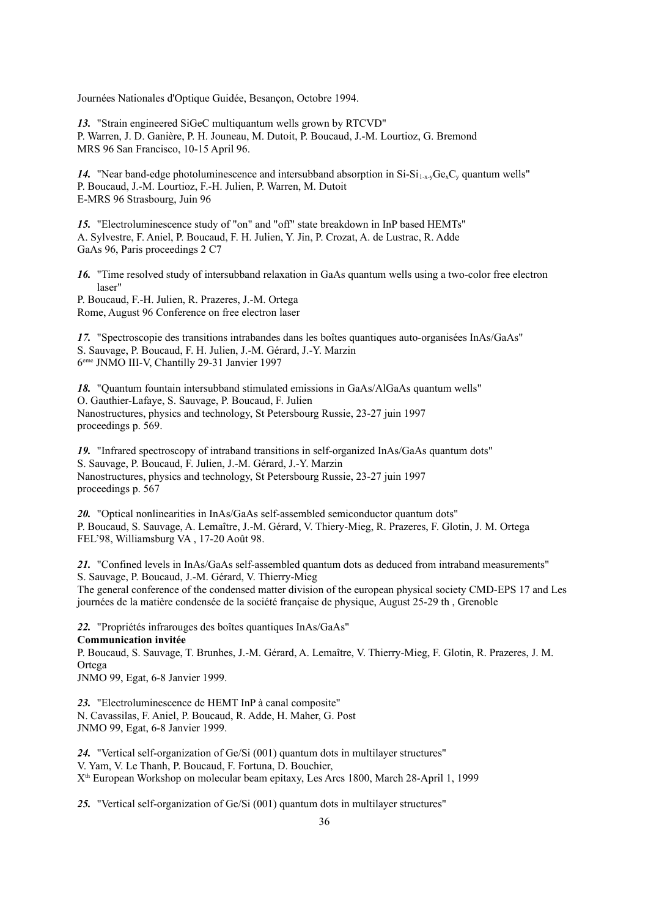Journées Nationales d'Optique Guidée, Besançon, Octobre 1994.

***13.*** "Strain engineered SiGeC multiquantum wells grown by RTCVD"
P. Warren, J. D. Ganière, P. H. Jouneau, M. Dutoit, P. Boucaud, J.-M. Lourtioz, G. Bremond
MRS 96 San Francisco, 10-15 April 96.

***14.*** "Near band-edge photoluminescence and intersubband absorption in $Si$-$Si_{1-x-y}Ge_xC_y$ quantum wells"
P. Boucaud, J.-M. Lourtioz, F.-H. Julien, P. Warren, M. Dutoit
E-MRS 96 Strasbourg, Juin 96

***15.*** "Electroluminescence study of "on" and "off" state breakdown in InP based HEMTs"
A. Sylvestre, F. Aniel, P. Boucaud, F. H. Julien, Y. Jin, P. Crozat, A. de Lustrac, R. Adde
GaAs 96, Paris proceedings 2 C7

***16.*** "Time resolved study of intersubband relaxation in GaAs quantum wells using a two-color free electron laser"
P. Boucaud, F.-H. Julien, R. Prazeres, J.-M. Ortega
Rome, August 96 Conference on free electron laser

***17.*** "Spectroscopie des transitions intrabandes dans les boîtes quantiques auto-organisées InAs/GaAs"
S. Sauvage, P. Boucaud, F. H. Julien, J.-M. Gérard, J.-Y. Marzin
6[eme] JNMO III-V, Chantilly 29-31 Janvier 1997

***18.*** "Quantum fountain intersubband stimulated emissions in GaAs/AlGaAs quantum wells"
O. Gauthier-Lafaye, S. Sauvage, P. Boucaud, F. Julien
Nanostructures, physics and technology, St Petersbourg Russie, 23-27 juin 1997
proceedings p. 569.

***19.*** "Infrared spectroscopy of intraband transitions in self-organized InAs/GaAs quantum dots"
S. Sauvage, P. Boucaud, F. Julien, J.-M. Gérard, J.-Y. Marzin
Nanostructures, physics and technology, St Petersbourg Russie, 23-27 juin 1997
proceedings p. 567

***20.*** "Optical nonlinearities in InAs/GaAs self-assembled semiconductor quantum dots"
P. Boucaud, S. Sauvage, A. Lemaître, J.-M. Gérard, V. Thiery-Mieg, R. Prazeres, F. Glotin, J. M. Ortega
FEL'98, Williamsburg VA , 17-20 Août 98.

***21.*** "Confined levels in InAs/GaAs self-assembled quantum dots as deduced from intraband measurements"
S. Sauvage, P. Boucaud, J.-M. Gérard, V. Thierry-Mieg
The general conference of the condensed matter division of the european physical society CMD-EPS 17 and Les journées de la matière condensée de la société française de physique, August 25-29 th , Grenoble

***22.*** "Propriétés infrarouges des boîtes quantiques InAs/GaAs"
**Communication invitée**
P. Boucaud, S. Sauvage, T. Brunhes, J.-M. Gérard, A. Lemaître, V. Thierry-Mieg, F. Glotin, R. Prazeres, J. M. Ortega
JNMO 99, Egat, 6-8 Janvier 1999.

***23.*** "Electroluminescence de HEMT InP à canal composite"
N. Cavassilas, F. Aniel, P. Boucaud, R. Adde, H. Maher, G. Post
JNMO 99, Egat, 6-8 Janvier 1999.

***24.*** "Vertical self-organization of Ge/Si (001) quantum dots in multilayer structures"
V. Yam, V. Le Thanh, P. Boucaud, F. Fortuna, D. Bouchier,
X[th] European Workshop on molecular beam epitaxy, Les Arcs 1800, March 28-April 1, 1999

***25.*** "Vertical self-organization of Ge/Si (001) quantum dots in multilayer structures"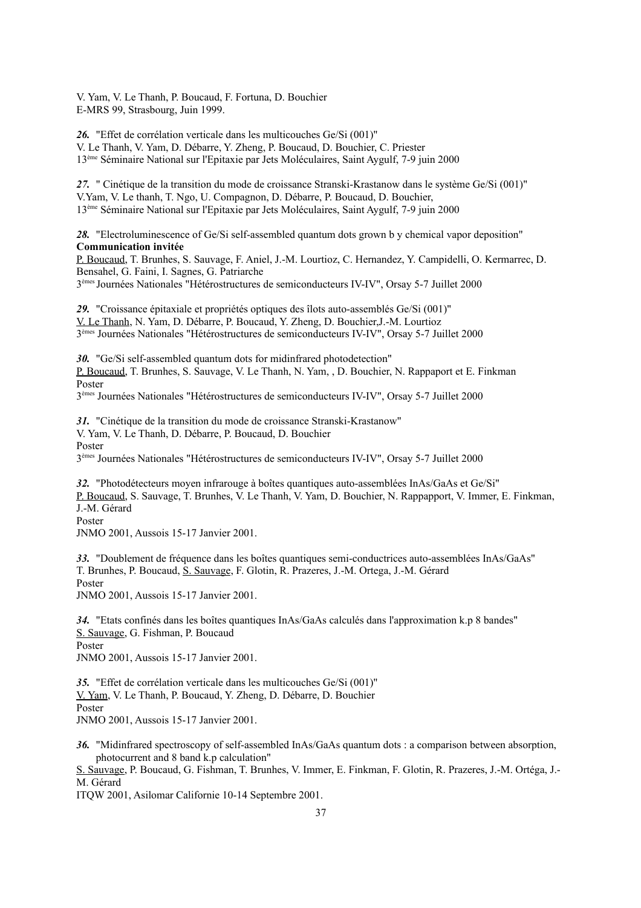V. Yam, V. Le Thanh, P. Boucaud, F. Fortuna, D. Bouchier
E-MRS 99, Strasbourg, Juin 1999.

***26.*** "Effet de corrélation verticale dans les multicouches Ge/Si (001)"
V. Le Thanh, V. Yam, D. Débarre, Y. Zheng, P. Boucaud, D. Bouchier, C. Priester
13ème Séminaire National sur l'Epitaxie par Jets Moléculaires, Saint Aygulf, 7-9 juin 2000

***27.*** " Cinétique de la transition du mode de croissance Stranski-Krastanow dans le système Ge/Si (001)"
V.Yam, V. Le thanh, T. Ngo, U. Compagnon, D. Débarre, P. Boucaud, D. Bouchier,
13ème Séminaire National sur l'Epitaxie par Jets Moléculaires, Saint Aygulf, 7-9 juin 2000

***28.*** "Electroluminescence of Ge/Si self-assembled quantum dots grown b y chemical vapor deposition"
**Communication invitée**
P. Boucaud, T. Brunhes, S. Sauvage, F. Aniel, J.-M. Lourtioz, C. Hernandez, Y. Campidelli, O. Kermarrec, D. Bensahel, G. Faini, I. Sagnes, G. Patriarche
3èmes Journées Nationales "Hétérostructures de semiconducteurs IV-IV", Orsay 5-7 Juillet 2000

***29.*** "Croissance épitaxiale et propriétés optiques des îlots auto-assemblés Ge/Si (001)"
V. Le Thanh, N. Yam, D. Débarre, P. Boucaud, Y. Zheng, D. Bouchier,J.-M. Lourtioz
3èmes Journées Nationales "Hétérostructures de semiconducteurs IV-IV", Orsay 5-7 Juillet 2000

***30.*** "Ge/Si self-assembled quantum dots for midinfrared photodetection"
P. Boucaud, T. Brunhes, S. Sauvage, V. Le Thanh, N. Yam, , D. Bouchier, N. Rappaport et E. Finkman
Poster
3èmes Journées Nationales "Hétérostructures de semiconducteurs IV-IV", Orsay 5-7 Juillet 2000

***31.*** "Cinétique de la transition du mode de croissance Stranski-Krastanow"
V. Yam, V. Le Thanh, D. Débarre, P. Boucaud, D. Bouchier
Poster
3èmes Journées Nationales "Hétérostructures de semiconducteurs IV-IV", Orsay 5-7 Juillet 2000

***32.*** "Photodétecteurs moyen infrarouge à boîtes quantiques auto-assemblées InAs/GaAs et Ge/Si"
P. Boucaud, S. Sauvage, T. Brunhes, V. Le Thanh, V. Yam, D. Bouchier, N. Rappapport, V. Immer, E. Finkman, J.-M. Gérard
Poster
JNMO 2001, Aussois 15-17 Janvier 2001.

***33.*** "Doublement de fréquence dans les boîtes quantiques semi-conductrices auto-assemblées InAs/GaAs"
T. Brunhes, P. Boucaud, S. Sauvage, F. Glotin, R. Prazeres, J.-M. Ortega, J.-M. Gérard
Poster
JNMO 2001, Aussois 15-17 Janvier 2001.

***34.*** "Etats confinés dans les boîtes quantiques InAs/GaAs calculés dans l'approximation k.p 8 bandes"
S. Sauvage, G. Fishman, P. Boucaud
Poster
JNMO 2001, Aussois 15-17 Janvier 2001.

***35.*** "Effet de corrélation verticale dans les multicouches Ge/Si (001)"
V. Yam, V. Le Thanh, P. Boucaud, Y. Zheng, D. Débarre, D. Bouchier
Poster
JNMO 2001, Aussois 15-17 Janvier 2001.

***36.*** "Midinfrared spectroscopy of self-assembled InAs/GaAs quantum dots : a comparison between absorption, photocurrent and 8 band k.p calculation"
S. Sauvage, P. Boucaud, G. Fishman, T. Brunhes, V. Immer, E. Finkman, F. Glotin, R. Prazeres, J.-M. Ortéga, J.-M. Gérard
ITQW 2001, Asilomar Californie 10-14 Septembre 2001.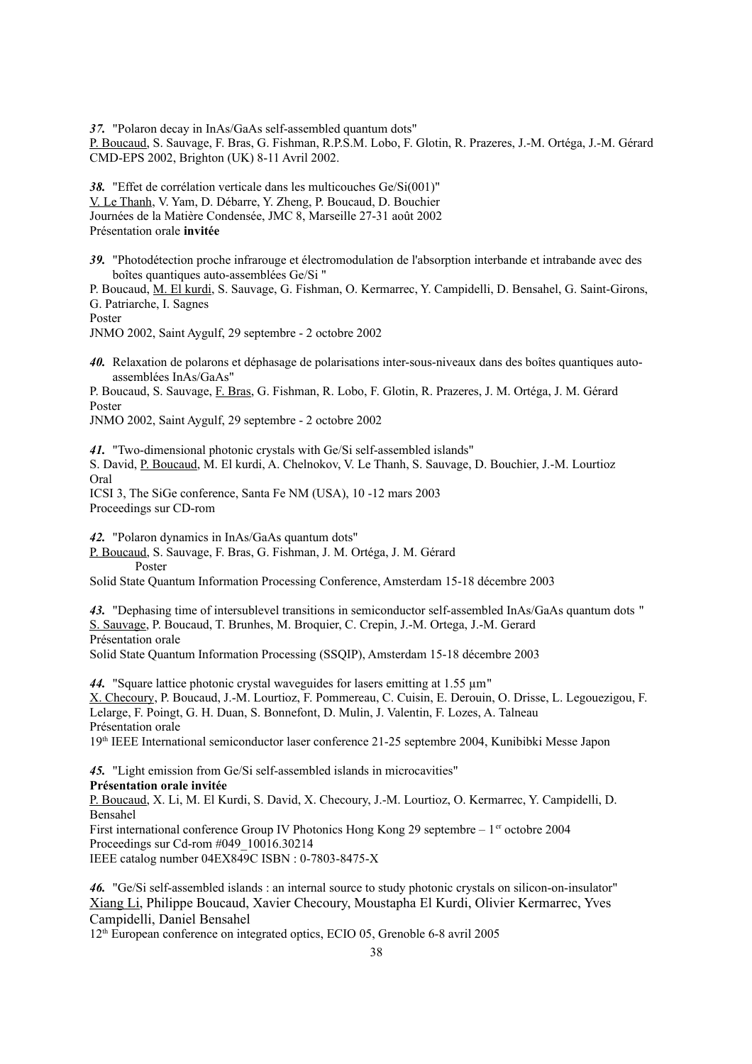***37.*** "Polaron decay in InAs/GaAs self-assembled quantum dots"
P. Boucaud, S. Sauvage, F. Bras, G. Fishman, R.P.S.M. Lobo, F. Glotin, R. Prazeres, J.-M. Ortéga, J.-M. Gérard
CMD-EPS 2002, Brighton (UK) 8-11 Avril 2002.

***38.*** "Effet de corrélation verticale dans les multicouches Ge/Si(001)"
V. Le Thanh, V. Yam, D. Débarre, Y. Zheng, P. Boucaud, D. Bouchier
Journées de la Matière Condensée, JMC 8, Marseille 27-31 août 2002
Présentation orale **invitée**

***39.*** "Photodétection proche infrarouge et électromodulation de l'absorption interbande et intrabande avec des boîtes quantiques auto-assemblées Ge/Si "
P. Boucaud, M. El kurdi, S. Sauvage, G. Fishman, O. Kermarrec, Y. Campidelli, D. Bensahel, G. Saint-Girons, G. Patriarche, I. Sagnes
Poster
JNMO 2002, Saint Aygulf, 29 septembre - 2 octobre 2002

***40.*** Relaxation de polarons et déphasage de polarisations inter-sous-niveaux dans des boîtes quantiques auto-assemblées InAs/GaAs"
P. Boucaud, S. Sauvage, F. Bras, G. Fishman, R. Lobo, F. Glotin, R. Prazeres, J. M. Ortéga, J. M. Gérard
Poster
JNMO 2002, Saint Aygulf, 29 septembre - 2 octobre 2002

***41.*** "Two-dimensional photonic crystals with Ge/Si self-assembled islands"
S. David, P. Boucaud, M. El kurdi, A. Chelnokov, V. Le Thanh, S. Sauvage, D. Bouchier, J.-M. Lourtioz
Oral
ICSI 3, The SiGe conference, Santa Fe NM (USA), 10 -12 mars 2003
Proceedings sur CD-rom

***42.*** "Polaron dynamics in InAs/GaAs quantum dots"
P. Boucaud, S. Sauvage, F. Bras, G. Fishman, J. M. Ortéga, J. M. Gérard
Poster
Solid State Quantum Information Processing Conference, Amsterdam 15-18 décembre 2003

***43.*** "Dephasing time of intersublevel transitions in semiconductor self-assembled InAs/GaAs quantum dots "
S. Sauvage, P. Boucaud, T. Brunhes, M. Broquier, C. Crepin, J.-M. Ortega, J.-M. Gerard
Présentation orale
Solid State Quantum Information Processing (SSQIP), Amsterdam 15-18 décembre 2003

***44.*** "Square lattice photonic crystal waveguides for lasers emitting at 1.55 µm"
X. Checoury, P. Boucaud, J.-M. Lourtioz, F. Pommereau, C. Cuisin, E. Derouin, O. Drisse, L. Legouezigou, F. Lelarge, F. Poingt, G. H. Duan, S. Bonnefont, D. Mulin, J. Valentin, F. Lozes, A. Talneau
Présentation orale
19th IEEE International semiconductor laser conference 21-25 septembre 2004, Kunibibki Messe Japon

***45.*** "Light emission from Ge/Si self-assembled islands in microcavities"
**Présentation orale invitée**
P. Boucaud, X. Li, M. El Kurdi, S. David, X. Checoury, J.-M. Lourtioz, O. Kermarrec, Y. Campidelli, D. Bensahel
First international conference Group IV Photonics Hong Kong 29 septembre – 1er octobre 2004
Proceedings sur Cd-rom #049_10016.30214
IEEE catalog number 04EX849C ISBN : 0-7803-8475-X

***46.*** "Ge/Si self-assembled islands : an internal source to study photonic crystals on silicon-on-insulator"
Xiang Li, Philippe Boucaud, Xavier Checoury, Moustapha El Kurdi, Olivier Kermarrec, Yves Campidelli, Daniel Bensahel
12th European conference on integrated optics, ECIO 05, Grenoble 6-8 avril 2005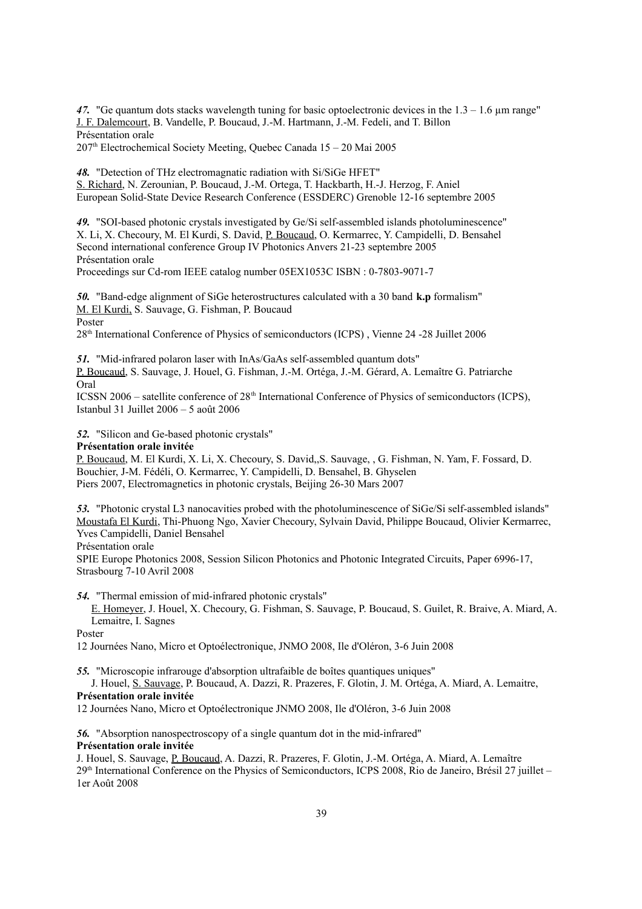***47.*** "Ge quantum dots stacks wavelength tuning for basic optoelectronic devices in the 1.3 – 1.6 µm range"
J. F. Dalemcourt, B. Vandelle, P. Boucaud, J.-M. Hartmann, J.-M. Fedeli, and T. Billon
Présentation orale
207th Electrochemical Society Meeting, Quebec Canada 15 – 20 Mai 2005

***48.*** "Detection of THz electromagnatic radiation with Si/SiGe HFET"
S. Richard, N. Zerounian, P. Boucaud, J.-M. Ortega, T. Hackbarth, H.-J. Herzog, F. Aniel
European Solid-State Device Research Conference (ESSDERC) Grenoble 12-16 septembre 2005

***49.*** "SOI-based photonic crystals investigated by Ge/Si self-assembled islands photoluminescence"
X. Li, X. Checoury, M. El Kurdi, S. David, P. Boucaud, O. Kermarrec, Y. Campidelli, D. Bensahel
Second international conference Group IV Photonics Anvers 21-23 septembre 2005
Présentation orale
Proceedings sur Cd-rom IEEE catalog number 05EX1053C ISBN : 0-7803-9071-7

***50.*** "Band-edge alignment of SiGe heterostructures calculated with a 30 band **k.p** formalism"
M. El Kurdi, S. Sauvage, G. Fishman, P. Boucaud
Poster
28th International Conference of Physics of semiconductors (ICPS) , Vienne 24 -28 Juillet 2006

***51.*** "Mid-infrared polaron laser with InAs/GaAs self-assembled quantum dots"
P. Boucaud, S. Sauvage, J. Houel, G. Fishman, J.-M. Ortéga, J.-M. Gérard, A. Lemaître G. Patriarche
Oral
ICSSN 2006 – satellite conference of 28th International Conference of Physics of semiconductors (ICPS), Istanbul 31 Juillet 2006 – 5 août 2006

***52.*** "Silicon and Ge-based photonic crystals"
**Présentation orale invitée**
P. Boucaud, M. El Kurdi, X. Li, X. Checoury, S. David,,S. Sauvage, , G. Fishman, N. Yam, F. Fossard, D. Bouchier, J-M. Fédéli, O. Kermarrec, Y. Campidelli, D. Bensahel, B. Ghyselen
Piers 2007, Electromagnetics in photonic crystals, Beijing 26-30 Mars 2007

***53.*** "Photonic crystal L3 nanocavities probed with the photoluminescence of SiGe/Si self-assembled islands"
Moustafa El Kurdi, Thi-Phuong Ngo, Xavier Checoury, Sylvain David, Philippe Boucaud, Olivier Kermarrec, Yves Campidelli, Daniel Bensahel
Présentation orale
SPIE Europe Photonics 2008, Session Silicon Photonics and Photonic Integrated Circuits, Paper 6996-17, Strasbourg 7-10 Avril 2008

***54.*** "Thermal emission of mid-infrared photonic crystals"
E. Homeyer, J. Houel, X. Checoury, G. Fishman, S. Sauvage, P. Boucaud, S. Guilet, R. Braive, A. Miard, A. Lemaitre, I. Sagnes
Poster
12 Journées Nano, Micro et Optoélectronique, JNMO 2008, Ile d'Oléron, 3-6 Juin 2008

***55.*** "Microscopie infrarouge d'absorption ultrafaible de boîtes quantiques uniques"
J. Houel, S. Sauvage, P. Boucaud, A. Dazzi, R. Prazeres, F. Glotin, J. M. Ortéga, A. Miard, A. Lemaitre,
**Présentation orale invitée**
12 Journées Nano, Micro et Optoélectronique JNMO 2008, Ile d'Oléron, 3-6 Juin 2008

***56.*** "Absorption nanospectroscopy of a single quantum dot in the mid-infrared"
**Présentation orale invitée**
J. Houel, S. Sauvage, P. Boucaud, A. Dazzi, R. Prazeres, F. Glotin, J.-M. Ortéga, A. Miard, A. Lemaître
29th International Conference on the Physics of Semiconductors, ICPS 2008, Rio de Janeiro, Brésil 27 juillet – 1er Août 2008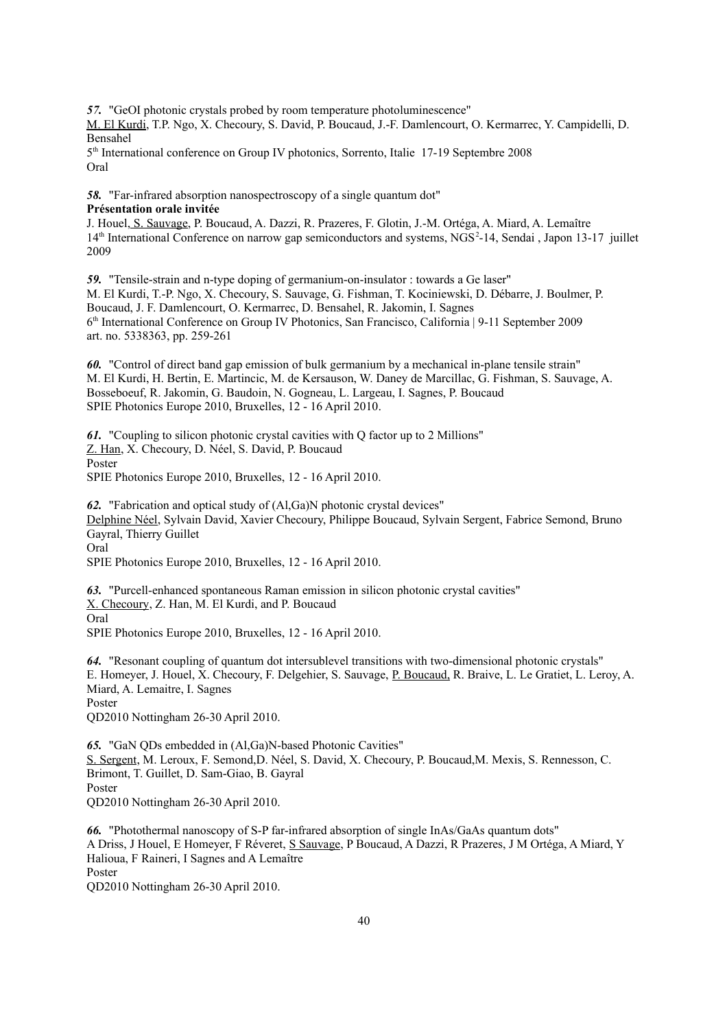***57.*** "GeOI photonic crystals probed by room temperature photoluminescence"
M. El Kurdi, T.P. Ngo, X. Checoury, S. David, P. Boucaud, J.-F. Damlencourt, O. Kermarrec, Y. Campidelli, D. Bensahel
5th International conference on Group IV photonics, Sorrento, Italie 17-19 Septembre 2008
Oral

***58.*** "Far-infrared absorption nanospectroscopy of a single quantum dot"
**Présentation orale invitée**
J. Houel, S. Sauvage, P. Boucaud, A. Dazzi, R. Prazeres, F. Glotin, J.-M. Ortéga, A. Miard, A. Lemaître
14th International Conference on narrow gap semiconductors and systems, NGS$^2$-14, Sendai , Japon 13-17 juillet 2009

***59.*** "Tensile-strain and n-type doping of germanium-on-insulator : towards a Ge laser"
M. El Kurdi, T.-P. Ngo, X. Checoury, S. Sauvage, G. Fishman, T. Kociniewski, D. Débarre, J. Boulmer, P. Boucaud, J. F. Damlencourt, O. Kermarrec, D. Bensahel, R. Jakomin, I. Sagnes
6th International Conference on Group IV Photonics, San Francisco, California | 9-11 September 2009
art. no. 5338363, pp. 259-261

***60.*** "Control of direct band gap emission of bulk germanium by a mechanical in-plane tensile strain"
M. El Kurdi, H. Bertin, E. Martincic, M. de Kersauson, W. Daney de Marcillac, G. Fishman, S. Sauvage, A. Bosseboeuf, R. Jakomin, G. Baudoin, N. Gogneau, L. Largeau, I. Sagnes, P. Boucaud
SPIE Photonics Europe 2010, Bruxelles, 12 - 16 April 2010.

***61.*** "Coupling to silicon photonic crystal cavities with Q factor up to 2 Millions"
Z. Han, X. Checoury, D. Néel, S. David, P. Boucaud
Poster
SPIE Photonics Europe 2010, Bruxelles, 12 - 16 April 2010.

***62.*** "Fabrication and optical study of (Al,Ga)N photonic crystal devices"
Delphine Néel, Sylvain David, Xavier Checoury, Philippe Boucaud, Sylvain Sergent, Fabrice Semond, Bruno Gayral, Thierry Guillet
Oral
SPIE Photonics Europe 2010, Bruxelles, 12 - 16 April 2010.

***63.*** "Purcell-enhanced spontaneous Raman emission in silicon photonic crystal cavities"
X. Checoury, Z. Han, M. El Kurdi, and P. Boucaud
Oral
SPIE Photonics Europe 2010, Bruxelles, 12 - 16 April 2010.

***64.*** "Resonant coupling of quantum dot intersublevel transitions with two-dimensional photonic crystals"
E. Homeyer, J. Houel, X. Checoury, F. Delgehier, S. Sauvage, P. Boucaud, R. Braive, L. Le Gratiet, L. Leroy, A. Miard, A. Lemaitre, I. Sagnes
Poster
QD2010 Nottingham 26-30 April 2010.

***65.*** "GaN QDs embedded in (Al,Ga)N-based Photonic Cavities"
S. Sergent, M. Leroux, F. Semond,D. Néel, S. David, X. Checoury, P. Boucaud,M. Mexis, S. Rennesson, C. Brimont, T. Guillet, D. Sam-Giao, B. Gayral
Poster
QD2010 Nottingham 26-30 April 2010.

***66.*** "Photothermal nanoscopy of S-P far-infrared absorption of single InAs/GaAs quantum dots"
A Driss, J Houel, E Homeyer, F Réveret, S Sauvage, P Boucaud, A Dazzi, R Prazeres, J M Ortéga, A Miard, Y Halioua, F Raineri, I Sagnes and A Lemaître
Poster
QD2010 Nottingham 26-30 April 2010.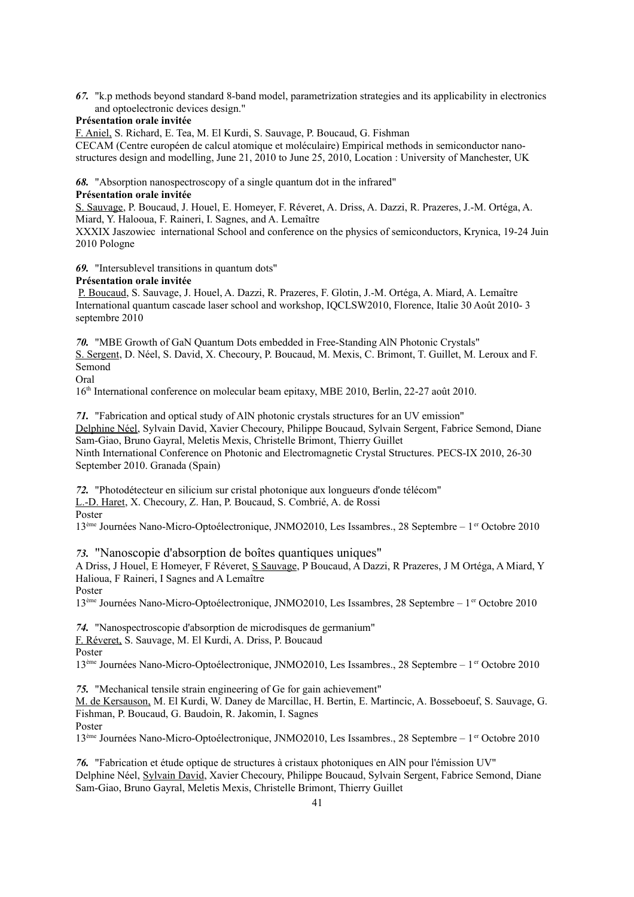*67.* "k.p methods beyond standard 8-band model, parametrization strategies and its applicability in electronics and optoelectronic devices design."
**Présentation orale invitée**
F. Aniel, S. Richard, E. Tea, M. El Kurdi, S. Sauvage, P. Boucaud, G. Fishman
CECAM (Centre européen de calcul atomique et moléculaire) Empirical methods in semiconductor nano-structures design and modelling, June 21, 2010 to June 25, 2010, Location : University of Manchester, UK

*68.* "Absorption nanospectroscopy of a single quantum dot in the infrared"
**Présentation orale invitée**
S. Sauvage, P. Boucaud, J. Houel, E. Homeyer, F. Réveret, A. Driss, A. Dazzi, R. Prazeres, J.-M. Ortéga, A. Miard, Y. Halooua, F. Raineri, I. Sagnes, and A. Lemaître
XXXIX Jaszowiec international School and conference on the physics of semiconductors, Krynica, 19-24 Juin 2010 Pologne

*69.* "Intersublevel transitions in quantum dots"
**Présentation orale invitée**
P. Boucaud, S. Sauvage, J. Houel, A. Dazzi, R. Prazeres, F. Glotin, J.-M. Ortéga, A. Miard, A. Lemaître
International quantum cascade laser school and workshop, IQCLSW2010, Florence, Italie 30 Août 2010- 3 septembre 2010

*70.* "MBE Growth of GaN Quantum Dots embedded in Free-Standing AlN Photonic Crystals"
S. Sergent, D. Néel, S. David, X. Checoury, P. Boucaud, M. Mexis, C. Brimont, T. Guillet, M. Leroux and F. Semond
Oral
16th International conference on molecular beam epitaxy, MBE 2010, Berlin, 22-27 août 2010.

*71.* "Fabrication and optical study of AlN photonic crystals structures for an UV emission"
Delphine Néel, Sylvain David, Xavier Checoury, Philippe Boucaud, Sylvain Sergent, Fabrice Semond, Diane Sam-Giao, Bruno Gayral, Meletis Mexis, Christelle Brimont, Thierry Guillet
Ninth International Conference on Photonic and Electromagnetic Crystal Structures. PECS-IX 2010, 26-30 September 2010. Granada (Spain)

*72.* "Photodétecteur en silicium sur cristal photonique aux longueurs d'onde télécom"
L.-D. Haret, X. Checoury, Z. Han, P. Boucaud, S. Combrié, A. de Rossi
Poster
13ème Journées Nano-Micro-Optoélectronique, JNMO2010, Les Issambres., 28 Septembre – 1er Octobre 2010

*73.* "Nanoscopie d'absorption de boîtes quantiques uniques"
A Driss, J Houel, E Homeyer, F Réveret, S Sauvage, P Boucaud, A Dazzi, R Prazeres, J M Ortéga, A Miard, Y Halioua, F Raineri, I Sagnes and A Lemaître
Poster
13ème Journées Nano-Micro-Optoélectronique, JNMO2010, Les Issambres, 28 Septembre – 1er Octobre 2010

*74.* "Nanospectroscopie d'absorption de microdisques de germanium"
F. Réveret, S. Sauvage, M. El Kurdi, A. Driss, P. Boucaud
Poster
13ème Journées Nano-Micro-Optoélectronique, JNMO2010, Les Issambres., 28 Septembre – 1er Octobre 2010

*75.* "Mechanical tensile strain engineering of Ge for gain achievement"
M. de Kersauson, M. El Kurdi, W. Daney de Marcillac, H. Bertin, E. Martincic, A. Bosseboeuf, S. Sauvage, G. Fishman, P. Boucaud, G. Baudoin, R. Jakomin, I. Sagnes
Poster
13ème Journées Nano-Micro-Optoélectronique, JNMO2010, Les Issambres., 28 Septembre – 1er Octobre 2010

*76.* "Fabrication et étude optique de structures à cristaux photoniques en AlN pour l'émission UV"
Delphine Néel, Sylvain David, Xavier Checoury, Philippe Boucaud, Sylvain Sergent, Fabrice Semond, Diane Sam-Giao, Bruno Gayral, Meletis Mexis, Christelle Brimont, Thierry Guillet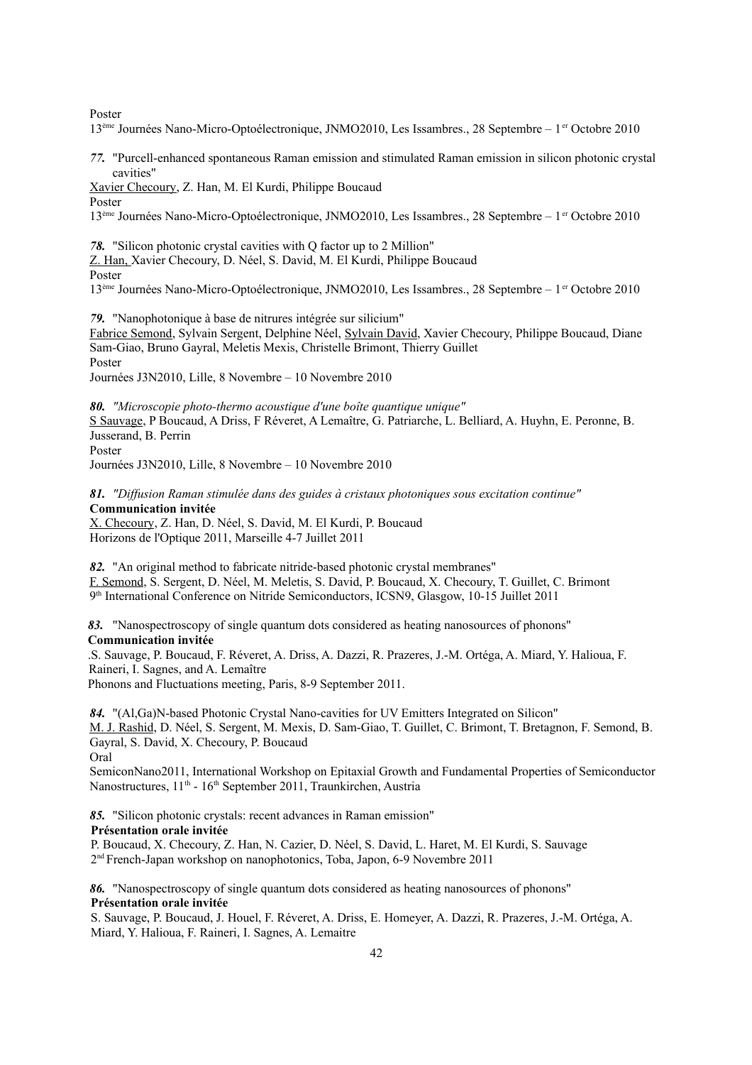Poster

13ème Journées Nano-Micro-Optoélectronique, JNMO2010, Les Issambres., 28 Septembre – 1er Octobre 2010

***77.*** "Purcell-enhanced spontaneous Raman emission and stimulated Raman emission in silicon photonic crystal cavities"

<u>Xavier Checoury</u>, Z. Han, M. El Kurdi, Philippe Boucaud

Poster

13ème Journées Nano-Micro-Optoélectronique, JNMO2010, Les Issambres., 28 Septembre – 1er Octobre 2010

***78.*** "Silicon photonic crystal cavities with Q factor up to 2 Million"

<u>Z. Han,</u> Xavier Checoury, D. Néel, S. David, M. El Kurdi, Philippe Boucaud

Poster

13ème Journées Nano-Micro-Optoélectronique, JNMO2010, Les Issambres., 28 Septembre – 1er Octobre 2010

***79.*** "Nanophotonique à base de nitrures intégrée sur silicium"

<u>Fabrice Semond</u>, Sylvain Sergent, Delphine Néel, <u>Sylvain David</u>, Xavier Checoury, Philippe Boucaud, Diane Sam-Giao, Bruno Gayral, Meletis Mexis, Christelle Brimont, Thierry Guillet

Poster

Journées J3N2010, Lille, 8 Novembre – 10 Novembre 2010

***80.*** *"Microscopie photo-thermo acoustique d'une boîte quantique unique"*

<u>S Sauvage</u>, P Boucaud, A Driss, F Réveret, A Lemaître, G. Patriarche, L. Belliard, A. Huyhn, E. Peronne, B. Jusserand, B. Perrin

Poster

Journées J3N2010, Lille, 8 Novembre – 10 Novembre 2010

***81.*** ***"Diffusion Raman stimulée dans des guides à cristaux photoniques sous excitation continue"***

**Communication invitée**

<u>X. Checoury</u>, Z. Han, D. Néel, S. David, M. El Kurdi, P. Boucaud

Horizons de l'Optique 2011, Marseille 4-7 Juillet 2011

***82.*** "An original method to fabricate nitride-based photonic crystal membranes"

<u>F. Semond</u>, S. Sergent, D. Néel, M. Meletis, S. David, P. Boucaud, X. Checoury, T. Guillet, C. Brimont

9th International Conference on Nitride Semiconductors, ICSN9, Glasgow, 10-15 Juillet 2011

***83.*** "Nanospectroscopy of single quantum dots considered as heating nanosources of phonons"

**Communication invitée**

.S. Sauvage, P. Boucaud, F. Réveret, A. Driss, A. Dazzi, R. Prazeres, J.-M. Ortéga, A. Miard, Y. Halioua, F. Raineri, I. Sagnes, and A. Lemaître

Phonons and Fluctuations meeting, Paris, 8-9 September 2011.

***84.*** "(Al,Ga)N-based Photonic Crystal Nano-cavities for UV Emitters Integrated on Silicon"

<u>M. J. Rashid</u>, D. Néel, S. Sergent, M. Mexis, D. Sam-Giao, T. Guillet, C. Brimont, T. Bretagnon, F. Semond, B. Gayral, S. David, X. Checoury, P. Boucaud

Oral

SemiconNano2011, International Workshop on Epitaxial Growth and Fundamental Properties of Semiconductor Nanostructures, 11th - 16th September 2011, Traunkirchen, Austria

***85.*** "Silicon photonic crystals: recent advances in Raman emission"

**Présentation orale invitée**

P. Boucaud, X. Checoury, Z. Han, N. Cazier, D. Néel, S. David, L. Haret, M. El Kurdi, S. Sauvage

2nd French-Japan workshop on nanophotonics, Toba, Japon, 6-9 Novembre 2011

***86.*** "Nanospectroscopy of single quantum dots considered as heating nanosources of phonons"

**Présentation orale invitée**

S. Sauvage, P. Boucaud, J. Houel, F. Réveret, A. Driss, E. Homeyer, A. Dazzi, R. Prazeres, J.-M. Ortéga, A. Miard, Y. Halioua, F. Raineri, I. Sagnes, A. Lemaitre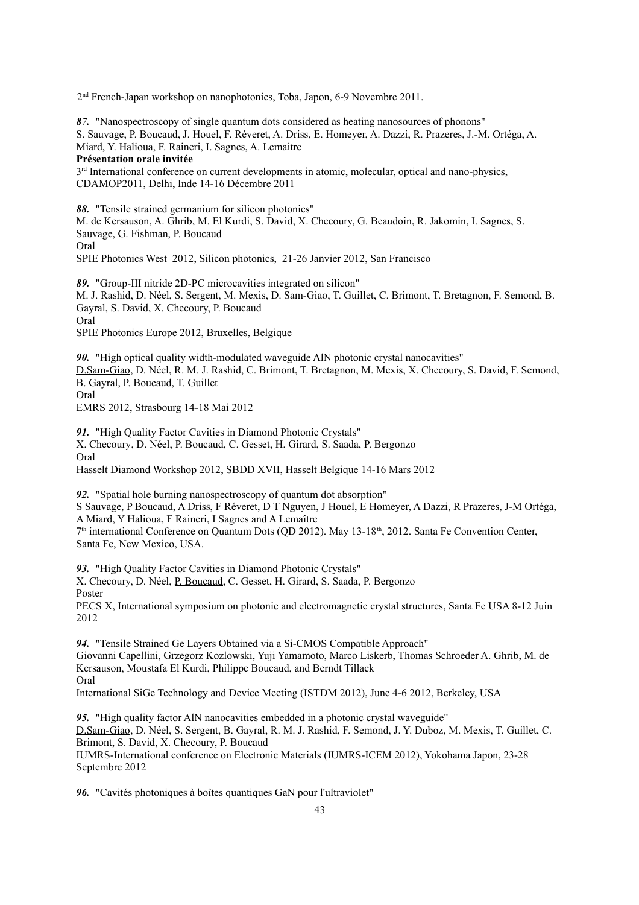2[nd] French-Japan workshop on nanophotonics, Toba, Japon, 6-9 Novembre 2011.

***87.*** "Nanospectroscopy of single quantum dots considered as heating nanosources of phonons"
S. Sauvage, P. Boucaud, J. Houel, F. Réveret, A. Driss, E. Homeyer, A. Dazzi, R. Prazeres, J.-M. Ortéga, A. Miard, Y. Halioua, F. Raineri, I. Sagnes, A. Lemaitre
**Présentation orale invitée**
3[rd] International conference on current developments in atomic, molecular, optical and nano-physics, CDAMOP2011, Delhi, Inde 14-16 Décembre 2011

***88.*** "Tensile strained germanium for silicon photonics"
M. de Kersauson, A. Ghrib, M. El Kurdi, S. David, X. Checoury, G. Beaudoin, R. Jakomin, I. Sagnes, S. Sauvage, G. Fishman, P. Boucaud
Oral
SPIE Photonics West 2012, Silicon photonics, 21-26 Janvier 2012, San Francisco

***89.*** "Group-III nitride 2D-PC microcavities integrated on silicon"
M. J. Rashid, D. Néel, S. Sergent, M. Mexis, D. Sam-Giao, T. Guillet, C. Brimont, T. Bretagnon, F. Semond, B. Gayral, S. David, X. Checoury, P. Boucaud
Oral
SPIE Photonics Europe 2012, Bruxelles, Belgique

***90.*** "High optical quality width-modulated waveguide AlN photonic crystal nanocavities"
D.Sam-Giao, D. Néel, R. M. J. Rashid, C. Brimont, T. Bretagnon, M. Mexis, X. Checoury, S. David, F. Semond, B. Gayral, P. Boucaud, T. Guillet
Oral
EMRS 2012, Strasbourg 14-18 Mai 2012

***91.*** "High Quality Factor Cavities in Diamond Photonic Crystals"
X. Checoury, D. Néel, P. Boucaud, C. Gesset, H. Girard, S. Saada, P. Bergonzo
Oral
Hasselt Diamond Workshop 2012, SBDD XVII, Hasselt Belgique 14-16 Mars 2012

***92.*** "Spatial hole burning nanospectroscopy of quantum dot absorption"
S Sauvage, P Boucaud, A Driss, F Réveret, D T Nguyen, J Houel, E Homeyer, A Dazzi, R Prazeres, J-M Ortéga, A Miard, Y Halioua, F Raineri, I Sagnes and A Lemaître
7[th] international Conference on Quantum Dots (QD 2012). May 13-18[th], 2012. Santa Fe Convention Center, Santa Fe, New Mexico, USA.

***93.*** "High Quality Factor Cavities in Diamond Photonic Crystals"
X. Checoury, D. Néel, P. Boucaud, C. Gesset, H. Girard, S. Saada, P. Bergonzo
Poster
PECS X, International symposium on photonic and electromagnetic crystal structures, Santa Fe USA 8-12 Juin 2012

***94.*** "Tensile Strained Ge Layers Obtained via a Si-CMOS Compatible Approach"
Giovanni Capellini, Grzegorz Kozlowski, Yuji Yamamoto, Marco Liskerb, Thomas Schroeder A. Ghrib, M. de Kersauson, Moustafa El Kurdi, Philippe Boucaud, and Berndt Tillack
Oral
International SiGe Technology and Device Meeting (ISTDM 2012), June 4-6 2012, Berkeley, USA

***95.*** "High quality factor AlN nanocavities embedded in a photonic crystal waveguide"
D.Sam-Giao, D. Néel, S. Sergent, B. Gayral, R. M. J. Rashid, F. Semond, J. Y. Duboz, M. Mexis, T. Guillet, C. Brimont, S. David, X. Checoury, P. Boucaud
IUMRS-International conference on Electronic Materials (IUMRS-ICEM 2012), Yokohama Japon, 23-28 Septembre 2012

***96.*** "Cavités photoniques à boîtes quantiques GaN pour l'ultraviolet"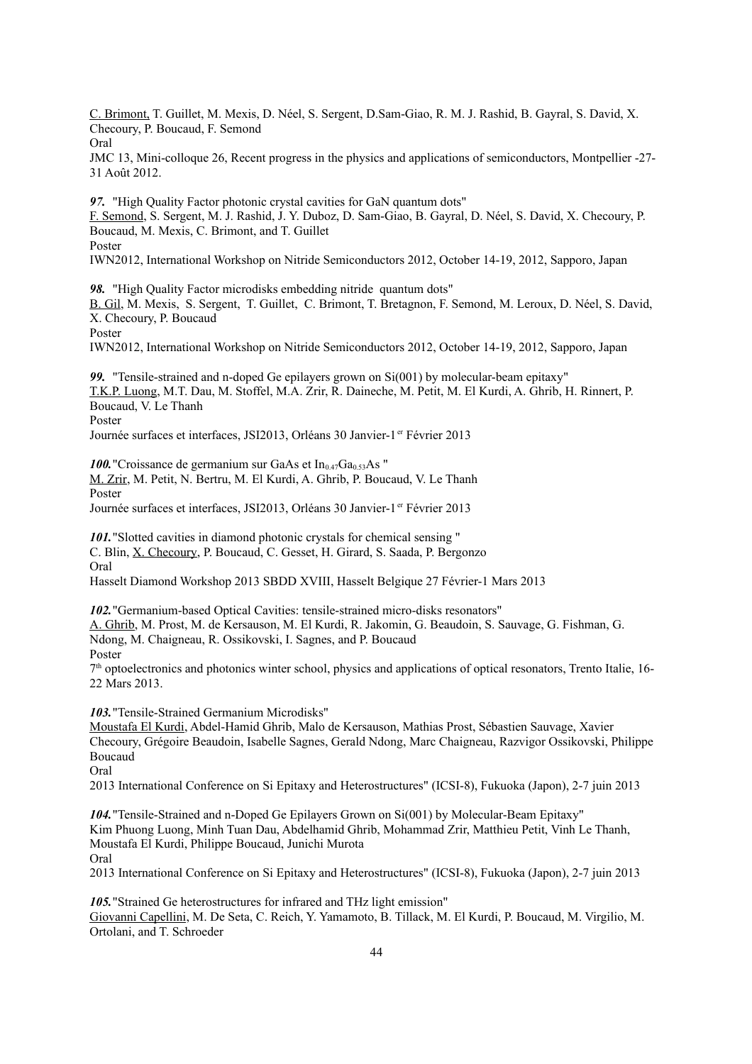C. Brimont, T. Guillet, M. Mexis, D. Néel, S. Sergent, D.Sam-Giao, R. M. J. Rashid, B. Gayral, S. David, X. Checoury, P. Boucaud, F. Semond
Oral
JMC 13, Mini-colloque 26, Recent progress in the physics and applications of semiconductors, Montpellier -27-31 Août 2012.

***97.*** "High Quality Factor photonic crystal cavities for GaN quantum dots"
F. Semond, S. Sergent, M. J. Rashid, J. Y. Duboz, D. Sam-Giao, B. Gayral, D. Néel, S. David, X. Checoury, P. Boucaud, M. Mexis, C. Brimont, and T. Guillet
Poster
IWN2012, International Workshop on Nitride Semiconductors 2012, October 14-19, 2012, Sapporo, Japan

***98.*** "High Quality Factor microdisks embedding nitride quantum dots"
B. Gil, M. Mexis, S. Sergent, T. Guillet, C. Brimont, T. Bretagnon, F. Semond, M. Leroux, D. Néel, S. David, X. Checoury, P. Boucaud
Poster
IWN2012, International Workshop on Nitride Semiconductors 2012, October 14-19, 2012, Sapporo, Japan

***99.*** "Tensile-strained and n-doped Ge epilayers grown on Si(001) by molecular-beam epitaxy"
T.K.P. Luong, M.T. Dau, M. Stoffel, M.A. Zrir, R. Daineche, M. Petit, M. El Kurdi, A. Ghrib, H. Rinnert, P. Boucaud, V. Le Thanh
Poster
Journée surfaces et interfaces, JSI2013, Orléans 30 Janvier-1er Février 2013

***100.*** "Croissance de germanium sur GaAs et $In_{0.47}Ga_{0.53}As$ "
M. Zrir, M. Petit, N. Bertru, M. El Kurdi, A. Ghrib, P. Boucaud, V. Le Thanh
Poster
Journée surfaces et interfaces, JSI2013, Orléans 30 Janvier-1er Février 2013

***101.*** "Slotted cavities in diamond photonic crystals for chemical sensing "
C. Blin, X. Checoury, P. Boucaud, C. Gesset, H. Girard, S. Saada, P. Bergonzo
Oral
Hasselt Diamond Workshop 2013 SBDD XVIII, Hasselt Belgique 27 Février-1 Mars 2013

***102.*** "Germanium-based Optical Cavities: tensile-strained micro-disks resonators"
A. Ghrib, M. Prost, M. de Kersauson, M. El Kurdi, R. Jakomin, G. Beaudoin, S. Sauvage, G. Fishman, G. Ndong, M. Chaigneau, R. Ossikovski, I. Sagnes, and P. Boucaud
Poster
7th optoelectronics and photonics winter school, physics and applications of optical resonators, Trento Italie, 16-22 Mars 2013.

***103.*** "Tensile-Strained Germanium Microdisks"
Moustafa El Kurdi, Abdel-Hamid Ghrib, Malo de Kersauson, Mathias Prost, Sébastien Sauvage, Xavier Checoury, Grégoire Beaudoin, Isabelle Sagnes, Gerald Ndong, Marc Chaigneau, Razvigor Ossikovski, Philippe Boucaud
Oral
2013 International Conference on Si Epitaxy and Heterostructures" (ICSI-8), Fukuoka (Japon), 2-7 juin 2013

***104.*** "Tensile-Strained and n-Doped Ge Epilayers Grown on Si(001) by Molecular-Beam Epitaxy"
Kim Phuong Luong, Minh Tuan Dau, Abdelhamid Ghrib, Mohammad Zrir, Matthieu Petit, Vinh Le Thanh, Moustafa El Kurdi, Philippe Boucaud, Junichi Murota
Oral
2013 International Conference on Si Epitaxy and Heterostructures" (ICSI-8), Fukuoka (Japon), 2-7 juin 2013

***105.*** "Strained Ge heterostructures for infrared and THz light emission"
Giovanni Capellini, M. De Seta, C. Reich, Y. Yamamoto, B. Tillack, M. El Kurdi, P. Boucaud, M. Virgilio, M. Ortolani, and T. Schroeder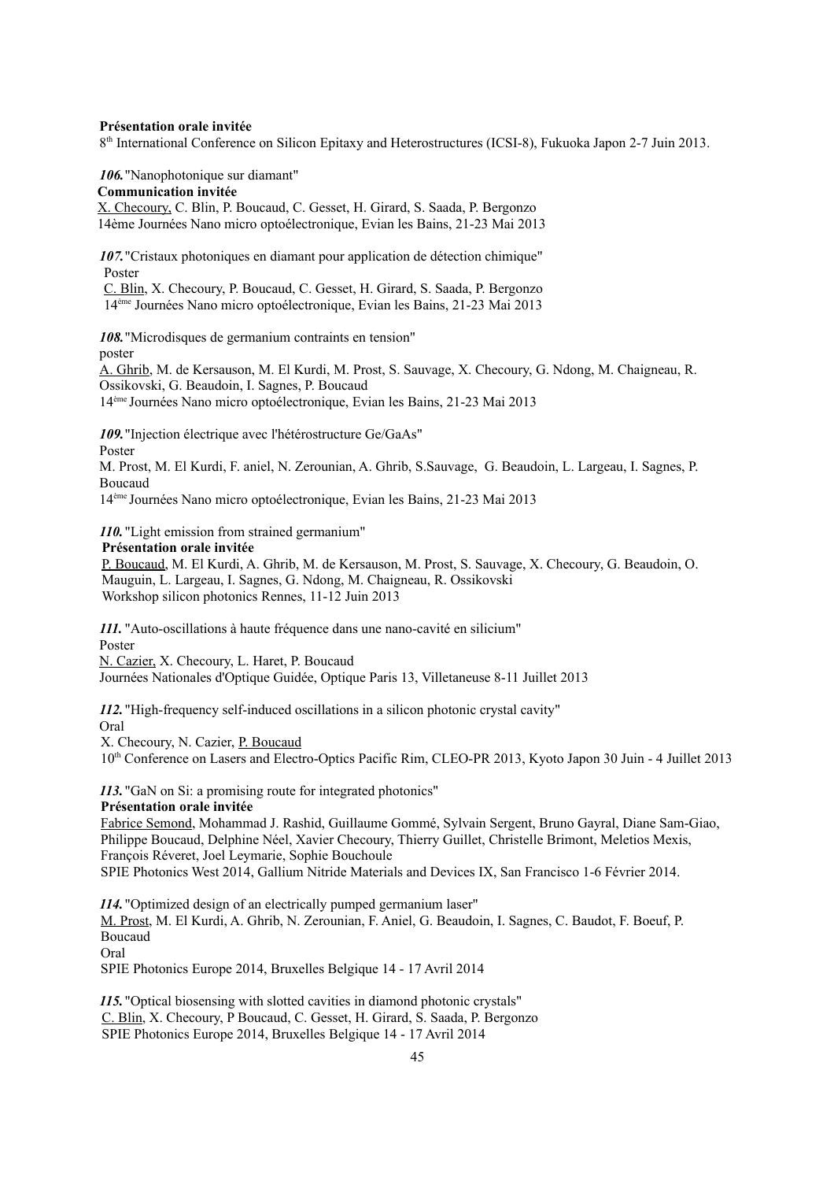**Présentation orale invitée**
8th International Conference on Silicon Epitaxy and Heterostructures (ICSI-8), Fukuoka Japon 2-7 Juin 2013.

***106.*** "Nanophotonique sur diamant"
**Communication invitée**
X. Checoury, C. Blin, P. Boucaud, C. Gesset, H. Girard, S. Saada, P. Bergonzo
14ème Journées Nano micro optoélectronique, Evian les Bains, 21-23 Mai 2013

***107.*** "Cristaux photoniques en diamant pour application de détection chimique"
Poster
C. Blin, X. Checoury, P. Boucaud, C. Gesset, H. Girard, S. Saada, P. Bergonzo
14ème Journées Nano micro optoélectronique, Evian les Bains, 21-23 Mai 2013

***108.*** "Microdisques de germanium contraints en tension"
poster
A. Ghrib, M. de Kersauson, M. El Kurdi, M. Prost, S. Sauvage, X. Checoury, G. Ndong, M. Chaigneau, R. Ossikovski, G. Beaudoin, I. Sagnes, P. Boucaud
14ème Journées Nano micro optoélectronique, Evian les Bains, 21-23 Mai 2013

***109.*** "Injection électrique avec l'hétérostructure Ge/GaAs"
Poster
M. Prost, M. El Kurdi, F. aniel, N. Zerounian, A. Ghrib, S.Sauvage, G. Beaudoin, L. Largeau, I. Sagnes, P. Boucaud
14ème Journées Nano micro optoélectronique, Evian les Bains, 21-23 Mai 2013

***110.*** "Light emission from strained germanium"
**Présentation orale invitée**
P. Boucaud, M. El Kurdi, A. Ghrib, M. de Kersauson, M. Prost, S. Sauvage, X. Checoury, G. Beaudoin, O. Mauguin, L. Largeau, I. Sagnes, G. Ndong, M. Chaigneau, R. Ossikovski
Workshop silicon photonics Rennes, 11-12 Juin 2013

***111.*** "Auto-oscillations à haute fréquence dans une nano-cavité en silicium"
Poster
N. Cazier, X. Checoury, L. Haret, P. Boucaud
Journées Nationales d'Optique Guidée, Optique Paris 13, Villetaneuse 8-11 Juillet 2013

***112.*** "High-frequency self-induced oscillations in a silicon photonic crystal cavity"
Oral
X. Checoury, N. Cazier, P. Boucaud
10th Conference on Lasers and Electro-Optics Pacific Rim, CLEO-PR 2013, Kyoto Japon 30 Juin - 4 Juillet 2013

***113.*** "GaN on Si: a promising route for integrated photonics"
**Présentation orale invitée**
Fabrice Semond, Mohammad J. Rashid, Guillaume Gommé, Sylvain Sergent, Bruno Gayral, Diane Sam-Giao, Philippe Boucaud, Delphine Néel, Xavier Checoury, Thierry Guillet, Christelle Brimont, Meletios Mexis, François Réveret, Joel Leymarie, Sophie Bouchoule
SPIE Photonics West 2014, Gallium Nitride Materials and Devices IX, San Francisco 1-6 Février 2014.

***114.*** "Optimized design of an electrically pumped germanium laser"
M. Prost, M. El Kurdi, A. Ghrib, N. Zerounian, F. Aniel, G. Beaudoin, I. Sagnes, C. Baudot, F. Boeuf, P. Boucaud
Oral
SPIE Photonics Europe 2014, Bruxelles Belgique 14 - 17 Avril 2014

***115.*** "Optical biosensing with slotted cavities in diamond photonic crystals"
C. Blin, X. Checoury, P Boucaud, C. Gesset, H. Girard, S. Saada, P. Bergonzo
SPIE Photonics Europe 2014, Bruxelles Belgique 14 - 17 Avril 2014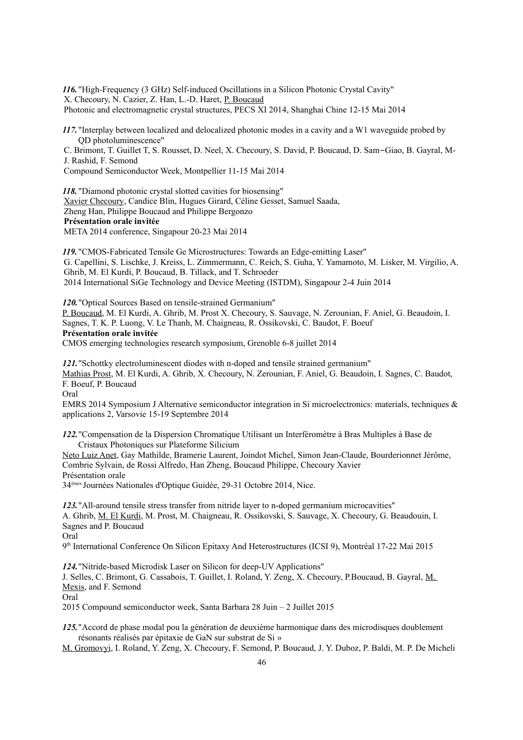***116.*** "High-Frequency (3 GHz) Self-induced Oscillations in a Silicon Photonic Crystal Cavity"
X. Checoury, N. Cazier, Z. Han, L.-D. Haret, <u>P. Boucaud</u>
Photonic and electromagnetic crystal structures, PECS XI 2014, Shanghai Chine 12-15 Mai 2014

***117.*** "Interplay between localized and delocalized photonic modes in a cavity and a W1 waveguide probed by QD photoluminescence"
C. Brimont, T. Guillet T, S. Rousset, D. Neel, X. Checoury, S. David, P. Boucaud, D. Sam−Giao, B. Gayral, M-J. Rashid, F. Semond
Compound Semiconductor Week, Montpellier 11-15 Mai 2014

***118.*** "Diamond photonic crystal slotted cavities for biosensing"
<u>Xavier Checoury</u>, Candice Blin, Hugues Girard, Céline Gesset, Samuel Saada, Zheng Han, Philippe Boucaud and Philippe Bergonzo
**Présentation orale invitée**
META 2014 conference, Singapour 20-23 Mai 2014

***119.*** "CMOS-Fabricated Tensile Ge Microstructures: Towards an Edge-emitting Laser"
G. Capellini, S. Lischke, J. Kreiss, L. Zimmermann, C. Reich, S. Guha, Y. Yamamoto, M. Lisker, M. Virgilio, A. Ghrib, M. El Kurdi, P. Boucaud, B. Tillack, and T. Schroeder
2014 International SiGe Technology and Device Meeting (ISTDM), Singapour 2-4 Juin 2014

***120.*** "Optical Sources Based on tensile-strained Germanium"
<u>P. Boucaud</u>, M. El Kurdi, A. Ghrib, M. Prost X. Checoury, S. Sauvage, N. Zerounian, F. Aniel, G. Beaudoin, I. Sagnes, T. K. P. Luong, V. Le Thanh, M. Chaigneau, R. Ossikovski, C. Baudot, F. Boeuf
**Présentation orale invitée**
CMOS emerging technologies research symposium, Grenoble 6-8 juillet 2014

***121.*** "Schottky electroluminescent diodes with n-doped and tensile strained germanium"
<u>Mathias Prost</u>, M. El Kurdi, A. Ghrib, X. Checoury, N. Zerounian, F. Aniel, G. Beaudoin, I. Sagnes, C. Baudot, F. Boeuf, P. Boucaud
Oral
EMRS 2014 Symposium J Alternative semiconductor integration in Si microelectronics: materials, techniques & applications 2, Varsovie 15-19 Septembre 2014

***122.*** "Compensation de la Dispersion Chromatique Utilisant un Interféromètre à Bras Multiples à Base de Cristaux Photoniques sur Plateforme Silicium
<u>Neto Luiz Anet</u>, Gay Mathilde, Bramerie Laurent, Joindot Michel, Simon Jean-Claude, Bourderionnet Jérôme, Combrie Sylvain, de Rossi Alfredo, Han Zheng, Boucaud Philippe, Checoury Xavier
Présentation orale
34[èmes] Journées Nationales d'Optique Guidée, 29-31 Octobre 2014, Nice.

***123.*** "All-around tensile stress transfer from nitride layer to n-doped germanium microcavities"
A. Ghrib, <u>M. El Kurdi</u>, M. Prost, M. Chaigneau, R. Ossikovski, S. Sauvage, X. Checoury, G. Beaudouin, I. Sagnes and P. Boucaud
Oral
9[th] International Conference On Silicon Epitaxy And Heterostructures (ICSI 9), Montréal 17-22 Mai 2015

***124.*** "Nitride-based Microdisk Laser on Silicon for deep-UV Applications"
J. Selles, C. Brimont, G. Cassabois, T. Guillet, I. Roland, Y. Zeng, X. Checoury, P.Boucaud, B. Gayral, <u>M. Mexis</u>, and F. Semond
Oral
2015 Compound semiconductor week, Santa Barbara 28 Juin – 2 Juillet 2015

***125.*** "Accord de phase modal pou la génération de deuxième harmonique dans des microdisques doublement résonants réalisés par épitaxie de GaN sur substrat de Si »
<u>M. Gromovyi</u>, I. Roland, Y. Zeng, X. Checoury, F. Semond, P. Boucaud, J. Y. Duboz, P. Baldi, M. P. De Micheli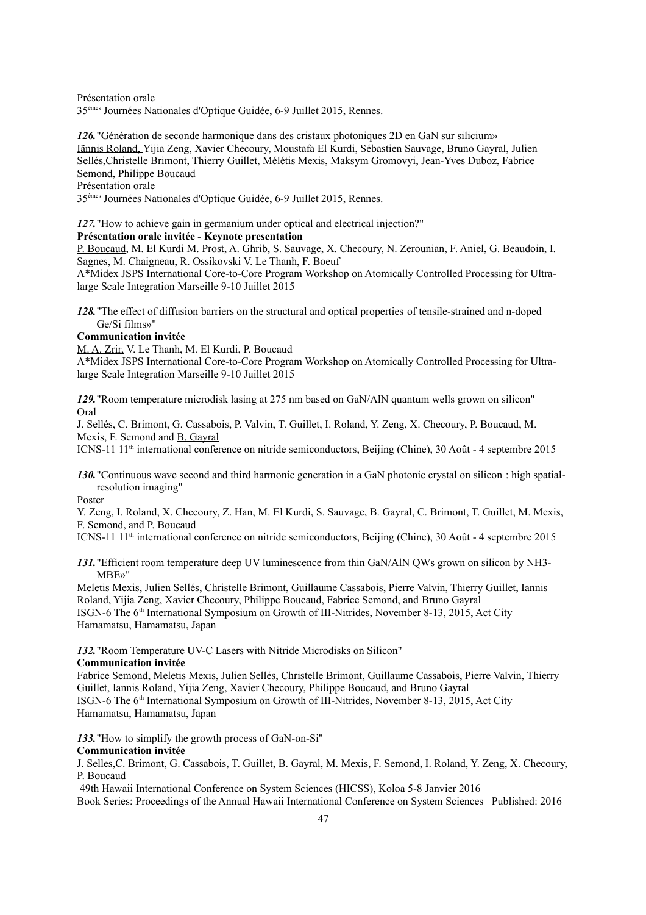Présentation orale
35[èmes] Journées Nationales d'Optique Guidée, 6-9 Juillet 2015, Rennes.

***126.*** "Génération de seconde harmonique dans des cristaux photoniques 2D en GaN sur silicium»
<u>Iännis Roland,</u> Yijia Zeng, Xavier Checoury, Moustafa El Kurdi, Sébastien Sauvage, Bruno Gayral, Julien Sellés,Christelle Brimont, Thierry Guillet, Mélétis Mexis, Maksym Gromovyi, Jean-Yves Duboz, Fabrice Semond, Philippe Boucaud
Présentation orale
35[èmes] Journées Nationales d'Optique Guidée, 6-9 Juillet 2015, Rennes.

***127.*** "How to achieve gain in germanium under optical and electrical injection?"
**Présentation orale invitée - Keynote presentation**
<u>P. Boucaud</u>, M. El Kurdi M. Prost, A. Ghrib, S. Sauvage, X. Checoury, N. Zerounian, F. Aniel, G. Beaudoin, I. Sagnes, M. Chaigneau, R. Ossikovski V. Le Thanh, F. Boeuf
A*Midex JSPS International Core-to-Core Program Workshop on Atomically Controlled Processing for Ultra-large Scale Integration Marseille 9-10 Juillet 2015

***128.*** "The effect of diffusion barriers on the structural and optical properties of tensile-strained and n-doped Ge/Si films»"
**Communication invitée**
<u>M. A. Zrir,</u> V. Le Thanh, M. El Kurdi, P. Boucaud
A*Midex JSPS International Core-to-Core Program Workshop on Atomically Controlled Processing for Ultra-large Scale Integration Marseille 9-10 Juillet 2015

***129.*** "Room temperature microdisk lasing at 275 nm based on GaN/AlN quantum wells grown on silicon"
Oral
J. Sellés, C. Brimont, G. Cassabois, P. Valvin, T. Guillet, I. Roland, Y. Zeng, X. Checoury, P. Boucaud, M. Mexis, F. Semond and <u>B. Gayral</u>
ICNS-11 11[th] international conference on nitride semiconductors, Beijing (Chine), 30 Août - 4 septembre 2015

***130.*** "Continuous wave second and third harmonic generation in a GaN photonic crystal on silicon : high spatial-resolution imaging"
Poster
Y. Zeng, I. Roland, X. Checoury, Z. Han, M. El Kurdi, S. Sauvage, B. Gayral, C. Brimont, T. Guillet, M. Mexis, F. Semond, and <u>P. Boucaud</u>
ICNS-11 11[th] international conference on nitride semiconductors, Beijing (Chine), 30 Août - 4 septembre 2015

***131.*** "Efficient room temperature deep UV luminescence from thin GaN/AlN QWs grown on silicon by NH3-MBE»"
Meletis Mexis, Julien Sellés, Christelle Brimont, Guillaume Cassabois, Pierre Valvin, Thierry Guillet, Iannis Roland, Yijia Zeng, Xavier Checoury, Philippe Boucaud, Fabrice Semond, and <u>Bruno Gayral</u>
ISGN-6 The 6[th] International Symposium on Growth of III-Nitrides, November 8-13, 2015, Act City Hamamatsu, Hamamatsu, Japan

***132.*** "Room Temperature UV-C Lasers with Nitride Microdisks on Silicon"
**Communication invitée**
<u>Fabrice Semond</u>, Meletis Mexis, Julien Sellés, Christelle Brimont, Guillaume Cassabois, Pierre Valvin, Thierry Guillet, Iannis Roland, Yijia Zeng, Xavier Checoury, Philippe Boucaud, and Bruno Gayral
ISGN-6 The 6[th] International Symposium on Growth of III-Nitrides, November 8-13, 2015, Act City Hamamatsu, Hamamatsu, Japan

***133.*** "How to simplify the growth process of GaN-on-Si"
**Communication invitée**
J. Selles,C. Brimont, G. Cassabois, T. Guillet, B. Gayral, M. Mexis, F. Semond, I. Roland, Y. Zeng, X. Checoury, P. Boucaud
49th Hawaii International Conference on System Sciences (HICSS), Koloa 5-8 Janvier 2016
Book Series: Proceedings of the Annual Hawaii International Conference on System Sciences Published: 2016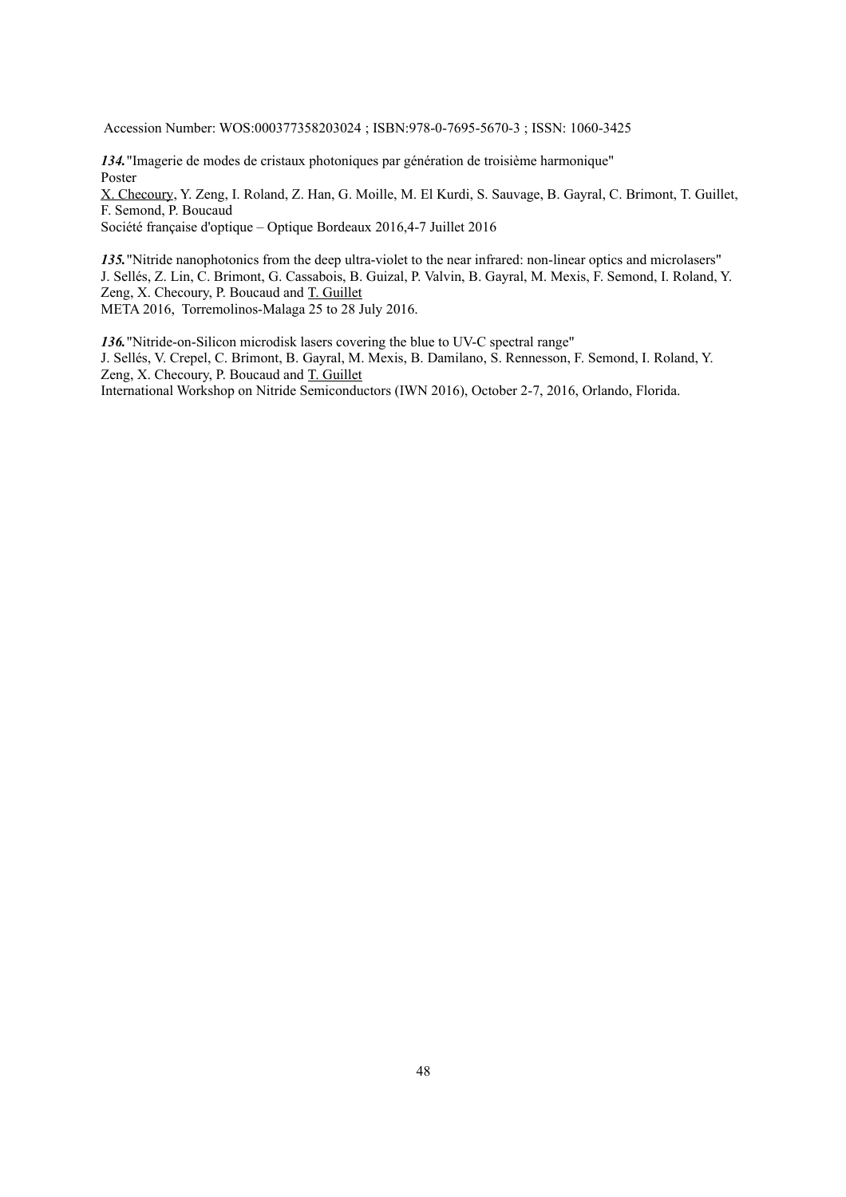Accession Number: WOS:000377358203024 ; ISBN:978-0-7695-5670-3 ; ISSN: 1060-3425

***134.*** "Imagerie de modes de cristaux photoniques par génération de troisième harmonique"
Poster
<u>X. Checoury</u>, Y. Zeng, I. Roland, Z. Han, G. Moille, M. El Kurdi, S. Sauvage, B. Gayral, C. Brimont, T. Guillet, F. Semond, P. Boucaud
Société française d'optique – Optique Bordeaux 2016,4-7 Juillet 2016

***135.*** "Nitride nanophotonics from the deep ultra-violet to the near infrared: non-linear optics and microlasers"
J. Sellés, Z. Lin, C. Brimont, G. Cassabois, B. Guizal, P. Valvin, B. Gayral, M. Mexis, F. Semond, I. Roland, Y. Zeng, X. Checoury, P. Boucaud and <u>T. Guillet</u>
META 2016, Torremolinos-Malaga 25 to 28 July 2016.

***136.*** "Nitride-on-Silicon microdisk lasers covering the blue to UV-C spectral range"
J. Sellés, V. Crepel, C. Brimont, B. Gayral, M. Mexis, B. Damilano, S. Rennesson, F. Semond, I. Roland, Y. Zeng, X. Checoury, P. Boucaud and <u>T. Guillet</u>
International Workshop on Nitride Semiconductors (IWN 2016), October 2-7, 2016, Orlando, Florida.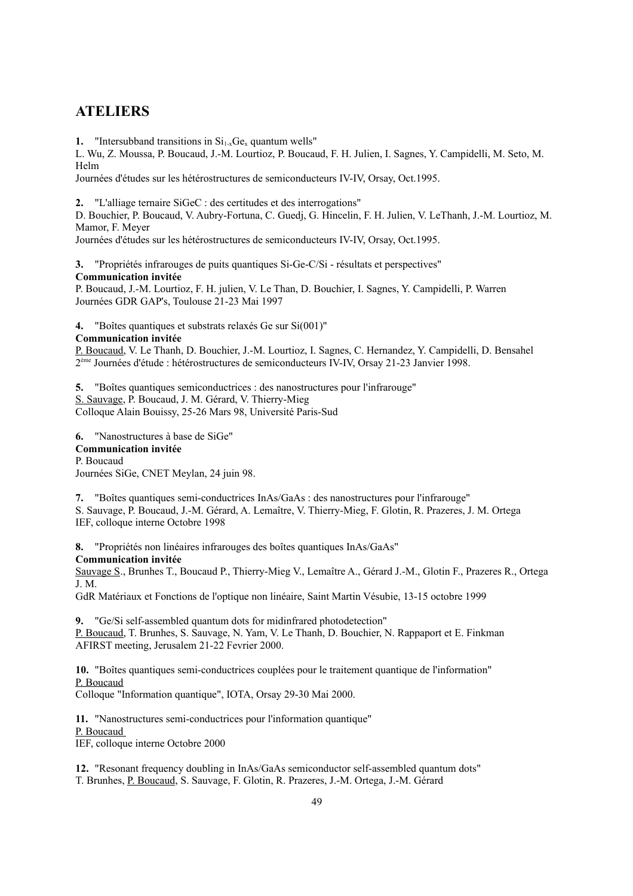# ATELIERS

**1.** "Intersubband transitions in $Si_{1-x}Ge_x$ quantum wells"
L. Wu, Z. Moussa, P. Boucaud, J.-M. Lourtioz, P. Boucaud, F. H. Julien, I. Sagnes, Y. Campidelli, M. Seto, M. Helm
Journées d'études sur les hétérostructures de semiconducteurs IV-IV, Orsay, Oct.1995.

**2.** "L'alliage ternaire SiGeC : des certitudes et des interrogations"
D. Bouchier, P. Boucaud, V. Aubry-Fortuna, C. Guedj, G. Hincelin, F. H. Julien, V. LeThanh, J.-M. Lourtioz, M. Mamor, F. Meyer
Journées d'études sur les hétérostructures de semiconducteurs IV-IV, Orsay, Oct.1995.

**3.** "Propriétés infrarouges de puits quantiques Si-Ge-C/Si - résultats et perspectives"
**Communication invitée**
P. Boucaud, J.-M. Lourtioz, F. H. julien, V. Le Than, D. Bouchier, I. Sagnes, Y. Campidelli, P. Warren
Journées GDR GAP's, Toulouse 21-23 Mai 1997

**4.** "Boîtes quantiques et substrats relaxés Ge sur Si(001)"
**Communication invitée**
P. Boucaud, V. Le Thanh, D. Bouchier, J.-M. Lourtioz, I. Sagnes, C. Hernandez, Y. Campidelli, D. Bensahel
2[ème] Journées d'étude : hétérostructures de semiconducteurs IV-IV, Orsay 21-23 Janvier 1998.

**5.** "Boîtes quantiques semiconductrices : des nanostructures pour l'infrarouge"
S. Sauvage, P. Boucaud, J. M. Gérard, V. Thierry-Mieg
Colloque Alain Bouissy, 25-26 Mars 98, Université Paris-Sud

**6.** "Nanostructures à base de SiGe"
**Communication invitée**
P. Boucaud
Journées SiGe, CNET Meylan, 24 juin 98.

**7.** "Boîtes quantiques semi-conductrices InAs/GaAs : des nanostructures pour l'infrarouge"
S. Sauvage, P. Boucaud, J.-M. Gérard, A. Lemaître, V. Thierry-Mieg, F. Glotin, R. Prazeres, J. M. Ortega
IEF, colloque interne Octobre 1998

**8.** "Propriétés non linéaires infrarouges des boîtes quantiques InAs/GaAs"
**Communication invitée**
Sauvage S., Brunhes T., Boucaud P., Thierry-Mieg V., Lemaître A., Gérard J.-M., Glotin F., Prazeres R., Ortega J. M.
GdR Matériaux et Fonctions de l'optique non linéaire, Saint Martin Vésubie, 13-15 octobre 1999

**9.** "Ge/Si self-assembled quantum dots for midinfrared photodetection"
P. Boucaud, T. Brunhes, S. Sauvage, N. Yam, V. Le Thanh, D. Bouchier, N. Rappaport et E. Finkman
AFIRST meeting, Jerusalem 21-22 Fevrier 2000.

**10.** "Boîtes quantiques semi-conductrices couplées pour le traitement quantique de l'information"
P. Boucaud
Colloque "Information quantique", IOTA, Orsay 29-30 Mai 2000.

**11.** "Nanostructures semi-conductrices pour l'information quantique"
P. Boucaud
IEF, colloque interne Octobre 2000

**12.** "Resonant frequency doubling in InAs/GaAs semiconductor self-assembled quantum dots"
T. Brunhes, P. Boucaud, S. Sauvage, F. Glotin, R. Prazeres, J.-M. Ortega, J.-M. Gérard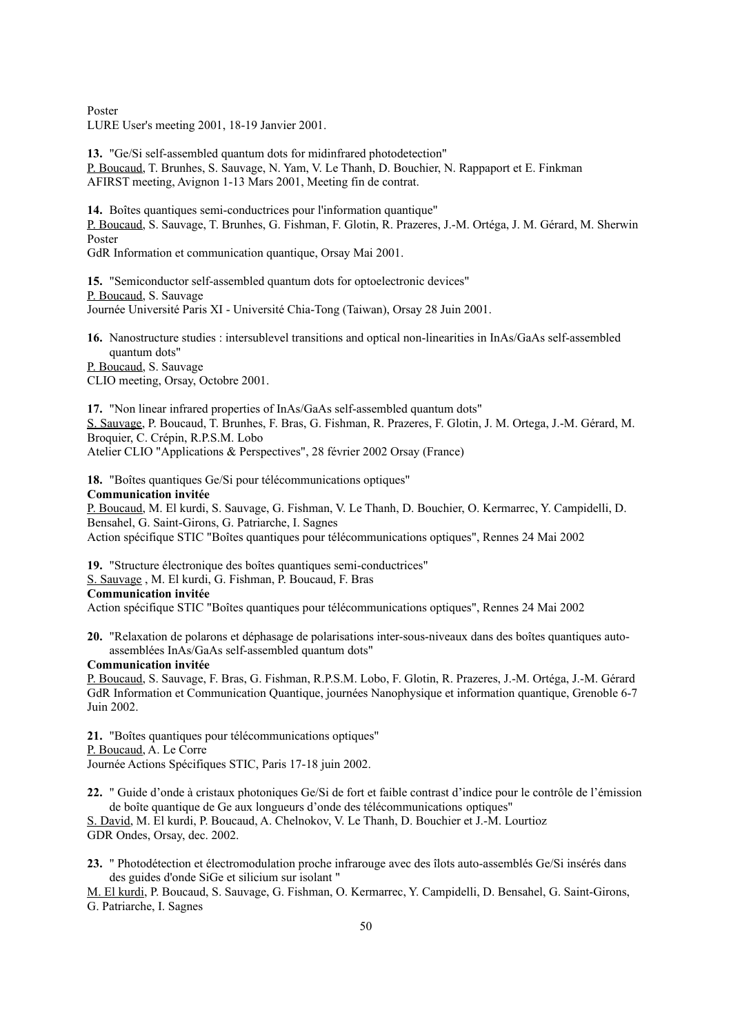Poster
LURE User's meeting 2001, 18-19 Janvier 2001.

**13.** "Ge/Si self-assembled quantum dots for midinfrared photodetection"
P. Boucaud, T. Brunhes, S. Sauvage, N. Yam, V. Le Thanh, D. Bouchier, N. Rappaport et E. Finkman
AFIRST meeting, Avignon 1-13 Mars 2001, Meeting fin de contrat.

**14.** Boîtes quantiques semi-conductrices pour l'information quantique"
P. Boucaud, S. Sauvage, T. Brunhes, G. Fishman, F. Glotin, R. Prazeres, J.-M. Ortéga, J. M. Gérard, M. Sherwin
Poster
GdR Information et communication quantique, Orsay Mai 2001.

**15.** "Semiconductor self-assembled quantum dots for optoelectronic devices"
P. Boucaud, S. Sauvage
Journée Université Paris XI - Université Chia-Tong (Taiwan), Orsay 28 Juin 2001.

**16.** Nanostructure studies : intersublevel transitions and optical non-linearities in InAs/GaAs self-assembled quantum dots"
P. Boucaud, S. Sauvage
CLIO meeting, Orsay, Octobre 2001.

**17.** "Non linear infrared properties of InAs/GaAs self-assembled quantum dots"
S. Sauvage, P. Boucaud, T. Brunhes, F. Bras, G. Fishman, R. Prazeres, F. Glotin, J. M. Ortega, J.-M. Gérard, M. Broquier, C. Crépin, R.P.S.M. Lobo
Atelier CLIO "Applications & Perspectives", 28 février 2002 Orsay (France)

**18.** "Boîtes quantiques Ge/Si pour télécommunications optiques"
**Communication invitée**
P. Boucaud, M. El kurdi, S. Sauvage, G. Fishman, V. Le Thanh, D. Bouchier, O. Kermarrec, Y. Campidelli, D. Bensahel, G. Saint-Girons, G. Patriarche, I. Sagnes
Action spécifique STIC "Boîtes quantiques pour télécommunications optiques", Rennes 24 Mai 2002

**19.** "Structure électronique des boîtes quantiques semi-conductrices"
S. Sauvage , M. El kurdi, G. Fishman, P. Boucaud, F. Bras
**Communication invitée**
Action spécifique STIC "Boîtes quantiques pour télécommunications optiques", Rennes 24 Mai 2002

**20.** "Relaxation de polarons et déphasage de polarisations inter-sous-niveaux dans des boîtes quantiques auto-assemblées InAs/GaAs self-assembled quantum dots"
**Communication invitée**
P. Boucaud, S. Sauvage, F. Bras, G. Fishman, R.P.S.M. Lobo, F. Glotin, R. Prazeres, J.-M. Ortéga, J.-M. Gérard
GdR Information et Communication Quantique, journées Nanophysique et information quantique, Grenoble 6-7 Juin 2002.

**21.** "Boîtes quantiques pour télécommunications optiques"
P. Boucaud, A. Le Corre
Journée Actions Spécifiques STIC, Paris 17-18 juin 2002.

**22.** " Guide d'onde à cristaux photoniques Ge/Si de fort et faible contrast d'indice pour le contrôle de l'émission de boîte quantique de Ge aux longueurs d'onde des télécommunications optiques"
S. David, M. El kurdi, P. Boucaud, A. Chelnokov, V. Le Thanh, D. Bouchier et J.-M. Lourtioz
GDR Ondes, Orsay, dec. 2002.

**23.** " Photodétection et électromodulation proche infrarouge avec des îlots auto-assemblés Ge/Si insérés dans des guides d'onde SiGe et silicium sur isolant "
M. El kurdi, P. Boucaud, S. Sauvage, G. Fishman, O. Kermarrec, Y. Campidelli, D. Bensahel, G. Saint-Girons, G. Patriarche, I. Sagnes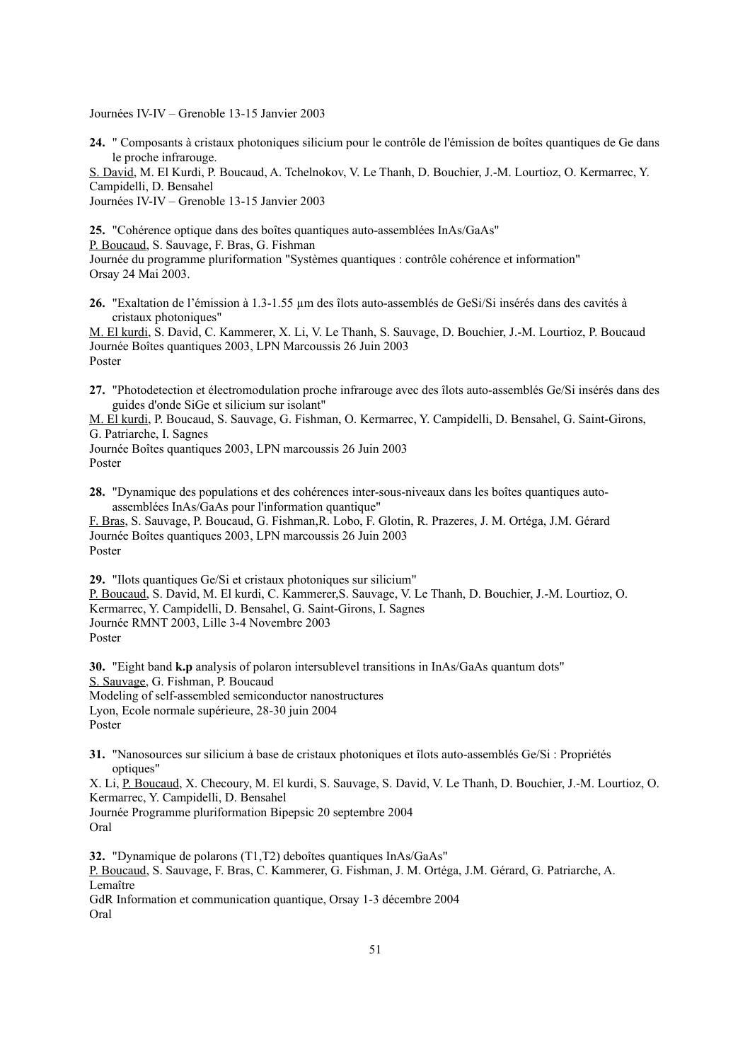Journées IV-IV – Grenoble 13-15 Janvier 2003

**24.** " Composants à cristaux photoniques silicium pour le contrôle de l'émission de boîtes quantiques de Ge dans le proche infrarouge.
S. David, M. El Kurdi, P. Boucaud, A. Tchelnokov, V. Le Thanh, D. Bouchier, J.-M. Lourtioz, O. Kermarrec, Y. Campidelli, D. Bensahel
Journées IV-IV – Grenoble 13-15 Janvier 2003

**25.** "Cohérence optique dans des boîtes quantiques auto-assemblées InAs/GaAs"
P. Boucaud, S. Sauvage, F. Bras, G. Fishman
Journée du programme pluriformation "Systèmes quantiques : contrôle cohérence et information"
Orsay 24 Mai 2003.

**26.** "Exaltation de l'émission à 1.3-1.55 µm des îlots auto-assemblés de GeSi/Si insérés dans des cavités à cristaux photoniques"
M. El kurdi, S. David, C. Kammerer, X. Li, V. Le Thanh, S. Sauvage, D. Bouchier, J.-M. Lourtioz, P. Boucaud
Journée Boîtes quantiques 2003, LPN Marcoussis 26 Juin 2003
Poster

**27.** "Photodetection et électromodulation proche infrarouge avec des îlots auto-assemblés Ge/Si insérés dans des guides d'onde SiGe et silicium sur isolant"
M. El kurdi, P. Boucaud, S. Sauvage, G. Fishman, O. Kermarrec, Y. Campidelli, D. Bensahel, G. Saint-Girons, G. Patriarche, I. Sagnes
Journée Boîtes quantiques 2003, LPN marcoussis 26 Juin 2003
Poster

**28.** "Dynamique des populations et des cohérences inter-sous-niveaux dans les boîtes quantiques auto-assemblées InAs/GaAs pour l'information quantique"
F. Bras, S. Sauvage, P. Boucaud, G. Fishman,R. Lobo, F. Glotin, R. Prazeres, J. M. Ortéga, J.M. Gérard
Journée Boîtes quantiques 2003, LPN marcoussis 26 Juin 2003
Poster

**29.** "Ilots quantiques Ge/Si et cristaux photoniques sur silicium"
P. Boucaud, S. David, M. El kurdi, C. Kammerer,S. Sauvage, V. Le Thanh, D. Bouchier, J.-M. Lourtioz, O. Kermarrec, Y. Campidelli, D. Bensahel, G. Saint-Girons, I. Sagnes
Journée RMNT 2003, Lille 3-4 Novembre 2003
Poster

**30.** "Eight band **k.p** analysis of polaron intersublevel transitions in InAs/GaAs quantum dots"
S. Sauvage, G. Fishman, P. Boucaud
Modeling of self-assembled semiconductor nanostructures
Lyon, Ecole normale supérieure, 28-30 juin 2004
Poster

**31.** "Nanosources sur silicium à base de cristaux photoniques et îlots auto-assemblés Ge/Si : Propriétés optiques"
X. Li, P. Boucaud, X. Checoury, M. El kurdi, S. Sauvage, S. David, V. Le Thanh, D. Bouchier, J.-M. Lourtioz, O. Kermarrec, Y. Campidelli, D. Bensahel
Journée Programme pluriformation Bipepsic 20 septembre 2004
Oral

**32.** "Dynamique de polarons (T1,T2) deboîtes quantiques InAs/GaAs"
P. Boucaud, S. Sauvage, F. Bras, C. Kammerer, G. Fishman, J. M. Ortéga, J.M. Gérard, G. Patriarche, A. Lemaître
GdR Information et communication quantique, Orsay 1-3 décembre 2004
Oral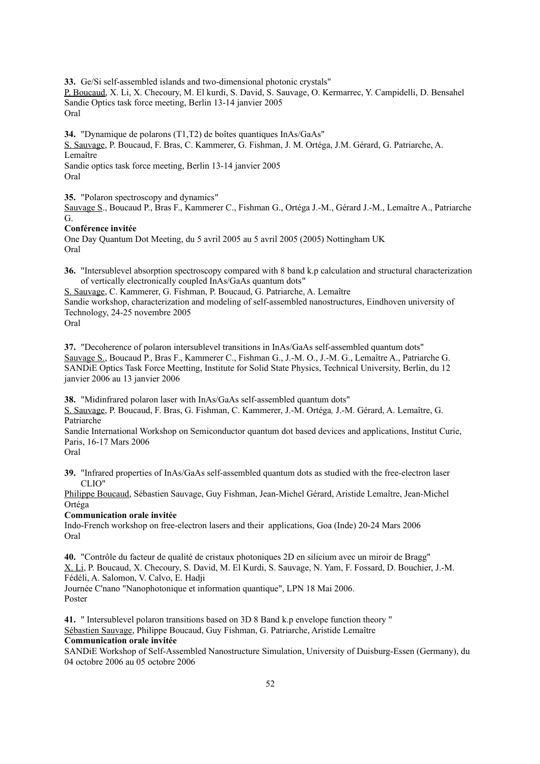**33.** Ge/Si self-assembled islands and two-dimensional photonic crystals"
P. Boucaud, X. Li, X. Checoury, M. El kurdi, S. David, S. Sauvage, O. Kermarrec, Y. Campidelli, D. Bensahel
Sandie Optics task force meeting, Berlin 13-14 janvier 2005
Oral

**34.** "Dynamique de polarons (T1,T2) de boîtes quantiques InAs/GaAs"
S. Sauvage, P. Boucaud, F. Bras, C. Kammerer, G. Fishman, J. M. Ortéga, J.M. Gérard, G. Patriarche, A. Lemaître
Sandie optics task force meeting, Berlin 13-14 janvier 2005
Oral

**35.** "Polaron spectroscopy and dynamics"
Sauvage S., Boucaud P., Bras F., Kammerer C., Fishman G., Ortéga J.-M., Gérard J.-M., Lemaître A., Patriarche G.
**Conférence invitée**
One Day Quantum Dot Meeting, du 5 avril 2005 au 5 avril 2005 (2005) Nottingham UK
Oral

**36.** "Intersublevel absorption spectroscopy compared with 8 band k.p calculation and structural characterization of vertically electronically coupled InAs/GaAs quantum dots"
S. Sauvage, C. Kammerer, G. Fishman, P. Boucaud, G. Patriarche, A. Lemaître
Sandie workshop, characterization and modeling of self-assembled nanostructures, Eindhoven university of Technology, 24-25 novembre 2005
Oral

**37.** "Decoherence of polaron intersublevel transitions in InAs/GaAs self-assembled quantum dots"
Sauvage S., Boucaud P., Bras F., Kammerer C., Fishman G., J.-M. O., J.-M. G., Lemaître A., Patriarche G.
SANDiE Optics Task Force Meetting, Institute for Solid State Physics, Technical University, Berlin, du 12 janvier 2006 au 13 janvier 2006

**38.** "Midinfrared polaron laser with InAs/GaAs self-assembled quantum dots"
S. Sauvage, P. Boucaud, F. Bras, G. Fishman, C. Kammerer, J.-M. Ortéga, J.-M. Gérard, A. Lemaître, G. Patriarche
Sandie International Workshop on Semiconductor quantum dot based devices and applications, Institut Curie, Paris, 16-17 Mars 2006
Oral

**39.** "Infrared properties of InAs/GaAs self-assembled quantum dots as studied with the free-electron laser CLIO"
Philippe Boucaud, Sébastien Sauvage, Guy Fishman, Jean-Michel Gérard, Aristide Lemaître, Jean-Michel Ortéga
**Communication orale invitée**
Indo-French workshop on free-electron lasers and their applications, Goa (Inde) 20-24 Mars 2006
Oral

**40.** "Contrôle du facteur de qualité de cristaux photoniques 2D en silicium avec un miroir de Bragg"
X. Li, P. Boucaud, X. Checoury, S. David, M. El Kurdi, S. Sauvage, N. Yam, F. Fossard, D. Bouchier, J.-M. Fédéli, A. Salomon, V. Calvo, E. Hadji
Journée C'nano "Nanophotonique et information quantique", LPN 18 Mai 2006.
Poster

**41.** " Intersublevel polaron transitions based on 3D 8 Band k.p envelope function theory "
Sébastien Sauvage, Philippe Boucaud, Guy Fishman, G. Patriarche, Aristide Lemaître
**Communication orale invitée**
SANDiE Workshop of Self-Assembled Nanostructure Simulation, University of Duisburg-Essen (Germany), du 04 octobre 2006 au 05 octobre 2006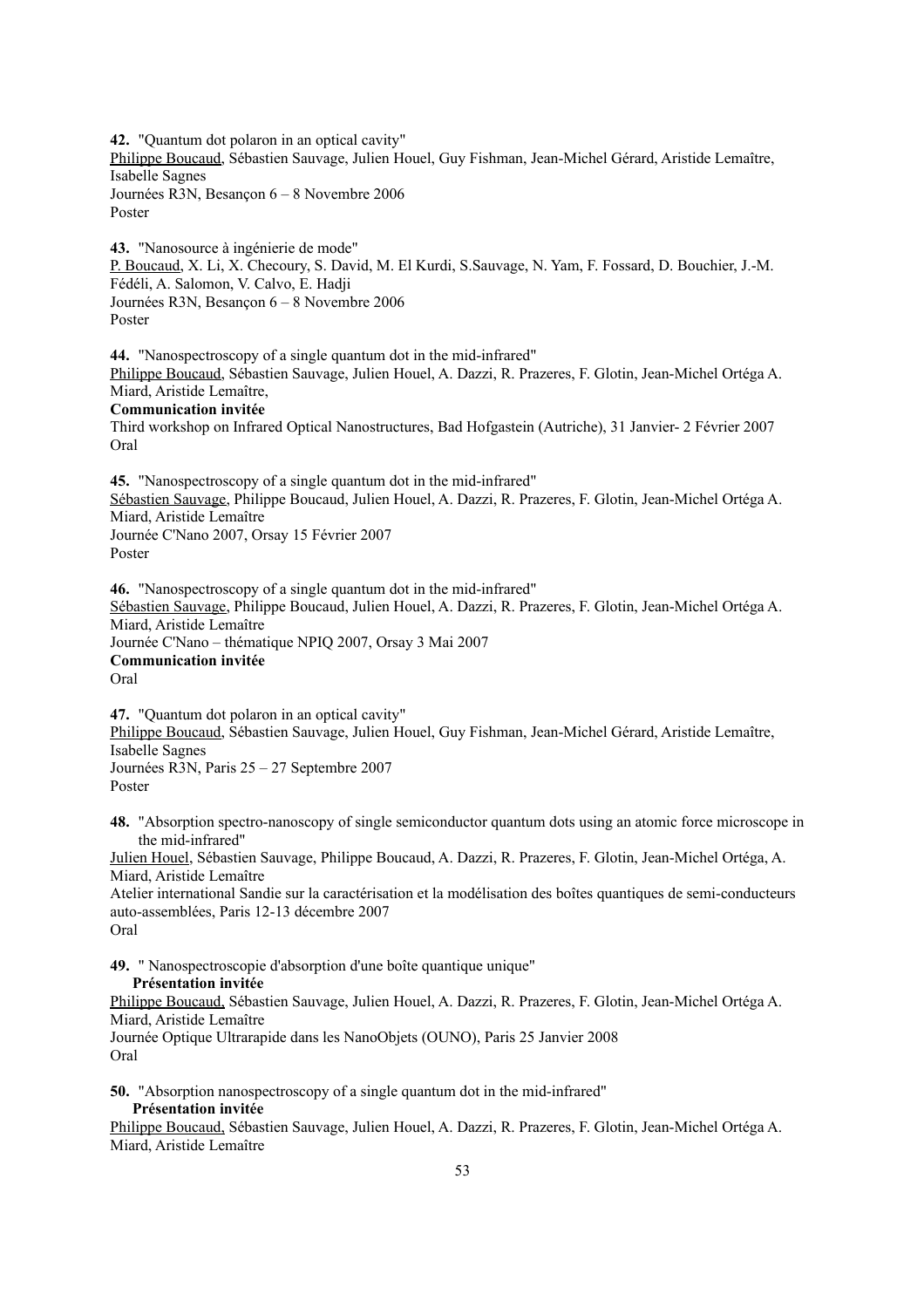**42.** "Quantum dot polaron in an optical cavity"
<u>Philippe Boucaud</u>, Sébastien Sauvage, Julien Houel, Guy Fishman, Jean-Michel Gérard, Aristide Lemaître, Isabelle Sagnes
Journées R3N, Besançon 6 – 8 Novembre 2006
Poster

**43.** "Nanosource à ingénierie de mode"
<u>P. Boucaud</u>, X. Li, X. Checoury, S. David, M. El Kurdi, S.Sauvage, N. Yam, F. Fossard, D. Bouchier, J.-M. Fédéli, A. Salomon, V. Calvo, E. Hadji
Journées R3N, Besançon 6 – 8 Novembre 2006
Poster

**44.** "Nanospectroscopy of a single quantum dot in the mid-infrared"
<u>Philippe Boucaud</u>, Sébastien Sauvage, Julien Houel, A. Dazzi, R. Prazeres, F. Glotin, Jean-Michel Ortéga A. Miard, Aristide Lemaître,
**Communication invitée**
Third workshop on Infrared Optical Nanostructures, Bad Hofgastein (Autriche), 31 Janvier- 2 Février 2007
Oral

**45.** "Nanospectroscopy of a single quantum dot in the mid-infrared"
<u>Sébastien Sauvage</u>, Philippe Boucaud, Julien Houel, A. Dazzi, R. Prazeres, F. Glotin, Jean-Michel Ortéga A. Miard, Aristide Lemaître
Journée C'Nano 2007, Orsay 15 Février 2007
Poster

**46.** "Nanospectroscopy of a single quantum dot in the mid-infrared"
<u>Sébastien Sauvage</u>, Philippe Boucaud, Julien Houel, A. Dazzi, R. Prazeres, F. Glotin, Jean-Michel Ortéga A. Miard, Aristide Lemaître
Journée C'Nano – thématique NPIQ 2007, Orsay 3 Mai 2007
**Communication invitée**
Oral

**47.** "Quantum dot polaron in an optical cavity"
<u>Philippe Boucaud</u>, Sébastien Sauvage, Julien Houel, Guy Fishman, Jean-Michel Gérard, Aristide Lemaître, Isabelle Sagnes
Journées R3N, Paris 25 – 27 Septembre 2007
Poster

**48.** "Absorption spectro-nanoscopy of single semiconductor quantum dots using an atomic force microscope in the mid-infrared"
<u>Julien Houel</u>, Sébastien Sauvage, Philippe Boucaud, A. Dazzi, R. Prazeres, F. Glotin, Jean-Michel Ortéga, A. Miard, Aristide Lemaître
Atelier international Sandie sur la caractérisation et la modélisation des boîtes quantiques de semi-conducteurs auto-assemblées, Paris 12-13 décembre 2007
Oral

**49.** " Nanospectroscopie d'absorption d'une boîte quantique unique"
**Présentation invitée**
<u>Philippe Boucaud</u>, Sébastien Sauvage, Julien Houel, A. Dazzi, R. Prazeres, F. Glotin, Jean-Michel Ortéga A. Miard, Aristide Lemaître
Journée Optique Ultrarapide dans les NanoObjets (OUNO), Paris 25 Janvier 2008
Oral

**50.** "Absorption nanospectroscopy of a single quantum dot in the mid-infrared"
**Présentation invitée**
<u>Philippe Boucaud</u>, Sébastien Sauvage, Julien Houel, A. Dazzi, R. Prazeres, F. Glotin, Jean-Michel Ortéga A. Miard, Aristide Lemaître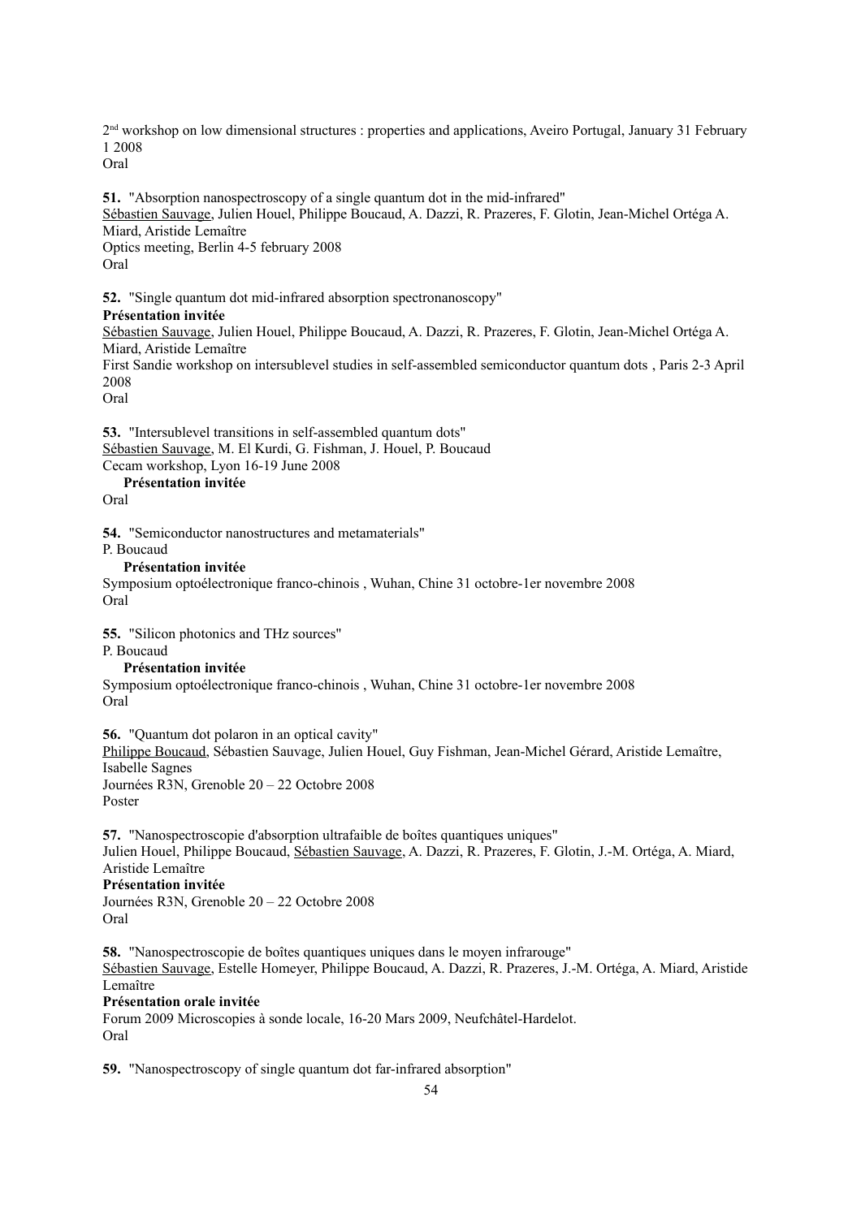2[nd] workshop on low dimensional structures : properties and applications, Aveiro Portugal, January 31 February 1 2008
Oral

**51.** "Absorption nanospectroscopy of a single quantum dot in the mid-infrared"
Sébastien Sauvage, Julien Houel, Philippe Boucaud, A. Dazzi, R. Prazeres, F. Glotin, Jean-Michel Ortéga A. Miard, Aristide Lemaître
Optics meeting, Berlin 4-5 february 2008
Oral

**52.** "Single quantum dot mid-infrared absorption spectronanoscopy"
**Présentation invitée**
Sébastien Sauvage, Julien Houel, Philippe Boucaud, A. Dazzi, R. Prazeres, F. Glotin, Jean-Michel Ortéga A. Miard, Aristide Lemaître
First Sandie workshop on intersublevel studies in self-assembled semiconductor quantum dots , Paris 2-3 April 2008
Oral

**53.** "Intersublevel transitions in self-assembled quantum dots"
Sébastien Sauvage, M. El Kurdi, G. Fishman, J. Houel, P. Boucaud
Cecam workshop, Lyon 16-19 June 2008
**Présentation invitée**
Oral

**54.** "Semiconductor nanostructures and metamaterials"
P. Boucaud
**Présentation invitée**
Symposium optoélectronique franco-chinois , Wuhan, Chine 31 octobre-1er novembre 2008
Oral

**55.** "Silicon photonics and THz sources"
P. Boucaud
**Présentation invitée**
Symposium optoélectronique franco-chinois , Wuhan, Chine 31 octobre-1er novembre 2008
Oral

**56.** "Quantum dot polaron in an optical cavity"
Philippe Boucaud, Sébastien Sauvage, Julien Houel, Guy Fishman, Jean-Michel Gérard, Aristide Lemaître, Isabelle Sagnes
Journées R3N, Grenoble 20 – 22 Octobre 2008
Poster

**57.** "Nanospectroscopie d'absorption ultrafaible de boîtes quantiques uniques"
Julien Houel, Philippe Boucaud, Sébastien Sauvage, A. Dazzi, R. Prazeres, F. Glotin, J.-M. Ortéga, A. Miard, Aristide Lemaître
**Présentation invitée**
Journées R3N, Grenoble 20 – 22 Octobre 2008
Oral

**58.** "Nanospectroscopie de boîtes quantiques uniques dans le moyen infrarouge"
Sébastien Sauvage, Estelle Homeyer, Philippe Boucaud, A. Dazzi, R. Prazeres, J.-M. Ortéga, A. Miard, Aristide Lemaître
**Présentation orale invitée**
Forum 2009 Microscopies à sonde locale, 16-20 Mars 2009, Neufchâtel-Hardelot.
Oral

**59.** "Nanospectroscopy of single quantum dot far-infrared absorption"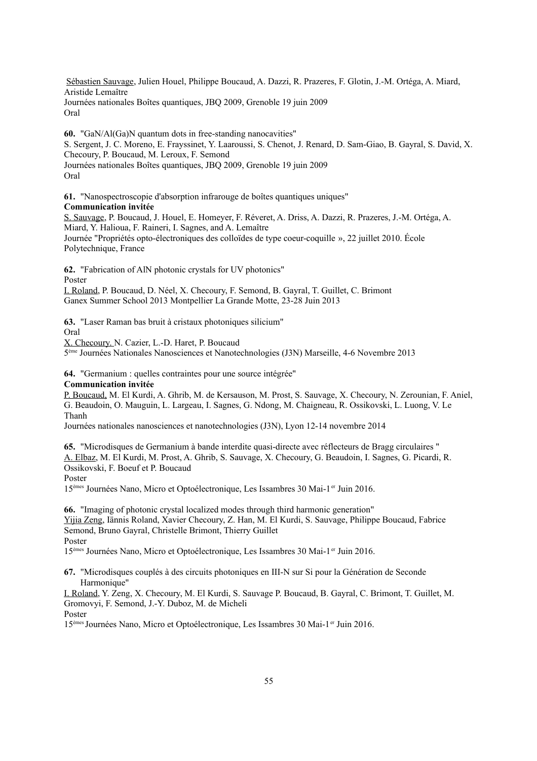Sébastien Sauvage, Julien Houel, Philippe Boucaud, A. Dazzi, R. Prazeres, F. Glotin, J.-M. Ortéga, A. Miard, Aristide Lemaître
Journées nationales Boîtes quantiques, JBQ 2009, Grenoble 19 juin 2009
Oral

**60.** "GaN/Al(Ga)N quantum dots in free-standing nanocavities"
S. Sergent, J. C. Moreno, E. Frayssinet, Y. Laaroussi, S. Chenot, J. Renard, D. Sam-Giao, B. Gayral, S. David, X. Checoury, P. Boucaud, M. Leroux, F. Semond
Journées nationales Boîtes quantiques, JBQ 2009, Grenoble 19 juin 2009
Oral

**61.** "Nanospectroscopie d'absorption infrarouge de boîtes quantiques uniques"
**Communication invitée**
S. Sauvage, P. Boucaud, J. Houel, E. Homeyer, F. Réveret, A. Driss, A. Dazzi, R. Prazeres, J.-M. Ortéga, A. Miard, Y. Halioua, F. Raineri, I. Sagnes, and A. Lemaître
Journée "Propriétés opto-électroniques des colloïdes de type coeur-coquille », 22 juillet 2010. École Polytechnique, France

**62.** "Fabrication of AlN photonic crystals for UV photonics"
Poster
I. Roland, P. Boucaud, D. Néel, X. Checoury, F. Semond, B. Gayral, T. Guillet, C. Brimont
Ganex Summer School 2013 Montpellier La Grande Motte, 23-28 Juin 2013

**63.** "Laser Raman bas bruit à cristaux photoniques silicium"
Oral
X. Checoury. N. Cazier, L.-D. Haret, P. Boucaud
5ème Journées Nationales Nanosciences et Nanotechnologies (J3N) Marseille, 4-6 Novembre 2013

**64.** "Germanium : quelles contraintes pour une source intégrée"
**Communication invitée**
P. Boucaud, M. El Kurdi, A. Ghrib, M. de Kersauson, M. Prost, S. Sauvage, X. Checoury, N. Zerounian, F. Aniel, G. Beaudoin, O. Mauguin, L. Largeau, I. Sagnes, G. Ndong, M. Chaigneau, R. Ossikovski, L. Luong, V. Le Thanh
Journées nationales nanosciences et nanotechnologies (J3N), Lyon 12-14 novembre 2014

**65.** "Microdisques de Germanium à bande interdite quasi-directe avec réflecteurs de Bragg circulaires "
A. Elbaz, M. El Kurdi, M. Prost, A. Ghrib, S. Sauvage, X. Checoury, G. Beaudoin, I. Sagnes, G. Picardi, R. Ossikovski, F. Boeuf et P. Boucaud
Poster
15èmes Journées Nano, Micro et Optoélectronique, Les Issambres 30 Mai-1er Juin 2016.

**66.** "Imaging of photonic crystal localized modes through third harmonic generation"
Yijia Zeng, Iännis Roland, Xavier Checoury, Z. Han, M. El Kurdi, S. Sauvage, Philippe Boucaud, Fabrice Semond, Bruno Gayral, Christelle Brimont, Thierry Guillet
Poster
15èmes Journées Nano, Micro et Optoélectronique, Les Issambres 30 Mai-1er Juin 2016.

**67.** "Microdisques couplés à des circuits photoniques en III-N sur Si pour la Génération de Seconde Harmonique"
I. Roland, Y. Zeng, X. Checoury, M. El Kurdi, S. Sauvage P. Boucaud, B. Gayral, C. Brimont, T. Guillet, M. Gromovyi, F. Semond, J.-Y. Duboz, M. de Micheli
Poster
15èmes Journées Nano, Micro et Optoélectronique, Les Issambres 30 Mai-1er Juin 2016.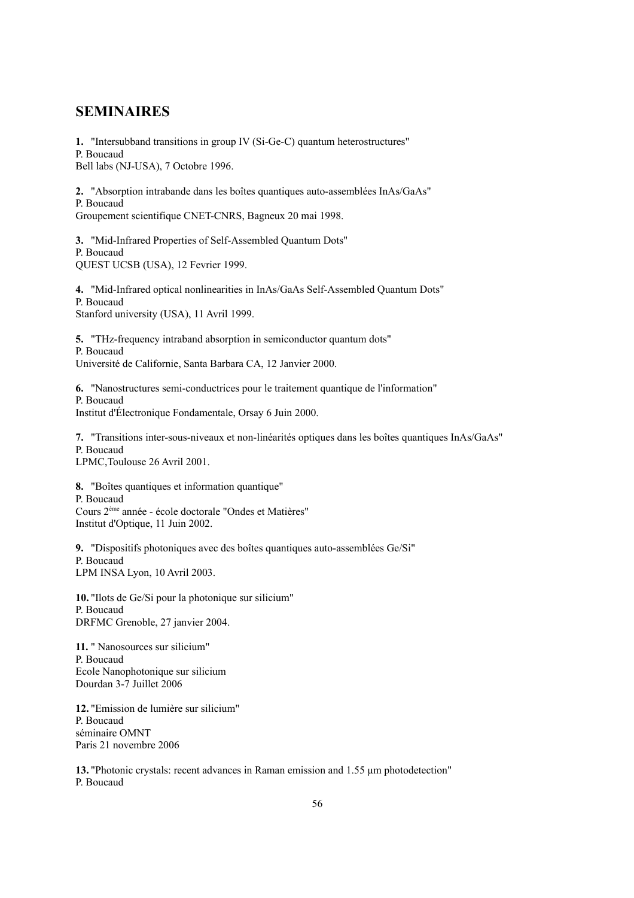## SEMINAIRES

**1.** "Intersubband transitions in group IV (Si-Ge-C) quantum heterostructures"
P. Boucaud
Bell labs (NJ-USA), 7 Octobre 1996.

**2.** "Absorption intrabande dans les boîtes quantiques auto-assemblées InAs/GaAs"
P. Boucaud
Groupement scientifique CNET-CNRS, Bagneux 20 mai 1998.

**3.** "Mid-Infrared Properties of Self-Assembled Quantum Dots"
P. Boucaud
QUEST UCSB (USA), 12 Fevrier 1999.

**4.** "Mid-Infrared optical nonlinearities in InAs/GaAs Self-Assembled Quantum Dots"
P. Boucaud
Stanford university (USA), 11 Avril 1999.

**5.** "THz-frequency intraband absorption in semiconductor quantum dots"
P. Boucaud
Université de Californie, Santa Barbara CA, 12 Janvier 2000.

**6.** "Nanostructures semi-conductrices pour le traitement quantique de l'information"
P. Boucaud
Institut d'Électronique Fondamentale, Orsay 6 Juin 2000.

**7.** "Transitions inter-sous-niveaux et non-linéarités optiques dans les boîtes quantiques InAs/GaAs"
P. Boucaud
LPMC,Toulouse 26 Avril 2001.

**8.** "Boîtes quantiques et information quantique"
P. Boucaud
Cours 2ème année - école doctorale "Ondes et Matières"
Institut d'Optique, 11 Juin 2002.

**9.** "Dispositifs photoniques avec des boîtes quantiques auto-assemblées Ge/Si"
P. Boucaud
LPM INSA Lyon, 10 Avril 2003.

**10.** "Ilots de Ge/Si pour la photonique sur silicium"
P. Boucaud
DRFMC Grenoble, 27 janvier 2004.

**11.** " Nanosources sur silicium"
P. Boucaud
Ecole Nanophotonique sur silicium
Dourdan 3-7 Juillet 2006

**12.** "Emission de lumière sur silicium"
P. Boucaud
séminaire OMNT
Paris 21 novembre 2006

**13.** "Photonic crystals: recent advances in Raman emission and 1.55 µm photodetection"
P. Boucaud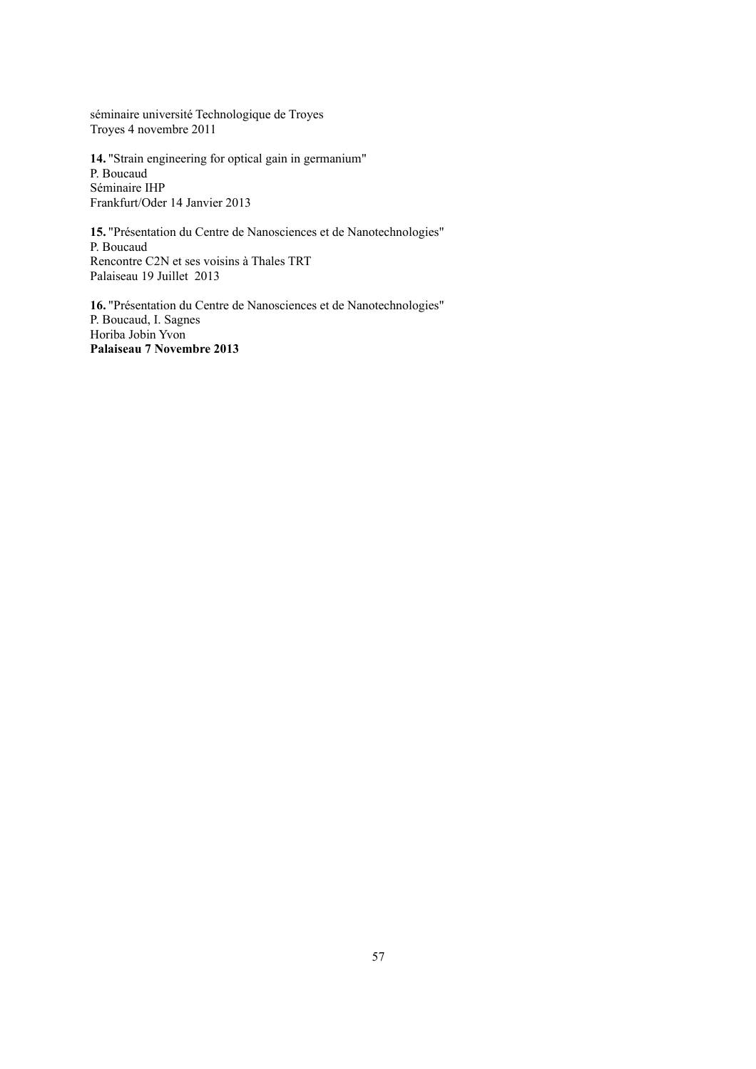séminaire université Technologique de Troyes
Troyes 4 novembre 2011

**14.** "Strain engineering for optical gain in germanium"
P. Boucaud
Séminaire IHP
Frankfurt/Oder 14 Janvier 2013

**15.** "Présentation du Centre de Nanosciences et de Nanotechnologies"
P. Boucaud
Rencontre C2N et ses voisins à Thales TRT
Palaiseau 19 Juillet 2013

**16.** "Présentation du Centre de Nanosciences et de Nanotechnologies"
P. Boucaud, I. Sagnes
Horiba Jobin Yvon
**Palaiseau 7 Novembre 2013**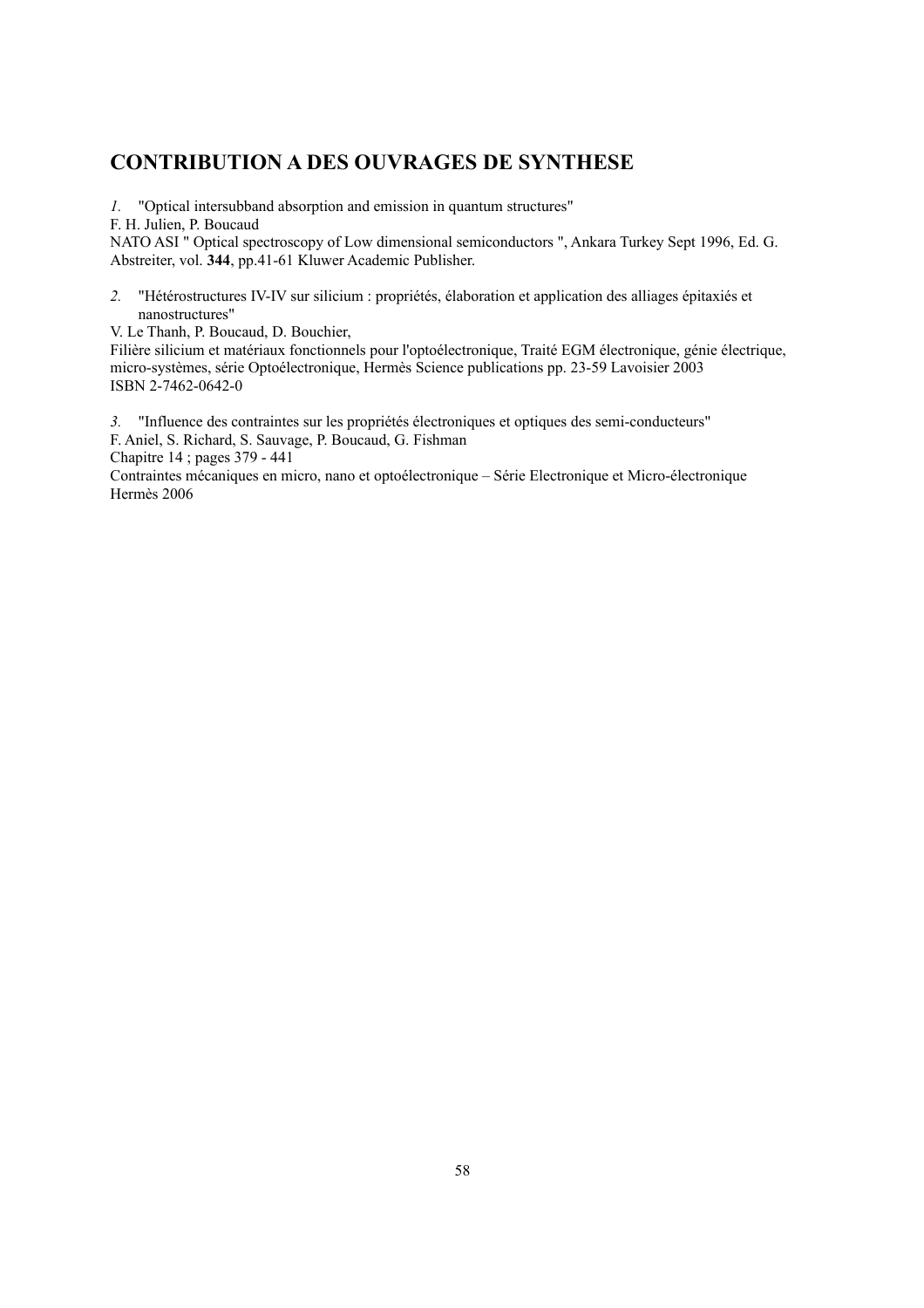## CONTRIBUTION A DES OUVRAGES DE SYNTHESE

*1.* "Optical intersubband absorption and emission in quantum structures"
F. H. Julien, P. Boucaud
NATO ASI " Optical spectroscopy of Low dimensional semiconductors ", Ankara Turkey Sept 1996, Ed. G. Abstreiter, vol. **344**, pp.41-61 Kluwer Academic Publisher.

*2.* "Hétérostructures IV-IV sur silicium : propriétés, élaboration et application des alliages épitaxiés et nanostructures"
V. Le Thanh, P. Boucaud, D. Bouchier,
Filière silicium et matériaux fonctionnels pour l'optoélectronique, Traité EGM électronique, génie électrique, micro-systèmes, série Optoélectronique, Hermès Science publications pp. 23-59 Lavoisier 2003
ISBN 2-7462-0642-0

*3.* "Influence des contraintes sur les propriétés électroniques et optiques des semi-conducteurs"
F. Aniel, S. Richard, S. Sauvage, P. Boucaud, G. Fishman
Chapitre 14 ; pages 379 - 441
Contraintes mécaniques en micro, nano et optoélectronique – Série Electronique et Micro-électronique
Hermès 2006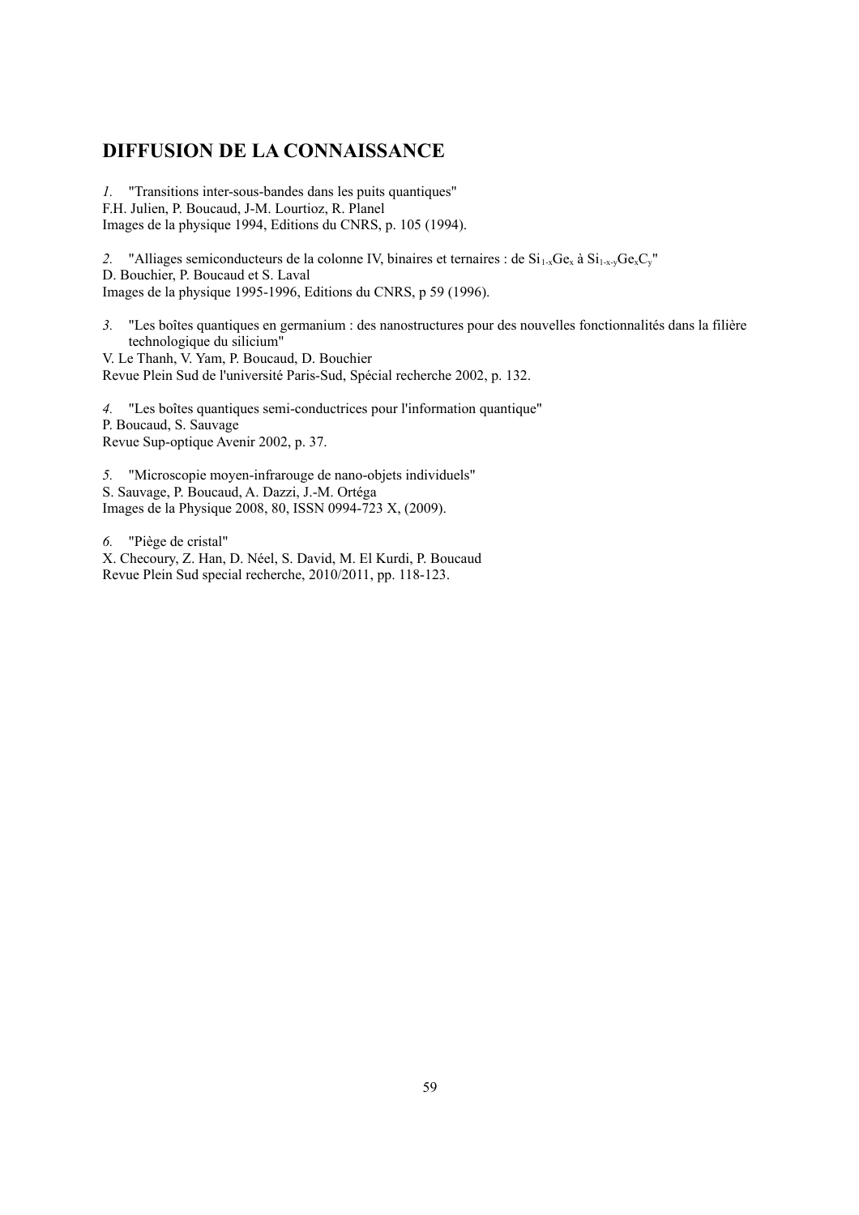## DIFFUSION DE LA CONNAISSANCE

*1.* "Transitions inter-sous-bandes dans les puits quantiques"
F.H. Julien, P. Boucaud, J-M. Lourtioz, R. Planel
Images de la physique 1994, Editions du CNRS, p. 105 (1994).

*2.* "Alliages semiconducteurs de la colonne IV, binaires et ternaires : de $Si_{1-x}Ge_x$ à $Si_{1-x-y}Ge_xC_y$"
D. Bouchier, P. Boucaud et S. Laval
Images de la physique 1995-1996, Editions du CNRS, p 59 (1996).

*3.* "Les boîtes quantiques en germanium : des nanostructures pour des nouvelles fonctionnalités dans la filière technologique du silicium"
V. Le Thanh, V. Yam, P. Boucaud, D. Bouchier
Revue Plein Sud de l'université Paris-Sud, Spécial recherche 2002, p. 132.

*4.* "Les boîtes quantiques semi-conductrices pour l'information quantique"
P. Boucaud, S. Sauvage
Revue Sup-optique Avenir 2002, p. 37.

*5.* "Microscopie moyen-infrarouge de nano-objets individuels"
S. Sauvage, P. Boucaud, A. Dazzi, J.-M. Ortéga
Images de la Physique 2008, 80, ISSN 0994-723 X, (2009).

*6.* "Piège de cristal"
X. Checoury, Z. Han, D. Néel, S. David, M. El Kurdi, P. Boucaud
Revue Plein Sud special recherche, 2010/2011, pp. 118-123.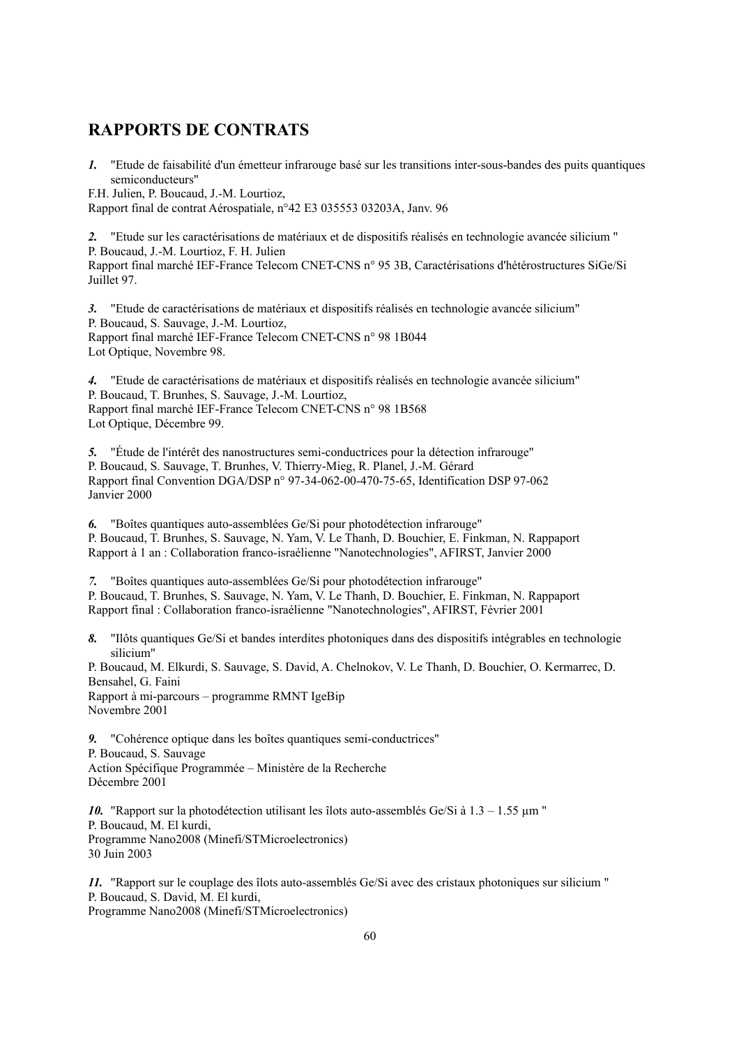## RAPPORTS DE CONTRATS

***1.*** "Etude de faisabilité d'un émetteur infrarouge basé sur les transitions inter-sous-bandes des puits quantiques semiconducteurs"
F.H. Julien, P. Boucaud, J.-M. Lourtioz,
Rapport final de contrat Aérospatiale, n°42 E3 035553 03203A, Janv. 96

***2.*** "Etude sur les caractérisations de matériaux et de dispositifs réalisés en technologie avancée silicium "
P. Boucaud, J.-M. Lourtioz, F. H. Julien
Rapport final marché IEF-France Telecom CNET-CNS n° 95 3B, Caractérisations d'hétérostructures SiGe/Si Juillet 97.

***3.*** "Etude de caractérisations de matériaux et dispositifs réalisés en technologie avancée silicium"
P. Boucaud, S. Sauvage, J.-M. Lourtioz,
Rapport final marché IEF-France Telecom CNET-CNS n° 98 1B044
Lot Optique, Novembre 98.

***4.*** "Etude de caractérisations de matériaux et dispositifs réalisés en technologie avancée silicium"
P. Boucaud, T. Brunhes, S. Sauvage, J.-M. Lourtioz,
Rapport final marché IEF-France Telecom CNET-CNS n° 98 1B568
Lot Optique, Décembre 99.

***5.*** "Étude de l'intérêt des nanostructures semi-conductrices pour la détection infrarouge"
P. Boucaud, S. Sauvage, T. Brunhes, V. Thierry-Mieg, R. Planel, J.-M. Gérard
Rapport final Convention DGA/DSP n° 97-34-062-00-470-75-65, Identification DSP 97-062
Janvier 2000

***6.*** "Boîtes quantiques auto-assemblées Ge/Si pour photodétection infrarouge"
P. Boucaud, T. Brunhes, S. Sauvage, N. Yam, V. Le Thanh, D. Bouchier, E. Finkman, N. Rappaport
Rapport à 1 an : Collaboration franco-israélienne "Nanotechnologies", AFIRST, Janvier 2000

***7.*** "Boîtes quantiques auto-assemblées Ge/Si pour photodétection infrarouge"
P. Boucaud, T. Brunhes, S. Sauvage, N. Yam, V. Le Thanh, D. Bouchier, E. Finkman, N. Rappaport
Rapport final : Collaboration franco-israélienne "Nanotechnologies", AFIRST, Février 2001

***8.*** "Ilôts quantiques Ge/Si et bandes interdites photoniques dans des dispositifs intégrables en technologie silicium"
P. Boucaud, M. Elkurdi, S. Sauvage, S. David, A. Chelnokov, V. Le Thanh, D. Bouchier, O. Kermarrec, D. Bensahel, G. Faini
Rapport à mi-parcours – programme RMNT IgeBip
Novembre 2001

***9.*** "Cohérence optique dans les boîtes quantiques semi-conductrices"
P. Boucaud, S. Sauvage
Action Spécifique Programmée – Ministère de la Recherche
Décembre 2001

***10.*** "Rapport sur la photodétection utilisant les îlots auto-assemblés Ge/Si à 1.3 – 1.55 µm "
P. Boucaud, M. El kurdi,
Programme Nano2008 (Minefi/STMicroelectronics)
30 Juin 2003

***11.*** "Rapport sur le couplage des îlots auto-assemblés Ge/Si avec des cristaux photoniques sur silicium "
P. Boucaud, S. David, M. El kurdi,
Programme Nano2008 (Minefi/STMicroelectronics)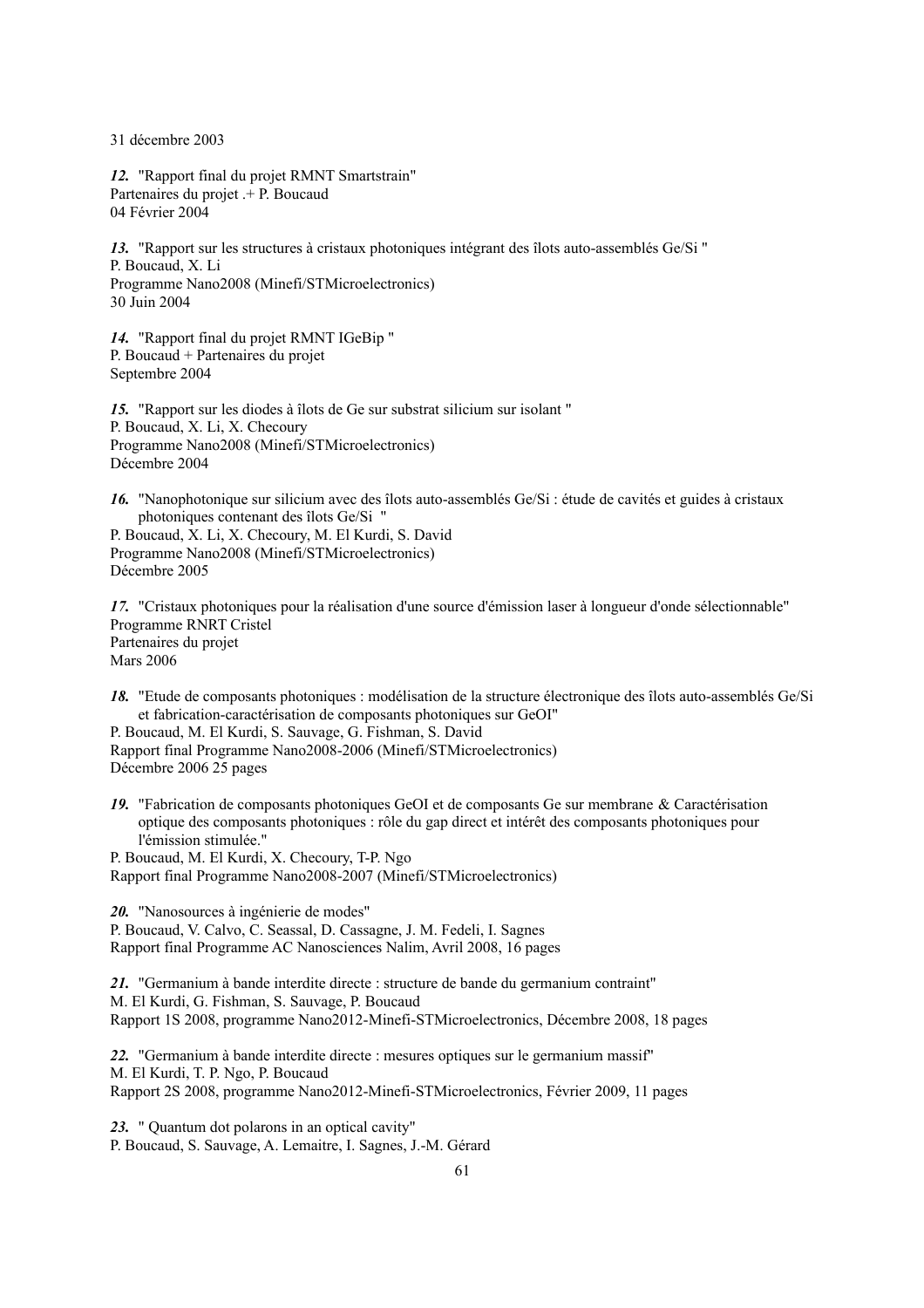31 décembre 2003

***12.*** "Rapport final du projet RMNT Smartstrain"
Partenaires du projet .+ P. Boucaud
04 Février 2004

***13.*** "Rapport sur les structures à cristaux photoniques intégrant des îlots auto-assemblés Ge/Si "
P. Boucaud, X. Li
Programme Nano2008 (Minefi/STMicroelectronics)
30 Juin 2004

***14.*** "Rapport final du projet RMNT IGeBip "
P. Boucaud + Partenaires du projet
Septembre 2004

***15.*** "Rapport sur les diodes à îlots de Ge sur substrat silicium sur isolant "
P. Boucaud, X. Li, X. Checoury
Programme Nano2008 (Minefi/STMicroelectronics)
Décembre 2004

***16.*** "Nanophotonique sur silicium avec des îlots auto-assemblés Ge/Si : étude de cavités et guides à cristaux photoniques contenant des îlots Ge/Si "
P. Boucaud, X. Li, X. Checoury, M. El Kurdi, S. David
Programme Nano2008 (Minefi/STMicroelectronics)
Décembre 2005

***17.*** "Cristaux photoniques pour la réalisation d'une source d'émission laser à longueur d'onde sélectionnable"
Programme RNRT Cristel
Partenaires du projet
Mars 2006

***18.*** "Etude de composants photoniques : modélisation de la structure électronique des îlots auto-assemblés Ge/Si et fabrication-caractérisation de composants photoniques sur GeOI"
P. Boucaud, M. El Kurdi, S. Sauvage, G. Fishman, S. David
Rapport final Programme Nano2008-2006 (Minefi/STMicroelectronics)
Décembre 2006 25 pages

***19.*** "Fabrication de composants photoniques GeOI et de composants Ge sur membrane & Caractérisation optique des composants photoniques : rôle du gap direct et intérêt des composants photoniques pour l'émission stimulée."
P. Boucaud, M. El Kurdi, X. Checoury, T-P. Ngo
Rapport final Programme Nano2008-2007 (Minefi/STMicroelectronics)

***20.*** "Nanosources à ingénierie de modes"
P. Boucaud, V. Calvo, C. Seassal, D. Cassagne, J. M. Fedeli, I. Sagnes
Rapport final Programme AC Nanosciences Nalim, Avril 2008, 16 pages

***21.*** "Germanium à bande interdite directe : structure de bande du germanium contraint"
M. El Kurdi, G. Fishman, S. Sauvage, P. Boucaud
Rapport 1S 2008, programme Nano2012-Minefi-STMicroelectronics, Décembre 2008, 18 pages

***22.*** "Germanium à bande interdite directe : mesures optiques sur le germanium massif"
M. El Kurdi, T. P. Ngo, P. Boucaud
Rapport 2S 2008, programme Nano2012-Minefi-STMicroelectronics, Février 2009, 11 pages

***23.*** " Quantum dot polarons in an optical cavity"
P. Boucaud, S. Sauvage, A. Lemaitre, I. Sagnes, J.-M. Gérard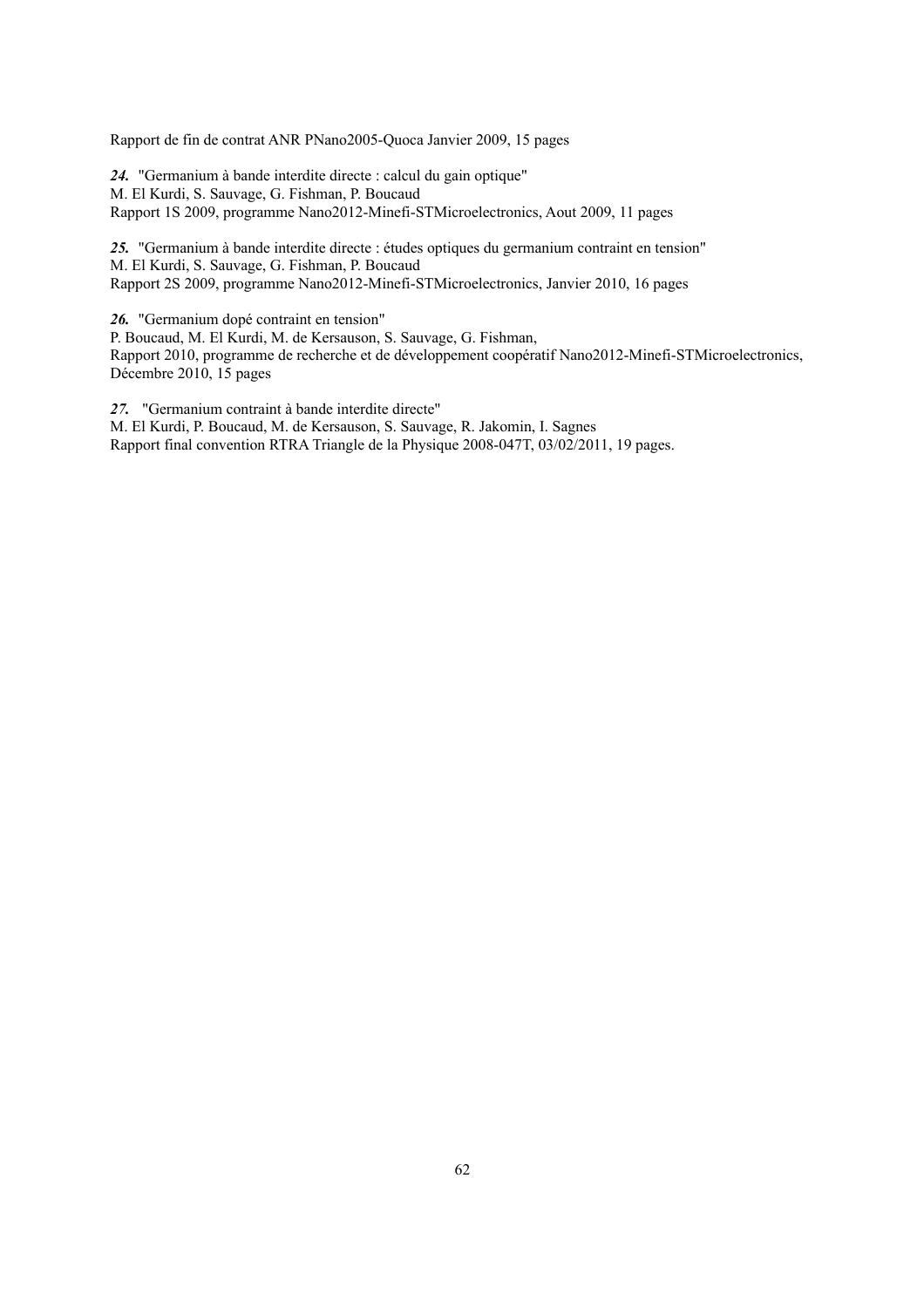Rapport de fin de contrat ANR PNano2005-Quoca Janvier 2009, 15 pages

***24.*** "Germanium à bande interdite directe : calcul du gain optique"
M. El Kurdi, S. Sauvage, G. Fishman, P. Boucaud
Rapport 1S 2009, programme Nano2012-Minefi-STMicroelectronics, Aout 2009, 11 pages

***25.*** "Germanium à bande interdite directe : études optiques du germanium contraint en tension"
M. El Kurdi, S. Sauvage, G. Fishman, P. Boucaud
Rapport 2S 2009, programme Nano2012-Minefi-STMicroelectronics, Janvier 2010, 16 pages

***26.*** "Germanium dopé contraint en tension"
P. Boucaud, M. El Kurdi, M. de Kersauson, S. Sauvage, G. Fishman,
Rapport 2010, programme de recherche et de développement coopératif Nano2012-Minefi-STMicroelectronics, Décembre 2010, 15 pages

***27.*** "Germanium contraint à bande interdite directe"
M. El Kurdi, P. Boucaud, M. de Kersauson, S. Sauvage, R. Jakomin, I. Sagnes
Rapport final convention RTRA Triangle de la Physique 2008-047T, 03/02/2011, 19 pages.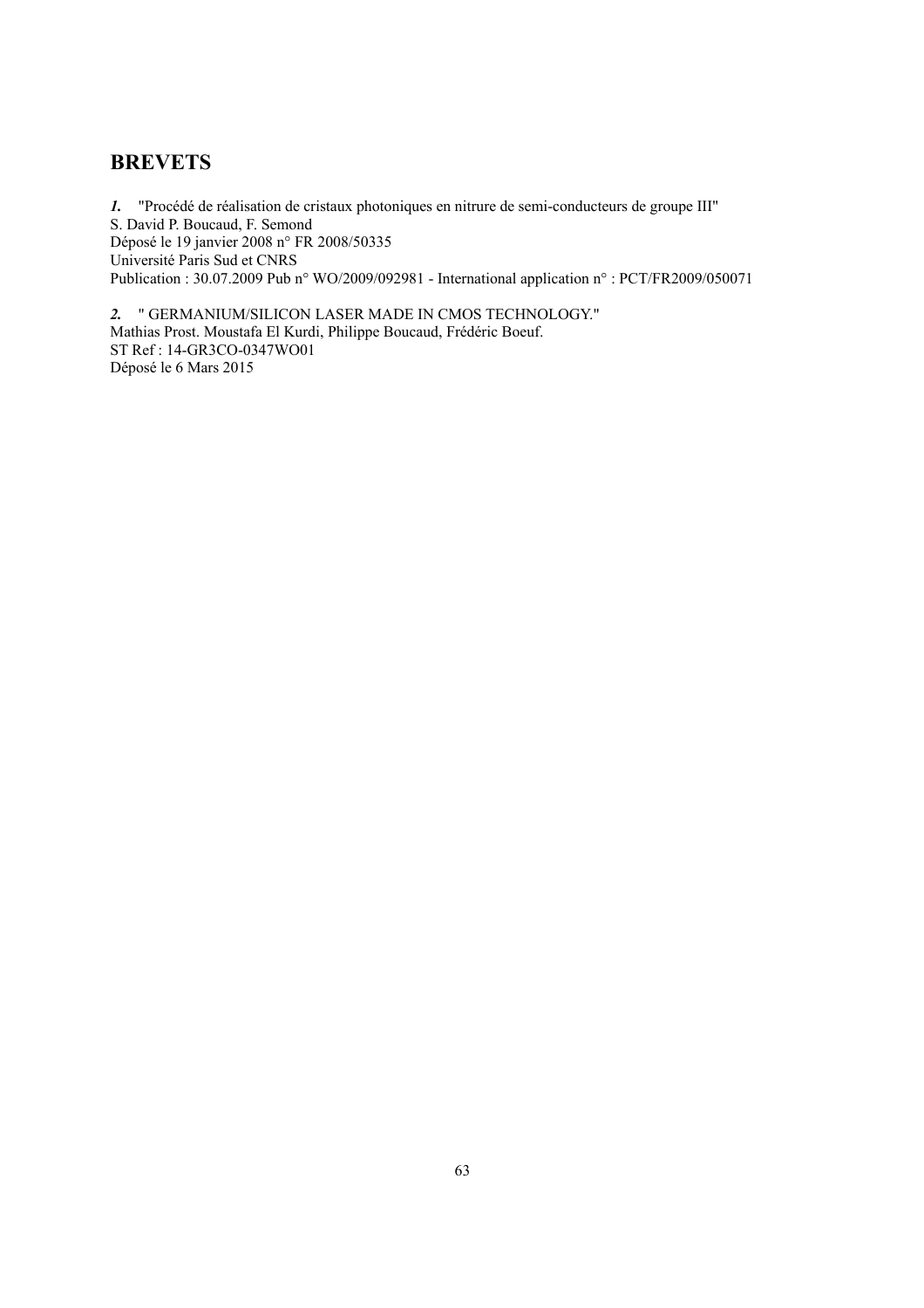## BREVETS

***1.*** "Procédé de réalisation de cristaux photoniques en nitrure de semi-conducteurs de groupe III"
S. David P. Boucaud, F. Semond
Déposé le 19 janvier 2008 n° FR 2008/50335
Université Paris Sud et CNRS
Publication : 30.07.2009 Pub n° WO/2009/092981 - International application n° : PCT/FR2009/050071

***2.*** " GERMANIUM/SILICON LASER MADE IN CMOS TECHNOLOGY."
Mathias Prost. Moustafa El Kurdi, Philippe Boucaud, Frédéric Boeuf.
ST Ref : 14-GR3CO-0347WO01
Déposé le 6 Mars 2015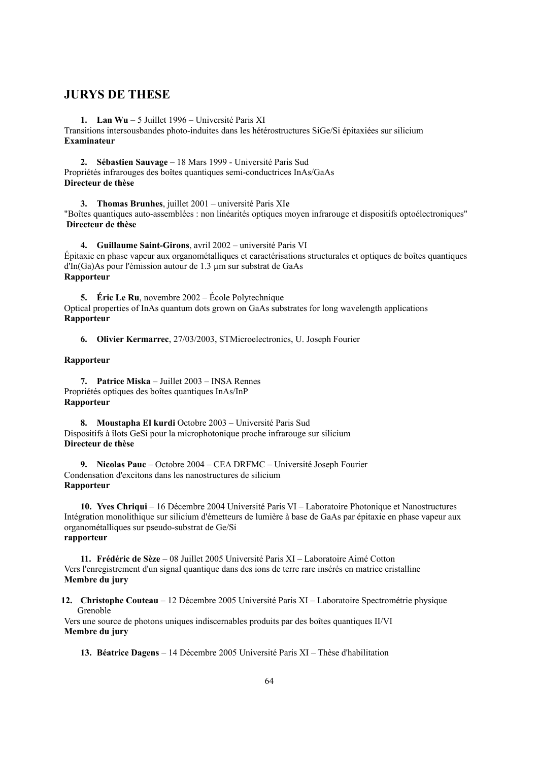## JURYS DE THESE

1. **Lan Wu** – 5 Juillet 1996 – Université Paris XI
Transitions intersousbandes photo-induites dans les hétérostructures SiGe/Si épitaxiées sur silicium
**Examinateur**

2. **Sébastien Sauvage** – 18 Mars 1999 - Université Paris Sud
Propriétés infrarouges des boîtes quantiques semi-conductrices InAs/GaAs
**Directeur de thèse**

3. **Thomas Brunhes**, juillet 2001 – université Paris XI**e**
"Boîtes quantiques auto-assemblées : non linéarités optiques moyen infrarouge et dispositifs optoélectroniques"
**Directeur de thèse**

4. **Guillaume Saint-Girons**, avril 2002 – université Paris VI
Épitaxie en phase vapeur aux organométalliques et caractérisations structurales et optiques de boîtes quantiques d'In(Ga)As pour l'émission autour de 1.3 µm sur substrat de GaAs
**Rapporteur**

5. **Éric Le Ru**, novembre 2002 – École Polytechnique
Optical properties of InAs quantum dots grown on GaAs substrates for long wavelength applications
**Rapporteur**

6. **Olivier Kermarrec**, 27/03/2003, STMicroelectronics, U. Joseph Fourier

**Rapporteur**

7. **Patrice Miska** – Juillet 2003 – INSA Rennes
Propriétés optiques des boîtes quantiques InAs/InP
**Rapporteur**

8. **Moustapha El kurdi** Octobre 2003 – Université Paris Sud
Dispositifs à îlots GeSi pour la microphotonique proche infrarouge sur silicium
**Directeur de thèse**

9. **Nicolas Pauc** – Octobre 2004 – CEA DRFMC – Université Joseph Fourier
Condensation d'excitons dans les nanostructures de silicium
**Rapporteur**

10. **Yves Chriqui** – 16 Décembre 2004 Université Paris VI – Laboratoire Photonique et Nanostructures
Intégration monolithique sur silicium d'émetteurs de lumière à base de GaAs par épitaxie en phase vapeur aux organométalliques sur pseudo-substrat de Ge/Si
**rapporteur**

11. **Frédéric de Sèze** – 08 Juillet 2005 Université Paris XI – Laboratoire Aimé Cotton
Vers l'enregistrement d'un signal quantique dans des ions de terre rare insérés en matrice cristalline
**Membre du jury**

12. **Christophe Couteau** – 12 Décembre 2005 Université Paris XI – Laboratoire Spectrométrie physique Grenoble
Vers une source de photons uniques indiscernables produits par des boîtes quantiques II/VI
**Membre du jury**

13. **Béatrice Dagens** – 14 Décembre 2005 Université Paris XI – Thèse d'habilitation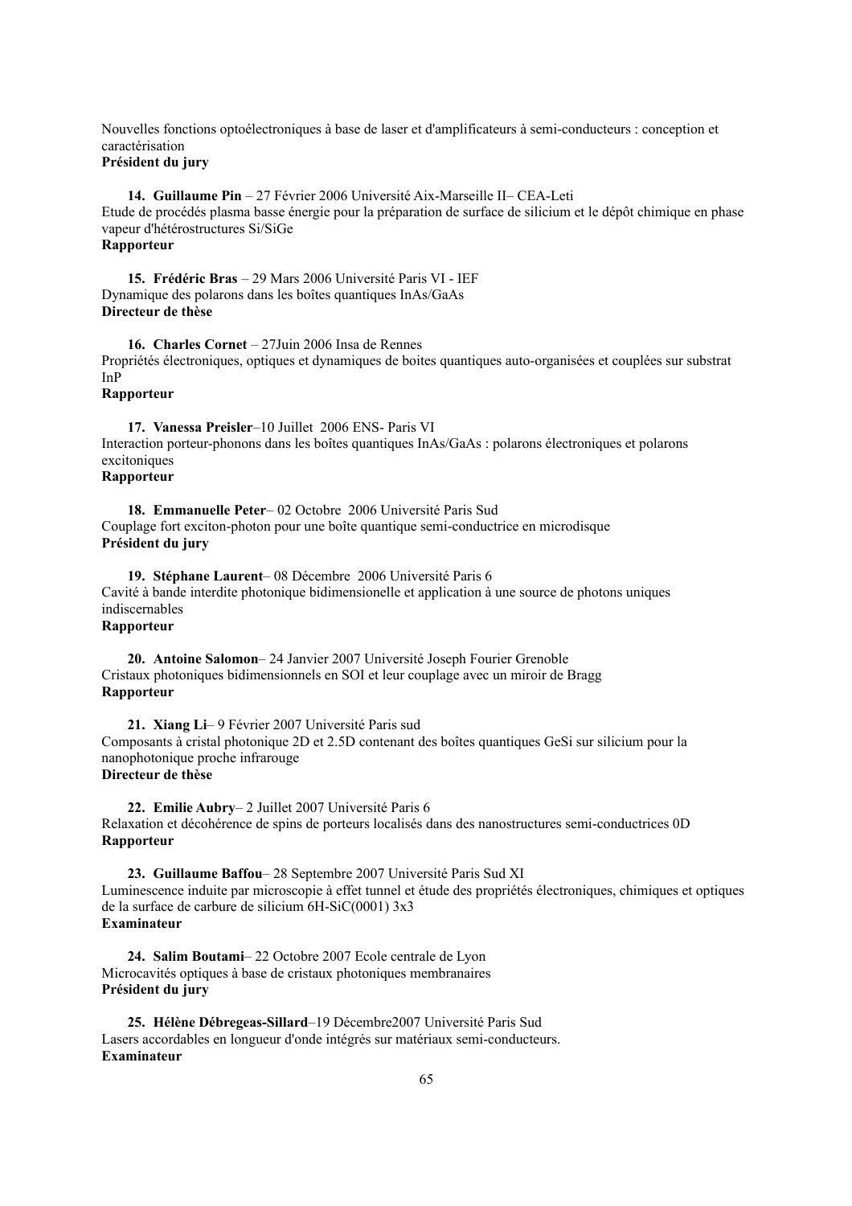Nouvelles fonctions optoélectroniques à base de laser et d'amplificateurs à semi-conducteurs : conception et caractérisation
**Président du jury**

14. **Guillaume Pin** – 27 Février 2006 Université Aix-Marseille II– CEA-Leti
Etude de procédés plasma basse énergie pour la préparation de surface de silicium et le dépôt chimique en phase vapeur d'hétérostructures Si/SiGe
**Rapporteur**

15. **Frédéric Bras** – 29 Mars 2006 Université Paris VI - IEF
Dynamique des polarons dans les boîtes quantiques InAs/GaAs
**Directeur de thèse**

16. **Charles Cornet** – 27Juin 2006 Insa de Rennes
Propriétés électroniques, optiques et dynamiques de boites quantiques auto-organisées et couplées sur substrat InP
**Rapporteur**

17. **Vanessa Preisler**–10 Juillet 2006 ENS- Paris VI
Interaction porteur-phonons dans les boîtes quantiques InAs/GaAs : polarons électroniques et polarons excitoniques
**Rapporteur**

18. **Emmanuelle Peter**– 02 Octobre 2006 Université Paris Sud
Couplage fort exciton-photon pour une boîte quantique semi-conductrice en microdisque
**Président du jury**

19. **Stéphane Laurent**– 08 Décembre 2006 Université Paris 6
Cavité à bande interdite photonique bidimensionelle et application à une source de photons uniques indiscernables
**Rapporteur**

20. **Antoine Salomon**– 24 Janvier 2007 Université Joseph Fourier Grenoble
Cristaux photoniques bidimensionnels en SOI et leur couplage avec un miroir de Bragg
**Rapporteur**

21. **Xiang Li**– 9 Février 2007 Université Paris sud
Composants à cristal photonique 2D et 2.5D contenant des boîtes quantiques GeSi sur silicium pour la nanophotonique proche infrarouge
**Directeur de thèse**

22. **Emilie Aubry**– 2 Juillet 2007 Université Paris 6
Relaxation et décohérence de spins de porteurs localisés dans des nanostructures semi-conductrices 0D
**Rapporteur**

23. **Guillaume Baffou**– 28 Septembre 2007 Université Paris Sud XI
Luminescence induite par microscopie à effet tunnel et étude des propriétés électroniques, chimiques et optiques de la surface de carbure de silicium 6H-SiC(0001) 3x3
**Examinateur**

24. **Salim Boutami**– 22 Octobre 2007 Ecole centrale de Lyon
Microcavités optiques à base de cristaux photoniques membranaires
**Président du jury**

25. **Hélène Débregeas-Sillard**–19 Décembre2007 Université Paris Sud
Lasers accordables en longueur d'onde intégrés sur matériaux semi-conducteurs.
**Examinateur**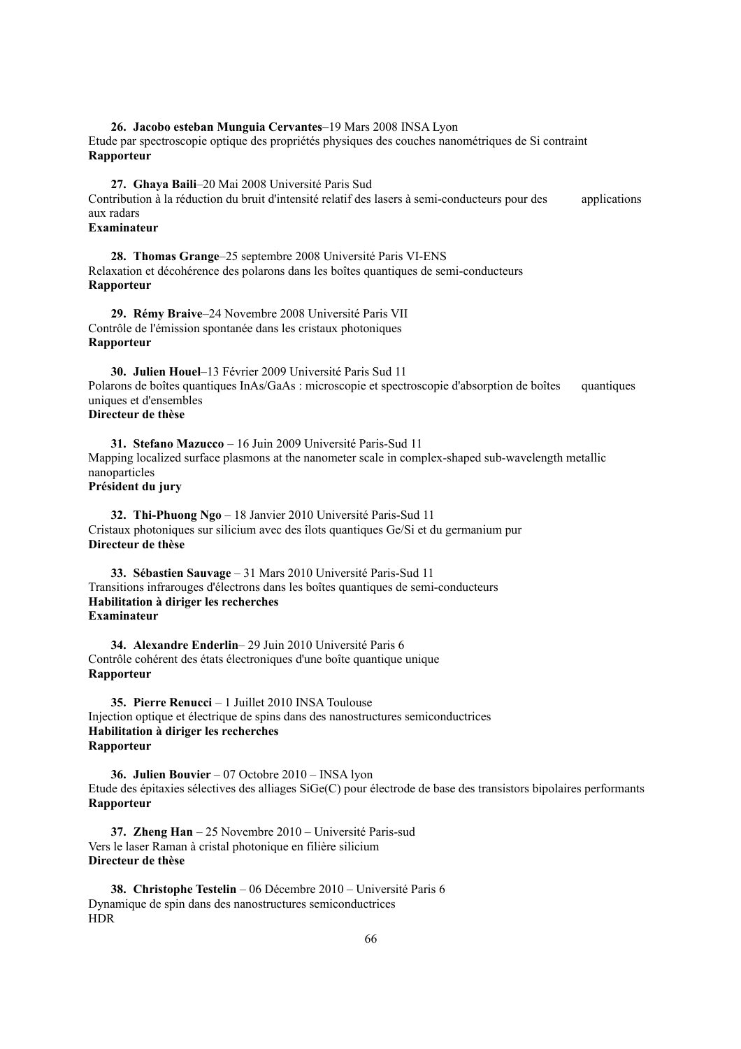26. **Jacobo esteban Munguia Cervantes**–19 Mars 2008 INSA Lyon
Etude par spectroscopie optique des propriétés physiques des couches nanométriques de Si contraint
**Rapporteur**

27. **Ghaya Baili**–20 Mai 2008 Université Paris Sud
Contribution à la réduction du bruit d'intensité relatif des lasers à semi-conducteurs pour des applications aux radars
**Examinateur**

28. **Thomas Grange**–25 septembre 2008 Université Paris VI-ENS
Relaxation et décohérence des polarons dans les boîtes quantiques de semi-conducteurs
**Rapporteur**

29. **Rémy Braive**–24 Novembre 2008 Université Paris VII
Contrôle de l'émission spontanée dans les cristaux photoniques
**Rapporteur**

30. **Julien Houel**–13 Février 2009 Université Paris Sud 11
Polarons de boîtes quantiques InAs/GaAs : microscopie et spectroscopie d'absorption de boîtes quantiques uniques et d'ensembles
**Directeur de thèse**

31. **Stefano Mazucco** – 16 Juin 2009 Université Paris-Sud 11
Mapping localized surface plasmons at the nanometer scale in complex-shaped sub-wavelength metallic nanoparticles
**Président du jury**

32. **Thi-Phuong Ngo** – 18 Janvier 2010 Université Paris-Sud 11
Cristaux photoniques sur silicium avec des îlots quantiques Ge/Si et du germanium pur
**Directeur de thèse**

33. **Sébastien Sauvage** – 31 Mars 2010 Université Paris-Sud 11
Transitions infrarouges d'électrons dans les boîtes quantiques de semi-conducteurs
**Habilitation à diriger les recherches**
**Examinateur**

34. **Alexandre Enderlin**– 29 Juin 2010 Université Paris 6
Contrôle cohérent des états électroniques d'une boîte quantique unique
**Rapporteur**

35. **Pierre Renucci** – 1 Juillet 2010 INSA Toulouse
Injection optique et électrique de spins dans des nanostructures semiconductrices
**Habilitation à diriger les recherches**
**Rapporteur**

36. **Julien Bouvier** – 07 Octobre 2010 – INSA lyon
Etude des épitaxies sélectives des alliages SiGe(C) pour électrode de base des transistors bipolaires performants
**Rapporteur**

37. **Zheng Han** – 25 Novembre 2010 – Université Paris-sud
Vers le laser Raman à cristal photonique en filière silicium
**Directeur de thèse**

38. **Christophe Testelin** – 06 Décembre 2010 – Université Paris 6
Dynamique de spin dans des nanostructures semiconductrices
HDR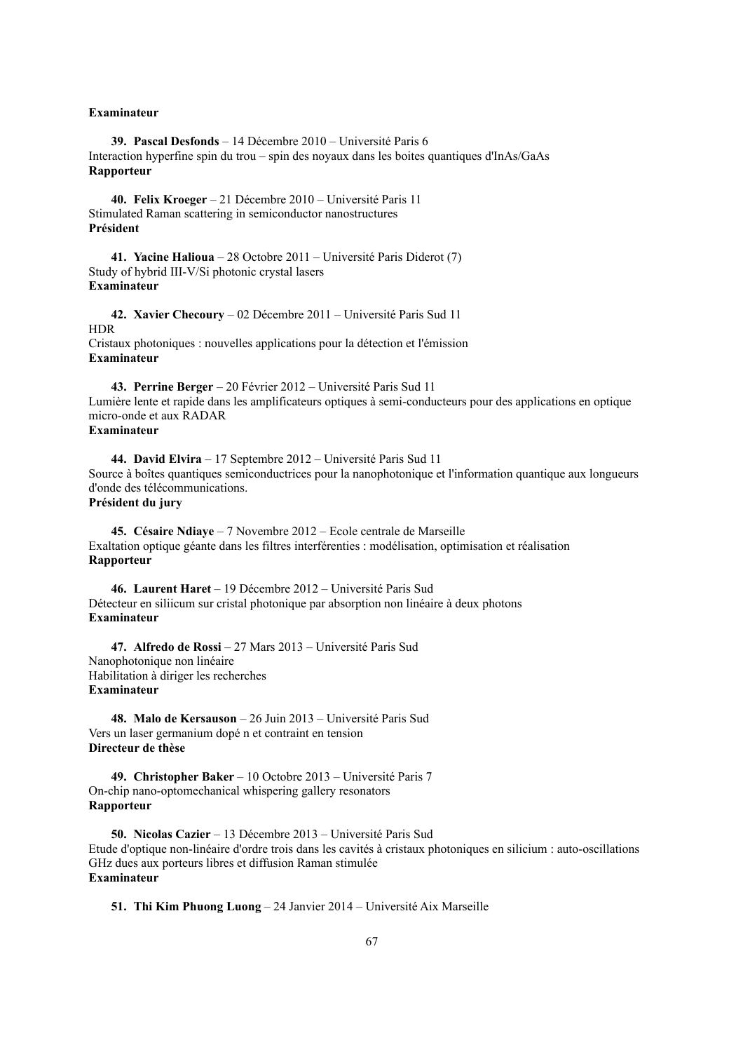**Examinateur**

**39. Pascal Desfonds** – 14 Décembre 2010 – Université Paris 6
Interaction hyperfine spin du trou – spin des noyaux dans les boites quantiques d'InAs/GaAs
**Rapporteur**

**40. Felix Kroeger** – 21 Décembre 2010 – Université Paris 11
Stimulated Raman scattering in semiconductor nanostructures
**Président**

**41. Yacine Halioua** – 28 Octobre 2011 – Université Paris Diderot (7)
Study of hybrid III-V/Si photonic crystal lasers
**Examinateur**

**42. Xavier Checoury** – 02 Décembre 2011 – Université Paris Sud 11
HDR
Cristaux photoniques : nouvelles applications pour la détection et l'émission
**Examinateur**

**43. Perrine Berger** – 20 Février 2012 – Université Paris Sud 11
Lumière lente et rapide dans les amplificateurs optiques à semi-conducteurs pour des applications en optique micro-onde et aux RADAR
**Examinateur**

**44. David Elvira** – 17 Septembre 2012 – Université Paris Sud 11
Source à boîtes quantiques semiconductrices pour la nanophotonique et l'information quantique aux longueurs d'onde des télécommunications.
**Président du jury**

**45. Césaire Ndiaye** – 7 Novembre 2012 – Ecole centrale de Marseille
Exaltation optique géante dans les filtres interférenties : modélisation, optimisation et réalisation
**Rapporteur**

**46. Laurent Haret** – 19 Décembre 2012 – Université Paris Sud
Détecteur en siliicum sur cristal photonique par absorption non linéaire à deux photons
**Examinateur**

**47. Alfredo de Rossi** – 27 Mars 2013 – Université Paris Sud
Nanophotonique non linéaire
Habilitation à diriger les recherches
**Examinateur**

**48. Malo de Kersauson** – 26 Juin 2013 – Université Paris Sud
Vers un laser germanium dopé n et contraint en tension
**Directeur de thèse**

**49. Christopher Baker** – 10 Octobre 2013 – Université Paris 7
On-chip nano-optomechanical whispering gallery resonators
**Rapporteur**

**50. Nicolas Cazier** – 13 Décembre 2013 – Université Paris Sud
Etude d'optique non-linéaire d'ordre trois dans les cavités à cristaux photoniques en silicium : auto-oscillations GHz dues aux porteurs libres et diffusion Raman stimulée
**Examinateur**

**51. Thi Kim Phuong Luong** – 24 Janvier 2014 – Université Aix Marseille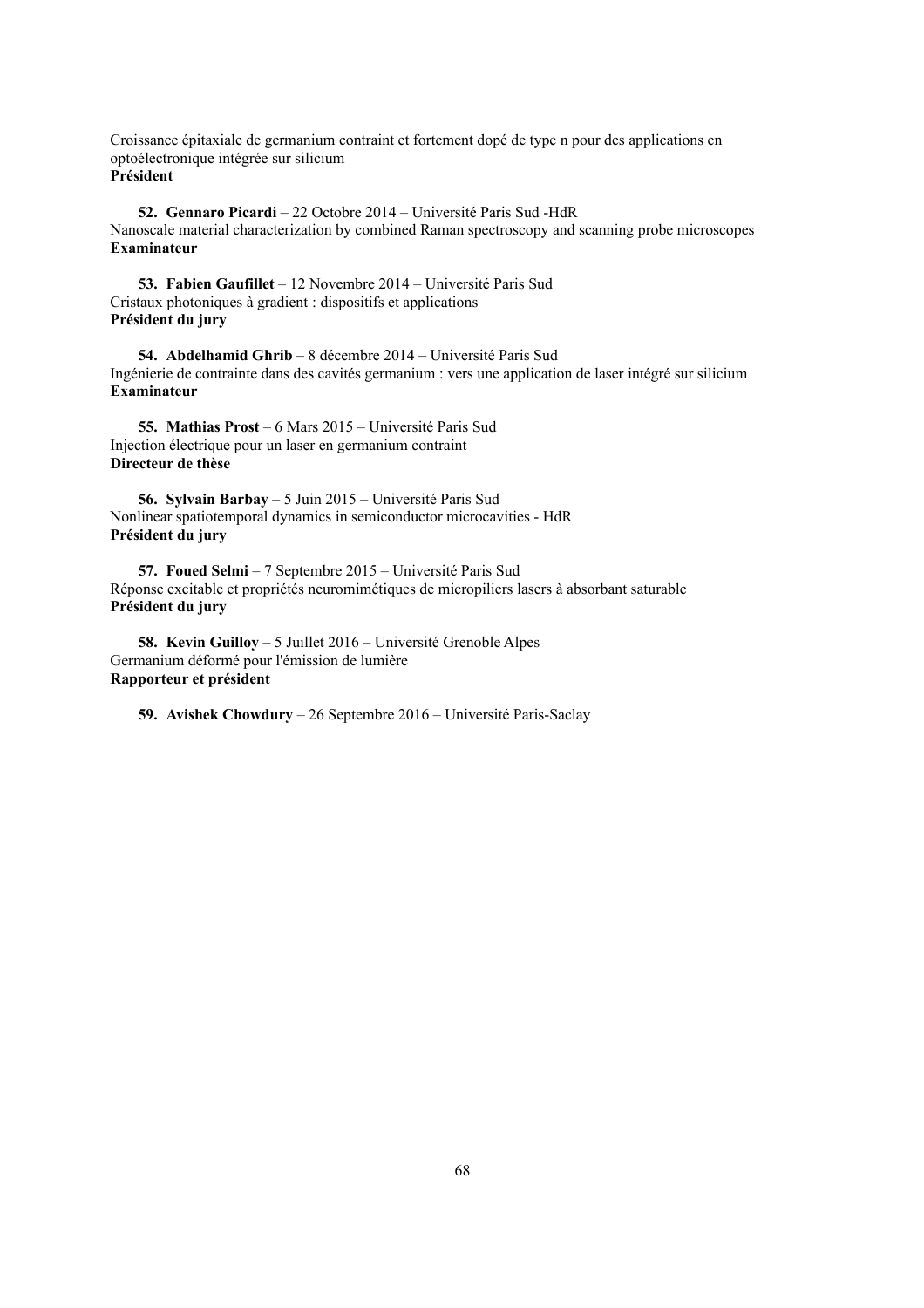Croissance épitaxiale de germanium contraint et fortement dopé de type n pour des applications en optoélectronique intégrée sur silicium
**Président**

52. **Gennaro Picardi** – 22 Octobre 2014 – Université Paris Sud -HdR
Nanoscale material characterization by combined Raman spectroscopy and scanning probe microscopes
**Examinateur**

53. **Fabien Gaufillet** – 12 Novembre 2014 – Université Paris Sud
Cristaux photoniques à gradient : dispositifs et applications
**Président du jury**

54. **Abdelhamid Ghrib** – 8 décembre 2014 – Université Paris Sud
Ingénierie de contrainte dans des cavités germanium : vers une application de laser intégré sur silicium
**Examinateur**

55. **Mathias Prost** – 6 Mars 2015 – Université Paris Sud
Injection électrique pour un laser en germanium contraint
**Directeur de thèse**

56. **Sylvain Barbay** – 5 Juin 2015 – Université Paris Sud
Nonlinear spatiotemporal dynamics in semiconductor microcavities - HdR
**Président du jury**

57. **Foued Selmi** – 7 Septembre 2015 – Université Paris Sud
Réponse excitable et propriétés neuromimétiques de micropiliers lasers à absorbant saturable
**Président du jury**

58. **Kevin Guilloy** – 5 Juillet 2016 – Université Grenoble Alpes
Germanium déformé pour l'émission de lumière
**Rapporteur et président**

59. **Avishek Chowdury** – 26 Septembre 2016 – Université Paris-Saclay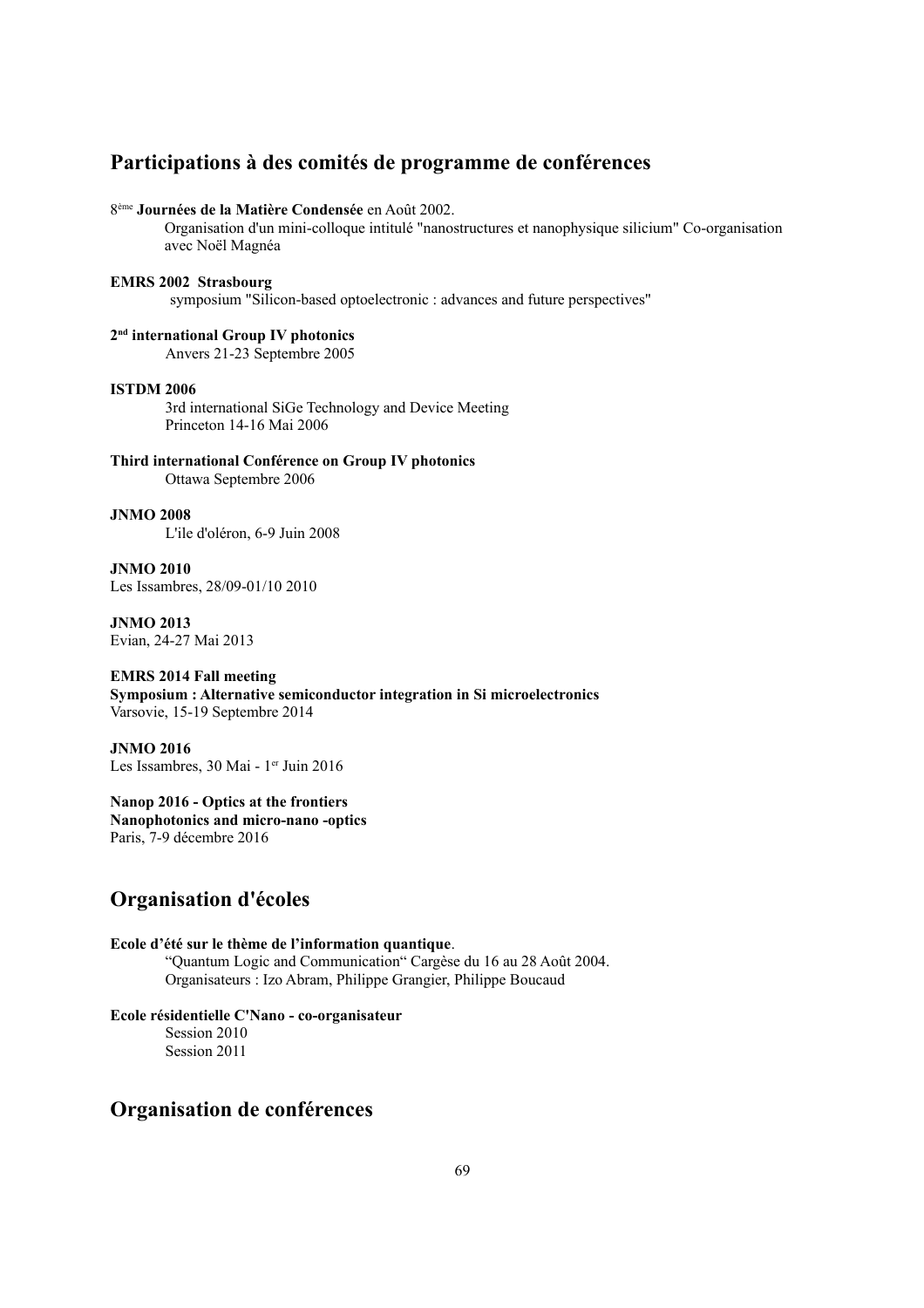## Participations à des comités de programme de conférences

8ème **Journées de la Matière Condensée** en Août 2002.

Organisation d'un mini-colloque intitulé "nanostructures et nanophysique silicium" Co-organisation avec Noël Magnéa

**EMRS 2002 Strasbourg**

symposium "Silicon-based optoelectronic : advances and future perspectives"

**2nd international Group IV photonics**

Anvers 21-23 Septembre 2005

**ISTDM 2006**

3rd international SiGe Technology and Device Meeting
Princeton 14-16 Mai 2006

**Third international Conférence on Group IV photonics**

Ottawa Septembre 2006

**JNMO 2008**

L'ile d'oléron, 6-9 Juin 2008

**JNMO 2010**
Les Issambres, 28/09-01/10 2010

**JNMO 2013**
Evian, 24-27 Mai 2013

**EMRS 2014 Fall meeting**
**Symposium : Alternative semiconductor integration in Si microelectronics**
Varsovie, 15-19 Septembre 2014

**JNMO 2016**
Les Issambres, 30 Mai - 1er Juin 2016

**Nanop 2016 - Optics at the frontiers**
**Nanophotonics and micro-nano -optics**
Paris, 7-9 décembre 2016

## Organisation d'écoles

**Ecole d'été sur le thème de l'information quantique**.

"Quantum Logic and Communication" Cargèse du 16 au 28 Août 2004.
Organisateurs : Izo Abram, Philippe Grangier, Philippe Boucaud

**Ecole résidentielle C'Nano - co-organisateur**

Session 2010
Session 2011

## Organisation de conférences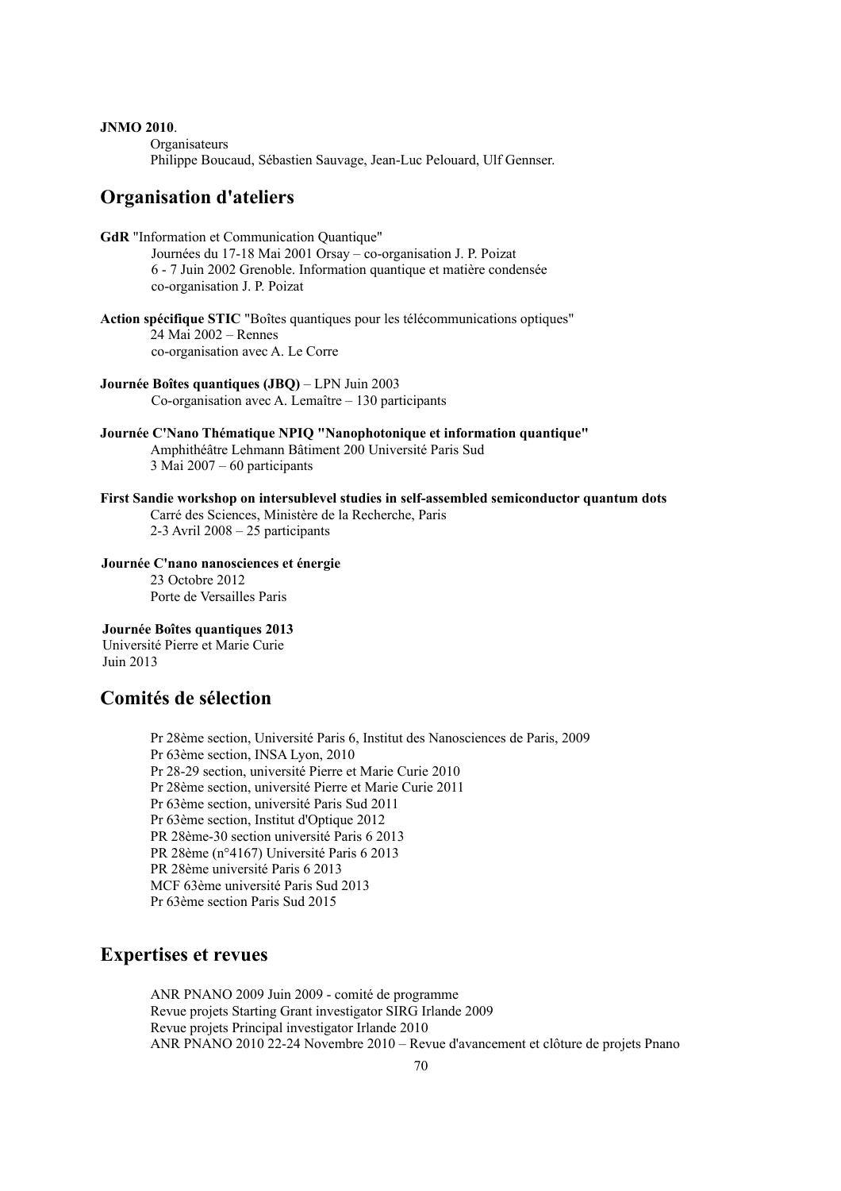**JNMO 2010**.

Organisateurs

Philippe Boucaud, Sébastien Sauvage, Jean-Luc Pelouard, Ulf Gennser.

## Organisation d'ateliers

**GdR** "Information et Communication Quantique"

Journées du 17-18 Mai 2001 Orsay – co-organisation J. P. Poizat

6 - 7 Juin 2002 Grenoble. Information quantique et matière condensée

co-organisation J. P. Poizat

**Action spécifique STIC** "Boîtes quantiques pour les télécommunications optiques"

24 Mai 2002 – Rennes

co-organisation avec A. Le Corre

**Journée Boîtes quantiques (JBQ)** – LPN Juin 2003

Co-organisation avec A. Lemaître – 130 participants

**Journée C'Nano Thématique NPIQ "Nanophotonique et information quantique"**

Amphithéâtre Lehmann Bâtiment 200 Université Paris Sud

3 Mai 2007 – 60 participants

**First Sandie workshop on intersublevel studies in self-assembled semiconductor quantum dots**

Carré des Sciences, Ministère de la Recherche, Paris

2-3 Avril 2008 – 25 participants

**Journée C'nano nanosciences et énergie**

23 Octobre 2012

Porte de Versailles Paris

**Journée Boîtes quantiques 2013**

Université Pierre et Marie Curie

Juin 2013

## Comités de sélection

Pr 28ème section, Université Paris 6, Institut des Nanosciences de Paris, 2009

Pr 63ème section, INSA Lyon, 2010

Pr 28-29 section, université Pierre et Marie Curie 2010

Pr 28ème section, université Pierre et Marie Curie 2011

Pr 63ème section, université Paris Sud 2011

Pr 63ème section, Institut d'Optique 2012

PR 28ème-30 section université Paris 6 2013

PR 28ème (n°4167) Université Paris 6 2013

PR 28ème université Paris 6 2013

MCF 63ème université Paris Sud 2013

Pr 63ème section Paris Sud 2015

## Expertises et revues

ANR PNANO 2009 Juin 2009 - comité de programme

Revue projets Starting Grant investigator SIRG Irlande 2009

Revue projets Principal investigator Irlande 2010

ANR PNANO 2010 22-24 Novembre 2010 – Revue d'avancement et clôture de projets Pnano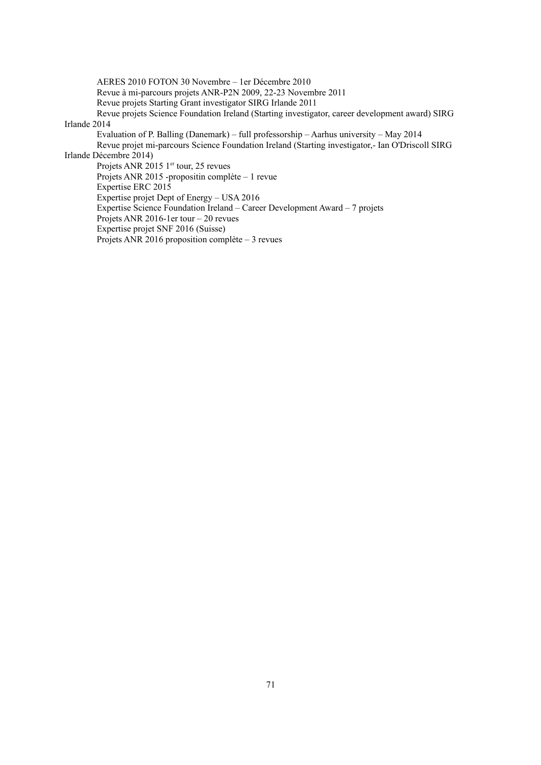AERES 2010 FOTON 30 Novembre – 1er Décembre 2010

Revue à mi-parcours projets ANR-P2N 2009, 22-23 Novembre 2011

Revue projets Starting Grant investigator SIRG Irlande 2011

Revue projets Science Foundation Ireland (Starting investigator, career development award) SIRG Irlande 2014

Evaluation of P. Balling (Danemark) – full professorship – Aarhus university – May 2014

Revue projet mi-parcours Science Foundation Ireland (Starting investigator,- Ian O'Driscoll SIRG Irlande Décembre 2014)

Projets ANR 2015 1er tour, 25 revues

Projets ANR 2015 -propositin complète – 1 revue

Expertise ERC 2015

Expertise projet Dept of Energy – USA 2016

Expertise Science Foundation Ireland – Career Development Award – 7 projets

Projets ANR 2016-1er tour – 20 revues

Expertise projet SNF 2016 (Suisse)

Projets ANR 2016 proposition complète – 3 revues